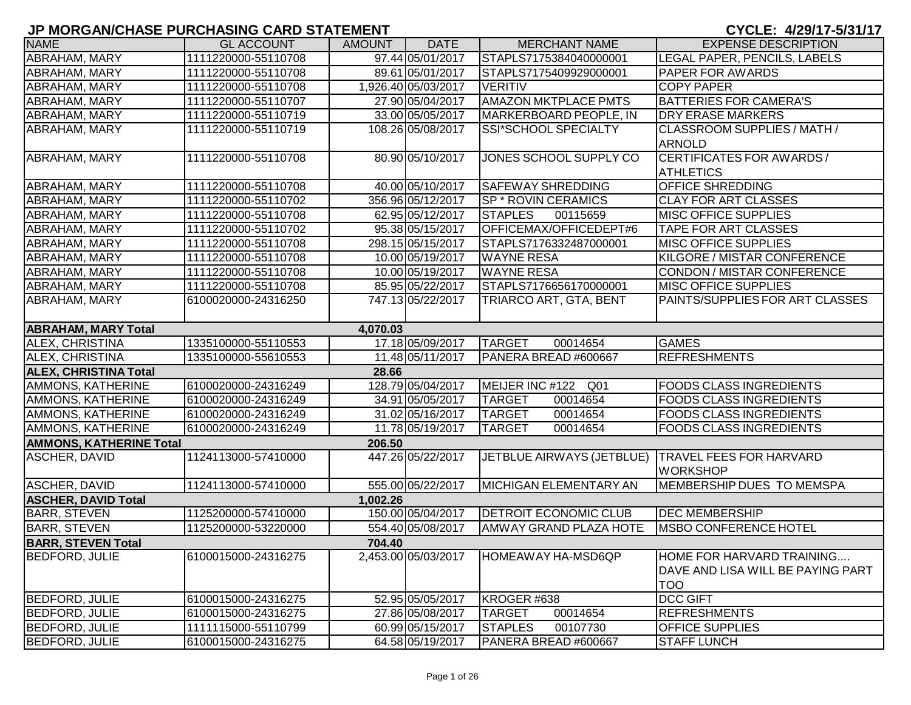# JP MORGAN/CHASE PURCHASING CARD STATEMENT

**CYCLE: 4/29/17-5/31/17**

| NAME | GL ACCOUNT | AMOUNT | DATE | MERCHANT NAME | EXPENSE DESCRIPTION |
|---|---|---|---|---|---|
| ABRAHAM, MARY | 1111220000-55110708 | 97.44 | 05/01/2017 | STAPLS7175384040000001 | LEGAL PAPER, PENCILS, LABELS |
| ABRAHAM, MARY | 1111220000-55110708 | 89.61 | 05/01/2017 | STAPLS7175409929000001 | PAPER FOR AWARDS |
| ABRAHAM, MARY | 1111220000-55110708 | 1,926.40 | 05/03/2017 | VERITIV | COPY PAPER |
| ABRAHAM, MARY | 1111220000-55110707 | 27.90 | 05/04/2017 | AMAZON MKTPLACE PMTS | BATTERIES FOR CAMERA'S |
| ABRAHAM, MARY | 1111220000-55110719 | 33.00 | 05/05/2017 | MARKERBOARD PEOPLE, IN | DRY ERASE MARKERS |
| ABRAHAM, MARY | 1111220000-55110719 | 108.26 | 05/08/2017 | SSI*SCHOOL SPECIALTY | CLASSROOM SUPPLIES / MATH / ARNOLD |
| ABRAHAM, MARY | 1111220000-55110708 | 80.90 | 05/10/2017 | JONES SCHOOL SUPPLY CO | CERTIFICATES FOR AWARDS / ATHLETICS |
| ABRAHAM, MARY | 1111220000-55110708 | 40.00 | 05/10/2017 | SAFEWAY SHREDDING | OFFICE SHREDDING |
| ABRAHAM, MARY | 1111220000-55110702 | 356.96 | 05/12/2017 | SP * ROVIN CERAMICS | CLAY FOR ART CLASSES |
| ABRAHAM, MARY | 1111220000-55110708 | 62.95 | 05/12/2017 | STAPLES 00115659 | MISC OFFICE SUPPLIES |
| ABRAHAM, MARY | 1111220000-55110702 | 95.38 | 05/15/2017 | OFFICEMAX/OFFICEDEPT#6 | TAPE FOR ART CLASSES |
| ABRAHAM, MARY | 1111220000-55110708 | 298.15 | 05/15/2017 | STAPLS7176332487000001 | MISC OFFICE SUPPLIES |
| ABRAHAM, MARY | 1111220000-55110708 | 10.00 | 05/19/2017 | WAYNE RESA | KILGORE / MISTAR CONFERENCE |
| ABRAHAM, MARY | 1111220000-55110708 | 10.00 | 05/19/2017 | WAYNE RESA | CONDON / MISTAR CONFERENCE |
| ABRAHAM, MARY | 1111220000-55110708 | 85.95 | 05/22/2017 | STAPLS7176656170000001 | MISC OFFICE SUPPLIES |
| ABRAHAM, MARY | 6100020000-24316250 | 747.13 | 05/22/2017 | TRIARCO ART, GTA, BENT | PAINTS/SUPPLIES FOR ART CLASSES |
| **ABRAHAM, MARY Total** | | **4,070.03** | | | |
| ALEX, CHRISTINA | 1335100000-55110553 | 17.18 | 05/09/2017 | TARGET 00014654 | GAMES |
| ALEX, CHRISTINA | 1335100000-55610553 | 11.48 | 05/11/2017 | PANERA BREAD #600667 | REFRESHMENTS |
| **ALEX, CHRISTINA Total** | | **28.66** | | | |
| AMMONS, KATHERINE | 6100020000-24316249 | 128.79 | 05/04/2017 | MEIJER INC #122 Q01 | FOODS CLASS INGREDIENTS |
| AMMONS, KATHERINE | 6100020000-24316249 | 34.91 | 05/05/2017 | TARGET 00014654 | FOODS CLASS INGREDIENTS |
| AMMONS, KATHERINE | 6100020000-24316249 | 31.02 | 05/16/2017 | TARGET 00014654 | FOODS CLASS INGREDIENTS |
| AMMONS, KATHERINE | 6100020000-24316249 | 11.78 | 05/19/2017 | TARGET 00014654 | FOODS CLASS INGREDIENTS |
| **AMMONS, KATHERINE Total** | | **206.50** | | | |
| ASCHER, DAVID | 1124113000-57410000 | 447.26 | 05/22/2017 | JETBLUE AIRWAYS (JETBLUE) | TRAVEL FEES FOR HARVARD WORKSHOP |
| ASCHER, DAVID | 1124113000-57410000 | 555.00 | 05/22/2017 | MICHIGAN ELEMENTARY AN | MEMBERSHIP DUES TO MEMSPA |
| **ASCHER, DAVID Total** | | **1,002.26** | | | |
| BARR, STEVEN | 1125200000-57410000 | 150.00 | 05/04/2017 | DETROIT ECONOMIC CLUB | DEC MEMBERSHIP |
| BARR, STEVEN | 1125200000-53220000 | 554.40 | 05/08/2017 | AMWAY GRAND PLAZA HOTE | MSBO CONFERENCE HOTEL |
| **BARR, STEVEN Total** | | **704.40** | | | |
| BEDFORD, JULIE | 6100015000-24316275 | 2,453.00 | 05/03/2017 | HOMEAWAY HA-MSD6QP | HOME FOR HARVARD TRAINING.... DAVE AND LISA WILL BE PAYING PART TOO |
| BEDFORD, JULIE | 6100015000-24316275 | 52.95 | 05/05/2017 | KROGER #638 | DCC GIFT |
| BEDFORD, JULIE | 6100015000-24316275 | 27.86 | 05/08/2017 | TARGET 00014654 | REFRESHMENTS |
| BEDFORD, JULIE | 1111115000-55110799 | 60.99 | 05/15/2017 | STAPLES 00107730 | OFFICE SUPPLIES |
| BEDFORD, JULIE | 6100015000-24316275 | 64.58 | 05/19/2017 | PANERA BREAD #600667 | STAFF LUNCH |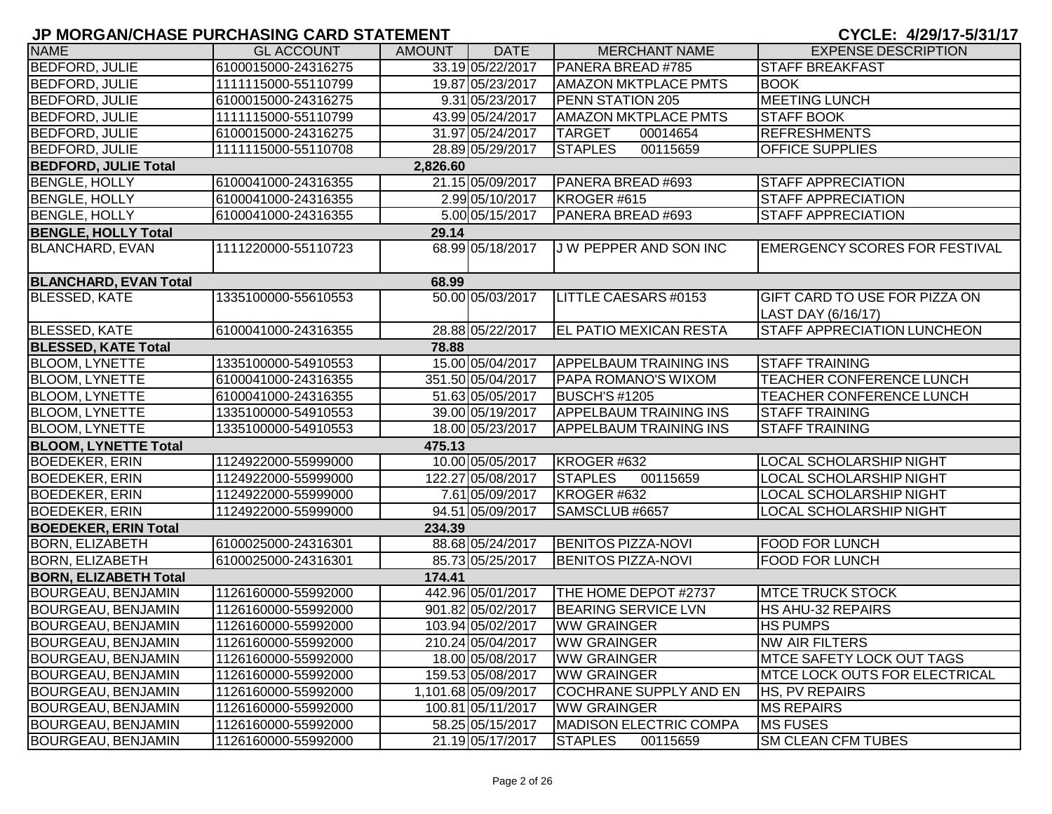# JP MORGAN/CHASE PURCHASING CARD STATEMENT

**CYCLE: 4/29/17-5/31/17**

| NAME | GL ACCOUNT | AMOUNT | DATE | MERCHANT NAME | EXPENSE DESCRIPTION |
|---|---|---|---|---|---|
| BEDFORD, JULIE | 6100015000-24316275 | 33.19 | 05/22/2017 | PANERA BREAD #785 | STAFF BREAKFAST |
| BEDFORD, JULIE | 1111115000-55110799 | 19.87 | 05/23/2017 | AMAZON MKTPLACE PMTS | BOOK |
| BEDFORD, JULIE | 6100015000-24316275 | 9.31 | 05/23/2017 | PENN STATION 205 | MEETING LUNCH |
| BEDFORD, JULIE | 1111115000-55110799 | 43.99 | 05/24/2017 | AMAZON MKTPLACE PMTS | STAFF BOOK |
| BEDFORD, JULIE | 6100015000-24316275 | 31.97 | 05/24/2017 | TARGET 00014654 | REFRESHMENTS |
| BEDFORD, JULIE | 1111115000-55110708 | 28.89 | 05/29/2017 | STAPLES 00115659 | OFFICE SUPPLIES |
| **BEDFORD, JULIE Total** | | **2,826.60** | | | |
| BENGLE, HOLLY | 6100041000-24316355 | 21.15 | 05/09/2017 | PANERA BREAD #693 | STAFF APPRECIATION |
| BENGLE, HOLLY | 6100041000-24316355 | 2.99 | 05/10/2017 | KROGER #615 | STAFF APPRECIATION |
| BENGLE, HOLLY | 6100041000-24316355 | 5.00 | 05/15/2017 | PANERA BREAD #693 | STAFF APPRECIATION |
| **BENGLE, HOLLY Total** | | **29.14** | | | |
| BLANCHARD, EVAN | 1111220000-55110723 | 68.99 | 05/18/2017 | J W PEPPER AND SON INC | EMERGENCY SCORES FOR FESTIVAL |
| **BLANCHARD, EVAN Total** | | **68.99** | | | |
| BLESSED, KATE | 1335100000-55610553 | 50.00 | 05/03/2017 | LITTLE CAESARS #0153 | GIFT CARD TO USE FOR PIZZA ON LAST DAY (6/16/17) |
| BLESSED, KATE | 6100041000-24316355 | 28.88 | 05/22/2017 | EL PATIO MEXICAN RESTA | STAFF APPRECIATION LUNCHEON |
| **BLESSED, KATE Total** | | **78.88** | | | |
| BLOOM, LYNETTE | 1335100000-54910553 | 15.00 | 05/04/2017 | APPELBAUM TRAINING INS | STAFF TRAINING |
| BLOOM, LYNETTE | 6100041000-24316355 | 351.50 | 05/04/2017 | PAPA ROMANO'S WIXOM | TEACHER CONFERENCE LUNCH |
| BLOOM, LYNETTE | 6100041000-24316355 | 51.63 | 05/05/2017 | BUSCH'S #1205 | TEACHER CONFERENCE LUNCH |
| BLOOM, LYNETTE | 1335100000-54910553 | 39.00 | 05/19/2017 | APPELBAUM TRAINING INS | STAFF TRAINING |
| BLOOM, LYNETTE | 1335100000-54910553 | 18.00 | 05/23/2017 | APPELBAUM TRAINING INS | STAFF TRAINING |
| **BLOOM, LYNETTE Total** | | **475.13** | | | |
| BOEDEKER, ERIN | 1124922000-55999000 | 10.00 | 05/05/2017 | KROGER #632 | LOCAL SCHOLARSHIP NIGHT |
| BOEDEKER, ERIN | 1124922000-55999000 | 122.27 | 05/08/2017 | STAPLES 00115659 | LOCAL SCHOLARSHIP NIGHT |
| BOEDEKER, ERIN | 1124922000-55999000 | 7.61 | 05/09/2017 | KROGER #632 | LOCAL SCHOLARSHIP NIGHT |
| BOEDEKER, ERIN | 1124922000-55999000 | 94.51 | 05/09/2017 | SAMSCLUB #6657 | LOCAL SCHOLARSHIP NIGHT |
| **BOEDEKER, ERIN Total** | | **234.39** | | | |
| BORN, ELIZABETH | 6100025000-24316301 | 88.68 | 05/24/2017 | BENITOS PIZZA-NOVI | FOOD FOR LUNCH |
| BORN, ELIZABETH | 6100025000-24316301 | 85.73 | 05/25/2017 | BENITOS PIZZA-NOVI | FOOD FOR LUNCH |
| **BORN, ELIZABETH Total** | | **174.41** | | | |
| BOURGEAU, BENJAMIN | 1126160000-55992000 | 442.96 | 05/01/2017 | THE HOME DEPOT #2737 | MTCE TRUCK STOCK |
| BOURGEAU, BENJAMIN | 1126160000-55992000 | 901.82 | 05/02/2017 | BEARING SERVICE LVN | HS AHU-32 REPAIRS |
| BOURGEAU, BENJAMIN | 1126160000-55992000 | 103.94 | 05/02/2017 | WW GRAINGER | HS PUMPS |
| BOURGEAU, BENJAMIN | 1126160000-55992000 | 210.24 | 05/04/2017 | WW GRAINGER | NW AIR FILTERS |
| BOURGEAU, BENJAMIN | 1126160000-55992000 | 18.00 | 05/08/2017 | WW GRAINGER | MTCE SAFETY LOCK OUT TAGS |
| BOURGEAU, BENJAMIN | 1126160000-55992000 | 159.53 | 05/08/2017 | WW GRAINGER | MTCE LOCK OUTS FOR ELECTRICAL |
| BOURGEAU, BENJAMIN | 1126160000-55992000 | 1,101.68 | 05/09/2017 | COCHRANE SUPPLY AND EN | HS, PV REPAIRS |
| BOURGEAU, BENJAMIN | 1126160000-55992000 | 100.81 | 05/11/2017 | WW GRAINGER | MS REPAIRS |
| BOURGEAU, BENJAMIN | 1126160000-55992000 | 58.25 | 05/15/2017 | MADISON ELECTRIC COMPA | MS FUSES |
| BOURGEAU, BENJAMIN | 1126160000-55992000 | 21.19 | 05/17/2017 | STAPLES 00115659 | SM CLEAN CFM TUBES |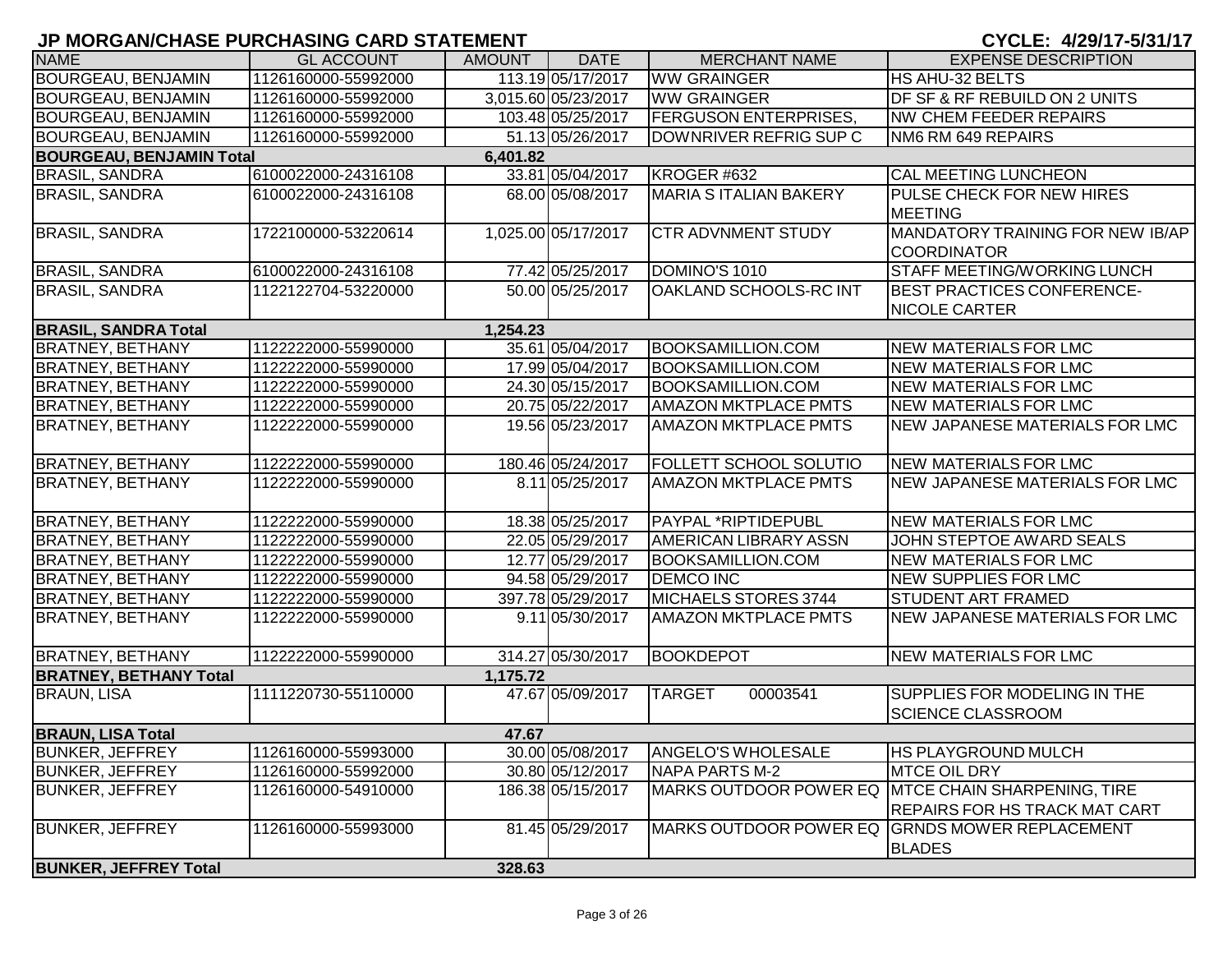# JP MORGAN/CHASE PURCHASING CARD STATEMENT

**CYCLE: 4/29/17-5/31/17**

| NAME | GL ACCOUNT | AMOUNT | DATE | MERCHANT NAME | EXPENSE DESCRIPTION |
|---|---|---|---|---|---|
| BOURGEAU, BENJAMIN | 1126160000-55992000 | 113.19 | 05/17/2017 | WW GRAINGER | HS AHU-32 BELTS |
| BOURGEAU, BENJAMIN | 1126160000-55992000 | 3,015.60 | 05/23/2017 | WW GRAINGER | DF SF & RF REBUILD ON 2 UNITS |
| BOURGEAU, BENJAMIN | 1126160000-55992000 | 103.48 | 05/25/2017 | FERGUSON ENTERPRISES, | NW CHEM FEEDER REPAIRS |
| BOURGEAU, BENJAMIN | 1126160000-55992000 | 51.13 | 05/26/2017 | DOWNRIVER REFRIG SUP C | NM6 RM 649 REPAIRS |
| **BOURGEAU, BENJAMIN Total** | | **6,401.82** | | | |
| BRASIL, SANDRA | 6100022000-24316108 | 33.81 | 05/04/2017 | KROGER #632 | CAL MEETING LUNCHEON |
| BRASIL, SANDRA | 6100022000-24316108 | 68.00 | 05/08/2017 | MARIA S ITALIAN BAKERY | PULSE CHECK FOR NEW HIRES MEETING |
| BRASIL, SANDRA | 1722100000-53220614 | 1,025.00 | 05/17/2017 | CTR ADVNMENT STUDY | MANDATORY TRAINING FOR NEW IB/AP COORDINATOR |
| BRASIL, SANDRA | 6100022000-24316108 | 77.42 | 05/25/2017 | DOMINO'S 1010 | STAFF MEETING/WORKING LUNCH |
| BRASIL, SANDRA | 1122122704-53220000 | 50.00 | 05/25/2017 | OAKLAND SCHOOLS-RC INT | BEST PRACTICES CONFERENCE-NICOLE CARTER |
| **BRASIL, SANDRA Total** | | **1,254.23** | | | |
| BRATNEY, BETHANY | 1122222000-55990000 | 35.61 | 05/04/2017 | BOOKSAMILLION.COM | NEW MATERIALS FOR LMC |
| BRATNEY, BETHANY | 1122222000-55990000 | 17.99 | 05/04/2017 | BOOKSAMILLION.COM | NEW MATERIALS FOR LMC |
| BRATNEY, BETHANY | 1122222000-55990000 | 24.30 | 05/15/2017 | BOOKSAMILLION.COM | NEW MATERIALS FOR LMC |
| BRATNEY, BETHANY | 1122222000-55990000 | 20.75 | 05/22/2017 | AMAZON MKTPLACE PMTS | NEW MATERIALS FOR LMC |
| BRATNEY, BETHANY | 1122222000-55990000 | 19.56 | 05/23/2017 | AMAZON MKTPLACE PMTS | NEW JAPANESE MATERIALS FOR LMC |
| BRATNEY, BETHANY | 1122222000-55990000 | 180.46 | 05/24/2017 | FOLLETT SCHOOL SOLUTIO | NEW MATERIALS FOR LMC |
| BRATNEY, BETHANY | 1122222000-55990000 | 8.11 | 05/25/2017 | AMAZON MKTPLACE PMTS | NEW JAPANESE MATERIALS FOR LMC |
| BRATNEY, BETHANY | 1122222000-55990000 | 18.38 | 05/25/2017 | PAYPAL *RIPTIDEPUBL | NEW MATERIALS FOR LMC |
| BRATNEY, BETHANY | 1122222000-55990000 | 22.05 | 05/29/2017 | AMERICAN LIBRARY ASSN | JOHN STEPTOE AWARD SEALS |
| BRATNEY, BETHANY | 1122222000-55990000 | 12.77 | 05/29/2017 | BOOKSAMILLION.COM | NEW MATERIALS FOR LMC |
| BRATNEY, BETHANY | 1122222000-55990000 | 94.58 | 05/29/2017 | DEMCO INC | NEW SUPPLIES FOR LMC |
| BRATNEY, BETHANY | 1122222000-55990000 | 397.78 | 05/29/2017 | MICHAELS STORES 3744 | STUDENT ART FRAMED |
| BRATNEY, BETHANY | 1122222000-55990000 | 9.11 | 05/30/2017 | AMAZON MKTPLACE PMTS | NEW JAPANESE MATERIALS FOR LMC |
| BRATNEY, BETHANY | 1122222000-55990000 | 314.27 | 05/30/2017 | BOOKDEPOT | NEW MATERIALS FOR LMC |
| **BRATNEY, BETHANY Total** | | **1,175.72** | | | |
| BRAUN, LISA | 1111220730-55110000 | 47.67 | 05/09/2017 | TARGET 00003541 | SUPPLIES FOR MODELING IN THE SCIENCE CLASSROOM |
| **BRAUN, LISA Total** | | **47.67** | | | |
| BUNKER, JEFFREY | 1126160000-55993000 | 30.00 | 05/08/2017 | ANGELO'S WHOLESALE | HS PLAYGROUND MULCH |
| BUNKER, JEFFREY | 1126160000-55992000 | 30.80 | 05/12/2017 | NAPA PARTS M-2 | MTCE OIL DRY |
| BUNKER, JEFFREY | 1126160000-54910000 | 186.38 | 05/15/2017 | MARKS OUTDOOR POWER EQ | MTCE CHAIN SHARPENING, TIRE REPAIRS FOR HS TRACK MAT CART |
| BUNKER, JEFFREY | 1126160000-55993000 | 81.45 | 05/29/2017 | MARKS OUTDOOR POWER EQ | GRNDS MOWER REPLACEMENT BLADES |
| **BUNKER, JEFFREY Total** | | **328.63** | | | |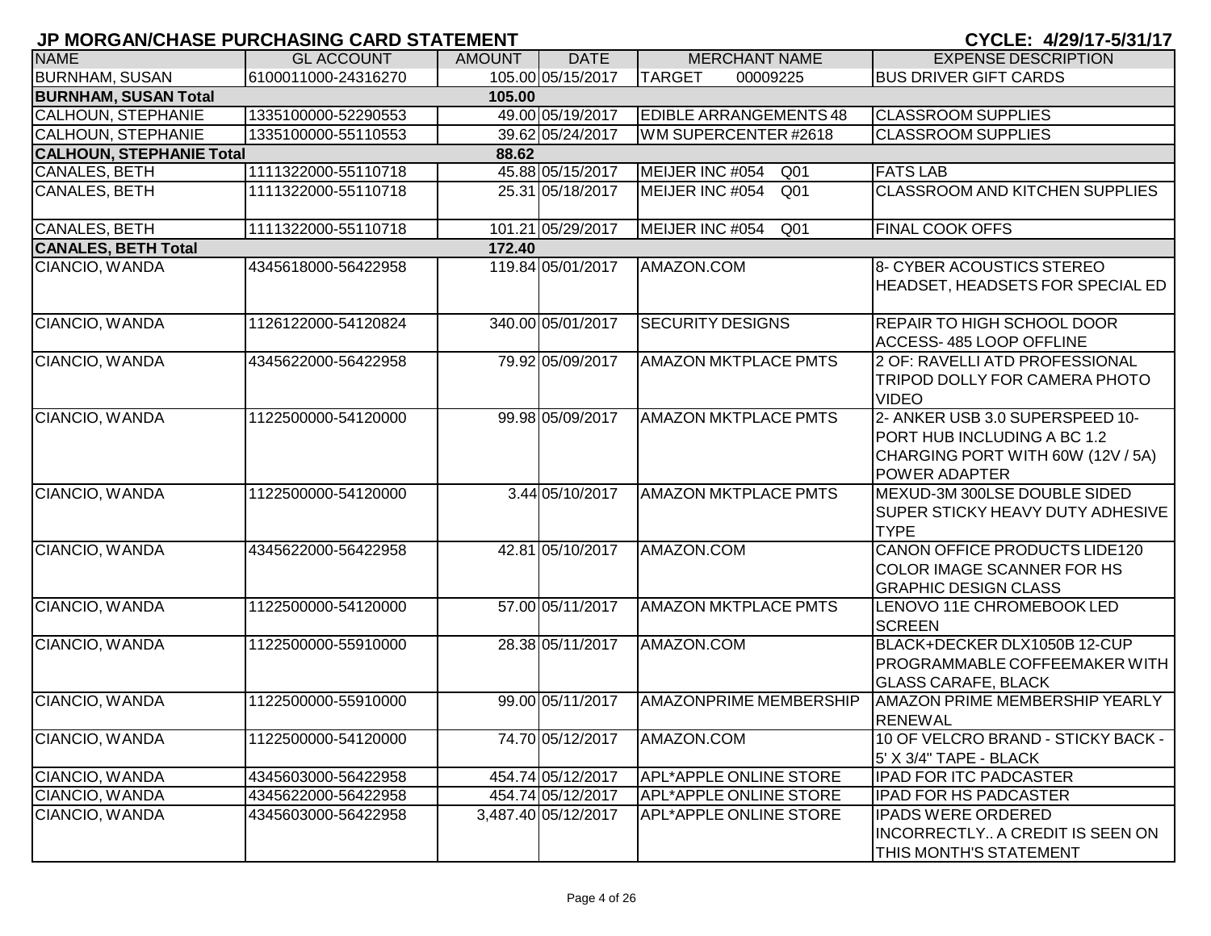## JP MORGAN/CHASE PURCHASING CARD STATEMENT

**CYCLE: 4/29/17-5/31/17**

| NAME | GL ACCOUNT | AMOUNT | DATE | MERCHANT NAME | EXPENSE DESCRIPTION |
|---|---|---|---|---|---|
| BURNHAM, SUSAN | 6100011000-24316270 | 105.00 | 05/15/2017 | TARGET 00009225 | BUS DRIVER GIFT CARDS |
| **BURNHAM, SUSAN Total** | | **105.00** | | | |
| CALHOUN, STEPHANIE | 1335100000-52290553 | 49.00 | 05/19/2017 | EDIBLE ARRANGEMENTS 48 | CLASSROOM SUPPLIES |
| CALHOUN, STEPHANIE | 1335100000-55110553 | 39.62 | 05/24/2017 | WM SUPERCENTER #2618 | CLASSROOM SUPPLIES |
| **CALHOUN, STEPHANIE Total** | | **88.62** | | | |
| CANALES, BETH | 1111322000-55110718 | 45.88 | 05/15/2017 | MEIJER INC #054 Q01 | FATS LAB |
| CANALES, BETH | 1111322000-55110718 | 25.31 | 05/18/2017 | MEIJER INC #054 Q01 | CLASSROOM AND KITCHEN SUPPLIES |
| CANALES, BETH | 1111322000-55110718 | 101.21 | 05/29/2017 | MEIJER INC #054 Q01 | FINAL COOK OFFS |
| **CANALES, BETH Total** | | **172.40** | | | |
| CIANCIO, WANDA | 4345618000-56422958 | 119.84 | 05/01/2017 | AMAZON.COM | 8- CYBER ACOUSTICS STEREO HEADSET, HEADSETS FOR SPECIAL ED |
| CIANCIO, WANDA | 1126122000-54120824 | 340.00 | 05/01/2017 | SECURITY DESIGNS | REPAIR TO HIGH SCHOOL DOOR ACCESS- 485 LOOP OFFLINE |
| CIANCIO, WANDA | 4345622000-56422958 | 79.92 | 05/09/2017 | AMAZON MKTPLACE PMTS | 2 OF: RAVELLI ATD PROFESSIONAL TRIPOD DOLLY FOR CAMERA PHOTO VIDEO |
| CIANCIO, WANDA | 1122500000-54120000 | 99.98 | 05/09/2017 | AMAZON MKTPLACE PMTS | 2- ANKER USB 3.0 SUPERSPEED 10-PORT HUB INCLUDING A BC 1.2 CHARGING PORT WITH 60W (12V / 5A) POWER ADAPTER |
| CIANCIO, WANDA | 1122500000-54120000 | 3.44 | 05/10/2017 | AMAZON MKTPLACE PMTS | MEXUD-3M 300LSE DOUBLE SIDED SUPER STICKY HEAVY DUTY ADHESIVE TYPE |
| CIANCIO, WANDA | 4345622000-56422958 | 42.81 | 05/10/2017 | AMAZON.COM | CANON OFFICE PRODUCTS LIDE120 COLOR IMAGE SCANNER FOR HS GRAPHIC DESIGN CLASS |
| CIANCIO, WANDA | 1122500000-54120000 | 57.00 | 05/11/2017 | AMAZON MKTPLACE PMTS | LENOVO 11E CHROMEBOOK LED SCREEN |
| CIANCIO, WANDA | 1122500000-55910000 | 28.38 | 05/11/2017 | AMAZON.COM | BLACK+DECKER DLX1050B 12-CUP PROGRAMMABLE COFFEEMAKER WITH GLASS CARAFE, BLACK |
| CIANCIO, WANDA | 1122500000-55910000 | 99.00 | 05/11/2017 | AMAZONPRIME MEMBERSHIP | AMAZON PRIME MEMBERSHIP YEARLY RENEWAL |
| CIANCIO, WANDA | 1122500000-54120000 | 74.70 | 05/12/2017 | AMAZON.COM | 10 OF VELCRO BRAND - STICKY BACK - 5' X 3/4" TAPE - BLACK |
| CIANCIO, WANDA | 4345603000-56422958 | 454.74 | 05/12/2017 | APL*APPLE ONLINE STORE | IPAD FOR ITC PADCASTER |
| CIANCIO, WANDA | 4345622000-56422958 | 454.74 | 05/12/2017 | APL*APPLE ONLINE STORE | IPAD FOR HS PADCASTER |
| CIANCIO, WANDA | 4345603000-56422958 | 3,487.40 | 05/12/2017 | APL*APPLE ONLINE STORE | IPADS WERE ORDERED INCORRECTLY.. A CREDIT IS SEEN ON THIS MONTH'S STATEMENT |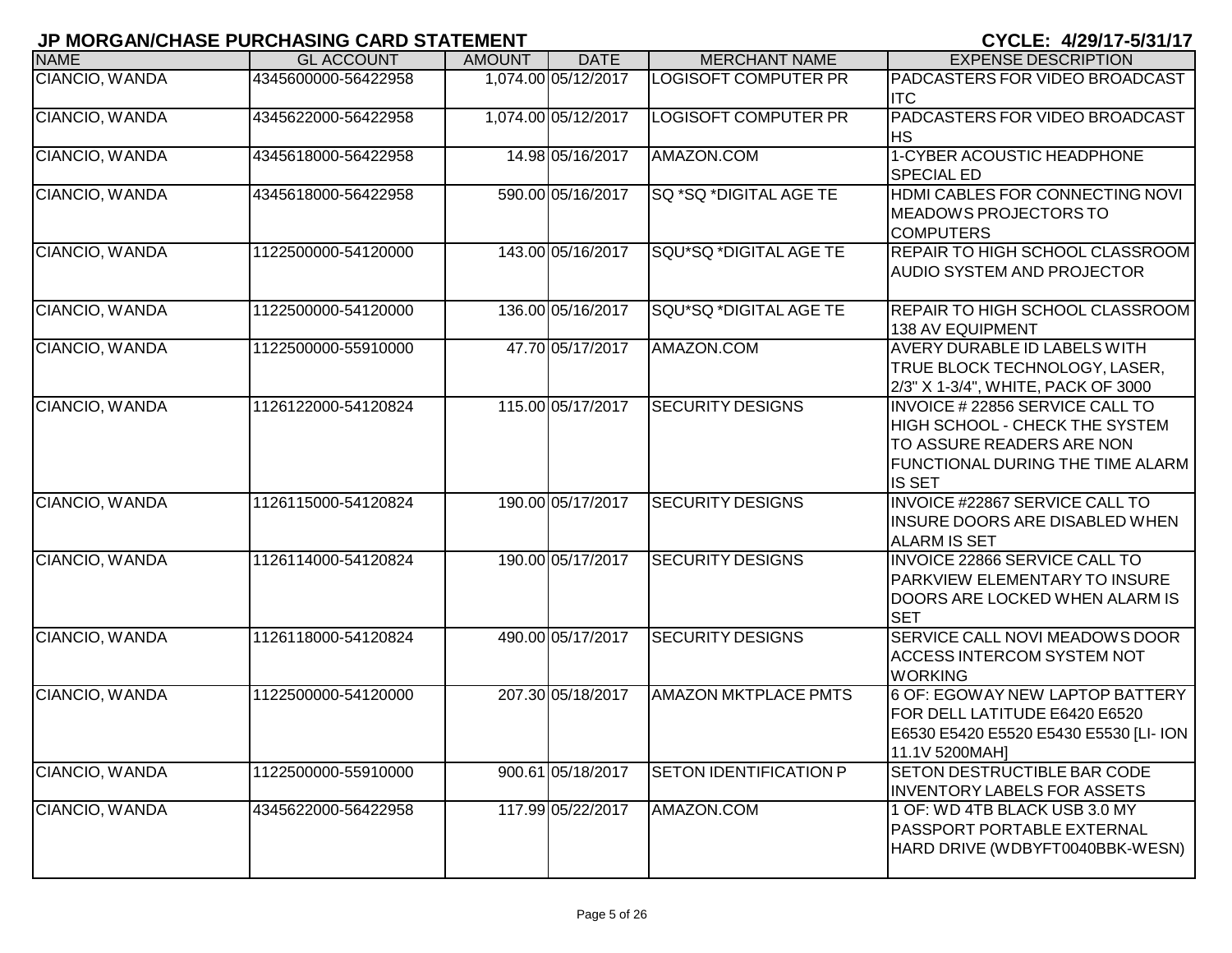## JP MORGAN/CHASE PURCHASING CARD STATEMENT

**CYCLE: 4/29/17-5/31/17**

| NAME | GL ACCOUNT | AMOUNT | DATE | MERCHANT NAME | EXPENSE DESCRIPTION |
|---|---|---|---|---|---|
| CIANCIO, WANDA | 4345600000-56422958 | 1,074.00 | 05/12/2017 | LOGISOFT COMPUTER PR | PADCASTERS FOR VIDEO BROADCAST ITC |
| CIANCIO, WANDA | 4345622000-56422958 | 1,074.00 | 05/12/2017 | LOGISOFT COMPUTER PR | PADCASTERS FOR VIDEO BROADCAST HS |
| CIANCIO, WANDA | 4345618000-56422958 | 14.98 | 05/16/2017 | AMAZON.COM | 1-CYBER ACOUSTIC HEADPHONE SPECIAL ED |
| CIANCIO, WANDA | 4345618000-56422958 | 590.00 | 05/16/2017 | SQ *SQ *DIGITAL AGE TE | HDMI CABLES FOR CONNECTING NOVI MEADOWS PROJECTORS TO COMPUTERS |
| CIANCIO, WANDA | 1122500000-54120000 | 143.00 | 05/16/2017 | SQU*SQ *DIGITAL AGE TE | REPAIR TO HIGH SCHOOL CLASSROOM AUDIO SYSTEM AND PROJECTOR |
| CIANCIO, WANDA | 1122500000-54120000 | 136.00 | 05/16/2017 | SQU*SQ *DIGITAL AGE TE | REPAIR TO HIGH SCHOOL CLASSROOM 138 AV EQUIPMENT |
| CIANCIO, WANDA | 1122500000-55910000 | 47.70 | 05/17/2017 | AMAZON.COM | AVERY DURABLE ID LABELS WITH TRUE BLOCK TECHNOLOGY, LASER, 2/3" X 1-3/4", WHITE, PACK OF 3000 |
| CIANCIO, WANDA | 1126122000-54120824 | 115.00 | 05/17/2017 | SECURITY DESIGNS | INVOICE # 22856 SERVICE CALL TO HIGH SCHOOL - CHECK THE SYSTEM TO ASSURE READERS ARE NON FUNCTIONAL DURING THE TIME ALARM IS SET |
| CIANCIO, WANDA | 1126115000-54120824 | 190.00 | 05/17/2017 | SECURITY DESIGNS | INVOICE #22867 SERVICE CALL TO INSURE DOORS ARE DISABLED WHEN ALARM IS SET |
| CIANCIO, WANDA | 1126114000-54120824 | 190.00 | 05/17/2017 | SECURITY DESIGNS | INVOICE 22866 SERVICE CALL TO PARKVIEW ELEMENTARY TO INSURE DOORS ARE LOCKED WHEN ALARM IS SET |
| CIANCIO, WANDA | 1126118000-54120824 | 490.00 | 05/17/2017 | SECURITY DESIGNS | SERVICE CALL NOVI MEADOWS DOOR ACCESS INTERCOM SYSTEM NOT WORKING |
| CIANCIO, WANDA | 1122500000-54120000 | 207.30 | 05/18/2017 | AMAZON MKTPLACE PMTS | 6 OF: EGOWAY NEW LAPTOP BATTERY FOR DELL LATITUDE E6420 E6520 E6530 E5420 E5520 E5430 E5530 [LI- ION 11.1V 5200MAH] |
| CIANCIO, WANDA | 1122500000-55910000 | 900.61 | 05/18/2017 | SETON IDENTIFICATION P | SETON DESTRUCTIBLE BAR CODE INVENTORY LABELS FOR ASSETS |
| CIANCIO, WANDA | 4345622000-56422958 | 117.99 | 05/22/2017 | AMAZON.COM | 1 OF: WD 4TB BLACK USB 3.0 MY PASSPORT PORTABLE EXTERNAL HARD DRIVE (WDBYFT0040BBK-WESN) |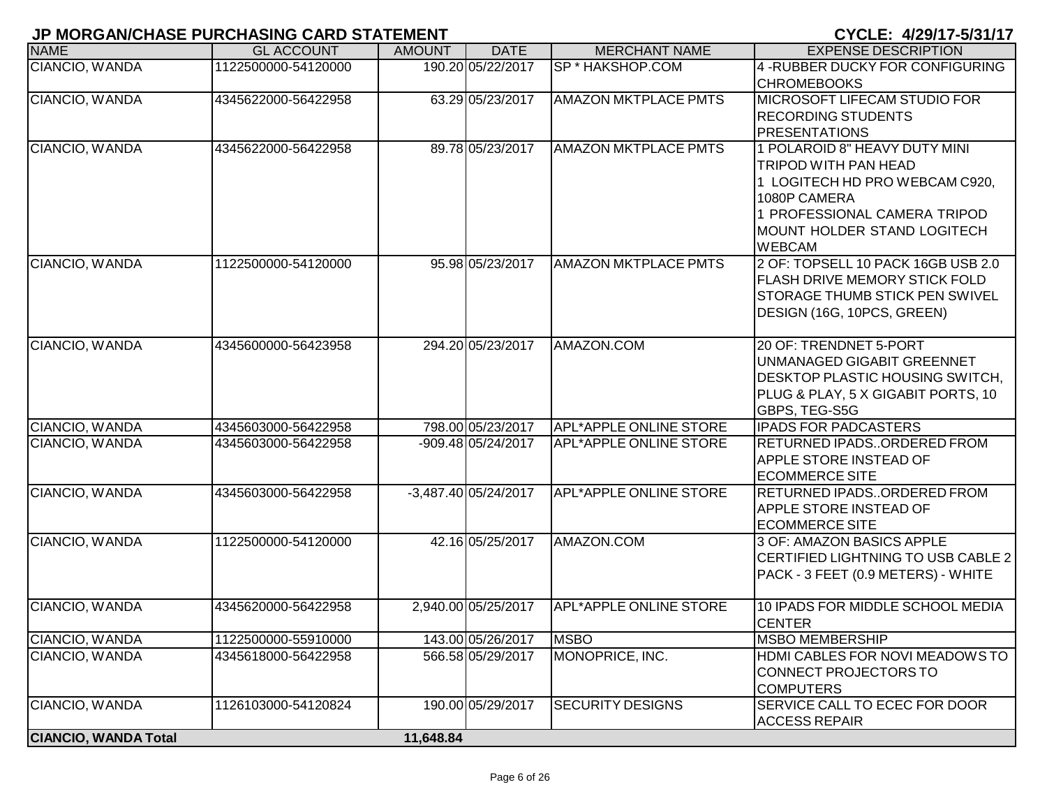## JP MORGAN/CHASE PURCHASING CARD STATEMENT

**CYCLE: 4/29/17-5/31/17**

| NAME | GL ACCOUNT | AMOUNT | DATE | MERCHANT NAME | EXPENSE DESCRIPTION |
|---|---|---|---|---|---|
| CIANCIO, WANDA | 1122500000-54120000 | 190.20 | 05/22/2017 | SP * HAKSHOP.COM | 4 -RUBBER DUCKY FOR CONFIGURING CHROMEBOOKS |
| CIANCIO, WANDA | 4345622000-56422958 | 63.29 | 05/23/2017 | AMAZON MKTPLACE PMTS | MICROSOFT LIFECAM STUDIO FOR RECORDING STUDENTS PRESENTATIONS |
| CIANCIO, WANDA | 4345622000-56422958 | 89.78 | 05/23/2017 | AMAZON MKTPLACE PMTS | 1 POLAROID 8" HEAVY DUTY MINI TRIPOD WITH PAN HEAD 1 LOGITECH HD PRO WEBCAM C920, 1080P CAMERA 1 PROFESSIONAL CAMERA TRIPOD MOUNT HOLDER STAND LOGITECH WEBCAM |
| CIANCIO, WANDA | 1122500000-54120000 | 95.98 | 05/23/2017 | AMAZON MKTPLACE PMTS | 2 OF: TOPSELL 10 PACK 16GB USB 2.0 FLASH DRIVE MEMORY STICK FOLD STORAGE THUMB STICK PEN SWIVEL DESIGN (16G, 10PCS, GREEN) |
| CIANCIO, WANDA | 4345600000-56423958 | 294.20 | 05/23/2017 | AMAZON.COM | 20 OF: TRENDNET 5-PORT UNMANAGED GIGABIT GREENNET DESKTOP PLASTIC HOUSING SWITCH, PLUG & PLAY, 5 X GIGABIT PORTS, 10 GBPS, TEG-S5G |
| CIANCIO, WANDA | 4345603000-56422958 | 798.00 | 05/23/2017 | APL*APPLE ONLINE STORE | IPADS FOR PADCASTERS |
| CIANCIO, WANDA | 4345603000-56422958 | -909.48 | 05/24/2017 | APL*APPLE ONLINE STORE | RETURNED IPADS..ORDERED FROM APPLE STORE INSTEAD OF ECOMMERCE SITE |
| CIANCIO, WANDA | 4345603000-56422958 | -3,487.40 | 05/24/2017 | APL*APPLE ONLINE STORE | RETURNED IPADS..ORDERED FROM APPLE STORE INSTEAD OF ECOMMERCE SITE |
| CIANCIO, WANDA | 1122500000-54120000 | 42.16 | 05/25/2017 | AMAZON.COM | 3 OF: AMAZON BASICS APPLE CERTIFIED LIGHTNING TO USB CABLE 2 PACK - 3 FEET (0.9 METERS) - WHITE |
| CIANCIO, WANDA | 4345620000-56422958 | 2,940.00 | 05/25/2017 | APL*APPLE ONLINE STORE | 10 IPADS FOR MIDDLE SCHOOL MEDIA CENTER |
| CIANCIO, WANDA | 1122500000-55910000 | 143.00 | 05/26/2017 | MSBO | MSBO MEMBERSHIP |
| CIANCIO, WANDA | 4345618000-56422958 | 566.58 | 05/29/2017 | MONOPRICE, INC. | HDMI CABLES FOR NOVI MEADOWS TO CONNECT PROJECTORS TO COMPUTERS |
| CIANCIO, WANDA | 1126103000-54120824 | 190.00 | 05/29/2017 | SECURITY DESIGNS | SERVICE CALL TO ECEC FOR DOOR ACCESS REPAIR |
| **CIANCIO, WANDA Total** | | **11,648.84** | | | |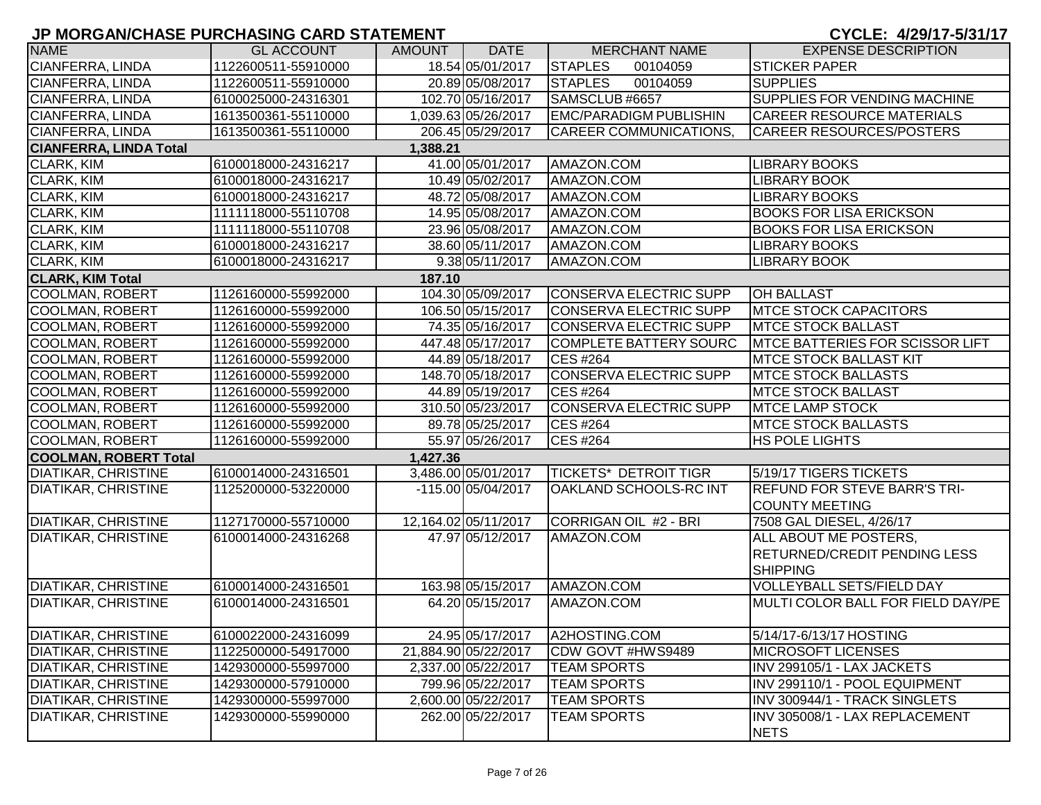# JP MORGAN/CHASE PURCHASING CARD STATEMENT

**CYCLE: 4/29/17-5/31/17**

| NAME | GL ACCOUNT | AMOUNT | DATE | MERCHANT NAME | EXPENSE DESCRIPTION |
|---|---|---|---|---|---|
| CIANFERRA, LINDA | 1122600511-55910000 | 18.54 | 05/01/2017 | STAPLES 00104059 | STICKER PAPER |
| CIANFERRA, LINDA | 1122600511-55910000 | 20.89 | 05/08/2017 | STAPLES 00104059 | SUPPLIES |
| CIANFERRA, LINDA | 6100025000-24316301 | 102.70 | 05/16/2017 | SAMSCLUB #6657 | SUPPLIES FOR VENDING MACHINE |
| CIANFERRA, LINDA | 1613500361-55110000 | 1,039.63 | 05/26/2017 | EMC/PARADIGM PUBLISHIN | CAREER RESOURCE MATERIALS |
| CIANFERRA, LINDA | 1613500361-55110000 | 206.45 | 05/29/2017 | CAREER COMMUNICATIONS, | CAREER RESOURCES/POSTERS |
| **CIANFERRA, LINDA Total** | | **1,388.21** | | | |
| CLARK, KIM | 6100018000-24316217 | 41.00 | 05/01/2017 | AMAZON.COM | LIBRARY BOOKS |
| CLARK, KIM | 6100018000-24316217 | 10.49 | 05/02/2017 | AMAZON.COM | LIBRARY BOOK |
| CLARK, KIM | 6100018000-24316217 | 48.72 | 05/08/2017 | AMAZON.COM | LIBRARY BOOKS |
| CLARK, KIM | 1111118000-55110708 | 14.95 | 05/08/2017 | AMAZON.COM | BOOKS FOR LISA ERICKSON |
| CLARK, KIM | 1111118000-55110708 | 23.96 | 05/08/2017 | AMAZON.COM | BOOKS FOR LISA ERICKSON |
| CLARK, KIM | 6100018000-24316217 | 38.60 | 05/11/2017 | AMAZON.COM | LIBRARY BOOKS |
| CLARK, KIM | 6100018000-24316217 | 9.38 | 05/11/2017 | AMAZON.COM | LIBRARY BOOK |
| **CLARK, KIM Total** | | **187.10** | | | |
| COOLMAN, ROBERT | 1126160000-55992000 | 104.30 | 05/09/2017 | CONSERVA ELECTRIC SUPP | OH BALLAST |
| COOLMAN, ROBERT | 1126160000-55992000 | 106.50 | 05/15/2017 | CONSERVA ELECTRIC SUPP | MTCE STOCK CAPACITORS |
| COOLMAN, ROBERT | 1126160000-55992000 | 74.35 | 05/16/2017 | CONSERVA ELECTRIC SUPP | MTCE STOCK BALLAST |
| COOLMAN, ROBERT | 1126160000-55992000 | 447.48 | 05/17/2017 | COMPLETE BATTERY SOURC | MTCE BATTERIES FOR SCISSOR LIFT |
| COOLMAN, ROBERT | 1126160000-55992000 | 44.89 | 05/18/2017 | CES #264 | MTCE STOCK BALLAST KIT |
| COOLMAN, ROBERT | 1126160000-55992000 | 148.70 | 05/18/2017 | CONSERVA ELECTRIC SUPP | MTCE STOCK BALLASTS |
| COOLMAN, ROBERT | 1126160000-55992000 | 44.89 | 05/19/2017 | CES #264 | MTCE STOCK BALLAST |
| COOLMAN, ROBERT | 1126160000-55992000 | 310.50 | 05/23/2017 | CONSERVA ELECTRIC SUPP | MTCE LAMP STOCK |
| COOLMAN, ROBERT | 1126160000-55992000 | 89.78 | 05/25/2017 | CES #264 | MTCE STOCK BALLASTS |
| COOLMAN, ROBERT | 1126160000-55992000 | 55.97 | 05/26/2017 | CES #264 | HS POLE LIGHTS |
| **COOLMAN, ROBERT Total** | | **1,427.36** | | | |
| DIATIKAR, CHRISTINE | 6100014000-24316501 | 3,486.00 | 05/01/2017 | TICKETS* DETROIT TIGR | 5/19/17 TIGERS TICKETS |
| DIATIKAR, CHRISTINE | 1125200000-53220000 | -115.00 | 05/04/2017 | OAKLAND SCHOOLS-RC INT | REFUND FOR STEVE BARR'S TRI-COUNTY MEETING |
| DIATIKAR, CHRISTINE | 1127170000-55710000 | 12,164.02 | 05/11/2017 | CORRIGAN OIL #2 - BRI | 7508 GAL DIESEL, 4/26/17 |
| DIATIKAR, CHRISTINE | 6100014000-24316268 | 47.97 | 05/12/2017 | AMAZON.COM | ALL ABOUT ME POSTERS, RETURNED/CREDIT PENDING LESS SHIPPING |
| DIATIKAR, CHRISTINE | 6100014000-24316501 | 163.98 | 05/15/2017 | AMAZON.COM | VOLLEYBALL SETS/FIELD DAY |
| DIATIKAR, CHRISTINE | 6100014000-24316501 | 64.20 | 05/15/2017 | AMAZON.COM | MULTI COLOR BALL FOR FIELD DAY/PE |
| DIATIKAR, CHRISTINE | 6100022000-24316099 | 24.95 | 05/17/2017 | A2HOSTING.COM | 5/14/17-6/13/17 HOSTING |
| DIATIKAR, CHRISTINE | 1122500000-54917000 | 21,884.90 | 05/22/2017 | CDW GOVT #HWS9489 | MICROSOFT LICENSES |
| DIATIKAR, CHRISTINE | 1429300000-55997000 | 2,337.00 | 05/22/2017 | TEAM SPORTS | INV 299105/1 - LAX JACKETS |
| DIATIKAR, CHRISTINE | 1429300000-57910000 | 799.96 | 05/22/2017 | TEAM SPORTS | INV 299110/1 - POOL EQUIPMENT |
| DIATIKAR, CHRISTINE | 1429300000-55997000 | 2,600.00 | 05/22/2017 | TEAM SPORTS | INV 300944/1 - TRACK SINGLETS |
| DIATIKAR, CHRISTINE | 1429300000-55990000 | 262.00 | 05/22/2017 | TEAM SPORTS | INV 305008/1 - LAX REPLACEMENT NETS |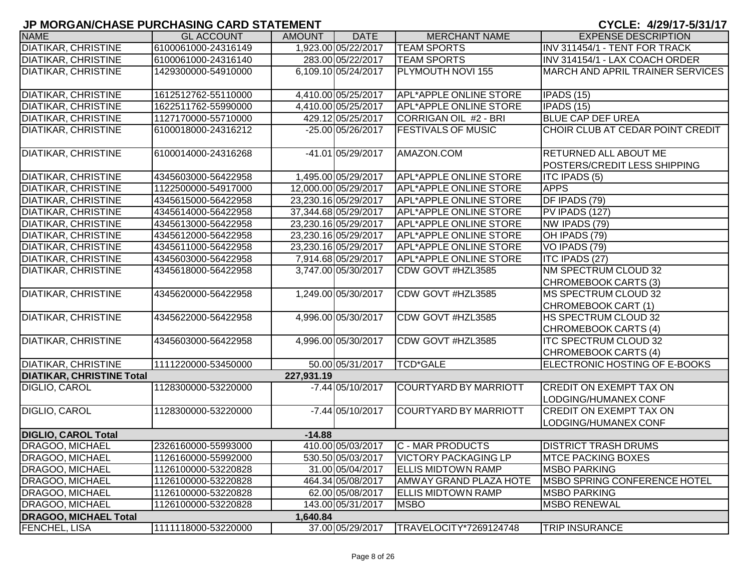## JP MORGAN/CHASE PURCHASING CARD STATEMENT

CYCLE: 4/29/17-5/31/17

| NAME | GL ACCOUNT | AMOUNT | DATE | MERCHANT NAME | EXPENSE DESCRIPTION |
|---|---|---|---|---|---|
| DIATIKAR, CHRISTINE | 6100061000-24316149 | 1,923.00 | 05/22/2017 | TEAM SPORTS | INV 311454/1 - TENT FOR TRACK |
| DIATIKAR, CHRISTINE | 6100061000-24316140 | 283.00 | 05/22/2017 | TEAM SPORTS | INV 314154/1 - LAX COACH ORDER |
| DIATIKAR, CHRISTINE | 1429300000-54910000 | 6,109.10 | 05/24/2017 | PLYMOUTH NOVI 155 | MARCH AND APRIL TRAINER SERVICES |
| DIATIKAR, CHRISTINE | 1612512762-55110000 | 4,410.00 | 05/25/2017 | APL*APPLE ONLINE STORE | IPADS (15) |
| DIATIKAR, CHRISTINE | 1622511762-55990000 | 4,410.00 | 05/25/2017 | APL*APPLE ONLINE STORE | IPADS (15) |
| DIATIKAR, CHRISTINE | 1127170000-55710000 | 429.12 | 05/25/2017 | CORRIGAN OIL #2 - BRI | BLUE CAP DEF UREA |
| DIATIKAR, CHRISTINE | 6100018000-24316212 | -25.00 | 05/26/2017 | FESTIVALS OF MUSIC | CHOIR CLUB AT CEDAR POINT CREDIT |
| DIATIKAR, CHRISTINE | 6100014000-24316268 | -41.01 | 05/29/2017 | AMAZON.COM | RETURNED ALL ABOUT ME POSTERS/CREDIT LESS SHIPPING |
| DIATIKAR, CHRISTINE | 4345603000-56422958 | 1,495.00 | 05/29/2017 | APL*APPLE ONLINE STORE | ITC IPADS (5) |
| DIATIKAR, CHRISTINE | 1122500000-54917000 | 12,000.00 | 05/29/2017 | APL*APPLE ONLINE STORE | APPS |
| DIATIKAR, CHRISTINE | 4345615000-56422958 | 23,230.16 | 05/29/2017 | APL*APPLE ONLINE STORE | DF IPADS (79) |
| DIATIKAR, CHRISTINE | 4345614000-56422958 | 37,344.68 | 05/29/2017 | APL*APPLE ONLINE STORE | PV IPADS (127) |
| DIATIKAR, CHRISTINE | 4345613000-56422958 | 23,230.16 | 05/29/2017 | APL*APPLE ONLINE STORE | NW IPADS (79) |
| DIATIKAR, CHRISTINE | 4345612000-56422958 | 23,230.16 | 05/29/2017 | APL*APPLE ONLINE STORE | OH IPADS (79) |
| DIATIKAR, CHRISTINE | 4345611000-56422958 | 23,230.16 | 05/29/2017 | APL*APPLE ONLINE STORE | VO IPADS (79) |
| DIATIKAR, CHRISTINE | 4345603000-56422958 | 7,914.68 | 05/29/2017 | APL*APPLE ONLINE STORE | ITC IPADS (27) |
| DIATIKAR, CHRISTINE | 4345618000-56422958 | 3,747.00 | 05/30/2017 | CDW GOVT #HZL3585 | NM SPECTRUM CLOUD 32 CHROMEBOOK CARTS (3) |
| DIATIKAR, CHRISTINE | 4345620000-56422958 | 1,249.00 | 05/30/2017 | CDW GOVT #HZL3585 | MS SPECTRUM CLOUD 32 CHROMEBOOK CART (1) |
| DIATIKAR, CHRISTINE | 4345622000-56422958 | 4,996.00 | 05/30/2017 | CDW GOVT #HZL3585 | HS SPECTRUM CLOUD 32 CHROMEBOOK CARTS (4) |
| DIATIKAR, CHRISTINE | 4345603000-56422958 | 4,996.00 | 05/30/2017 | CDW GOVT #HZL3585 | ITC SPECTRUM CLOUD 32 CHROMEBOOK CARTS (4) |
| DIATIKAR, CHRISTINE | 1111220000-53450000 | 50.00 | 05/31/2017 | TCD*GALE | ELECTRONIC HOSTING OF E-BOOKS |
| **DIATIKAR, CHRISTINE Total** | | **227,931.19** | | | |
| DIGLIO, CAROL | 1128300000-53220000 | -7.44 | 05/10/2017 | COURTYARD BY MARRIOTT | CREDIT ON EXEMPT TAX ON LODGING/HUMANEX CONF |
| DIGLIO, CAROL | 1128300000-53220000 | -7.44 | 05/10/2017 | COURTYARD BY MARRIOTT | CREDIT ON EXEMPT TAX ON LODGING/HUMANEX CONF |
| **DIGLIO, CAROL Total** | | **-14.88** | | | |
| DRAGOO, MICHAEL | 2326160000-55993000 | 410.00 | 05/03/2017 | C - MAR PRODUCTS | DISTRICT TRASH DRUMS |
| DRAGOO, MICHAEL | 1126160000-55992000 | 530.50 | 05/03/2017 | VICTORY PACKAGING LP | MTCE PACKING BOXES |
| DRAGOO, MICHAEL | 1126100000-53220828 | 31.00 | 05/04/2017 | ELLIS MIDTOWN RAMP | MSBO PARKING |
| DRAGOO, MICHAEL | 1126100000-53220828 | 464.34 | 05/08/2017 | AMWAY GRAND PLAZA HOTE | MSBO SPRING CONFERENCE HOTEL |
| DRAGOO, MICHAEL | 1126100000-53220828 | 62.00 | 05/08/2017 | ELLIS MIDTOWN RAMP | MSBO PARKING |
| DRAGOO, MICHAEL | 1126100000-53220828 | 143.00 | 05/31/2017 | MSBO | MSBO RENEWAL |
| **DRAGOO, MICHAEL Total** | | **1,640.84** | | | |
| FENCHEL, LISA | 1111118000-53220000 | 37.00 | 05/29/2017 | TRAVELOCITY*7269124748 | TRIP INSURANCE |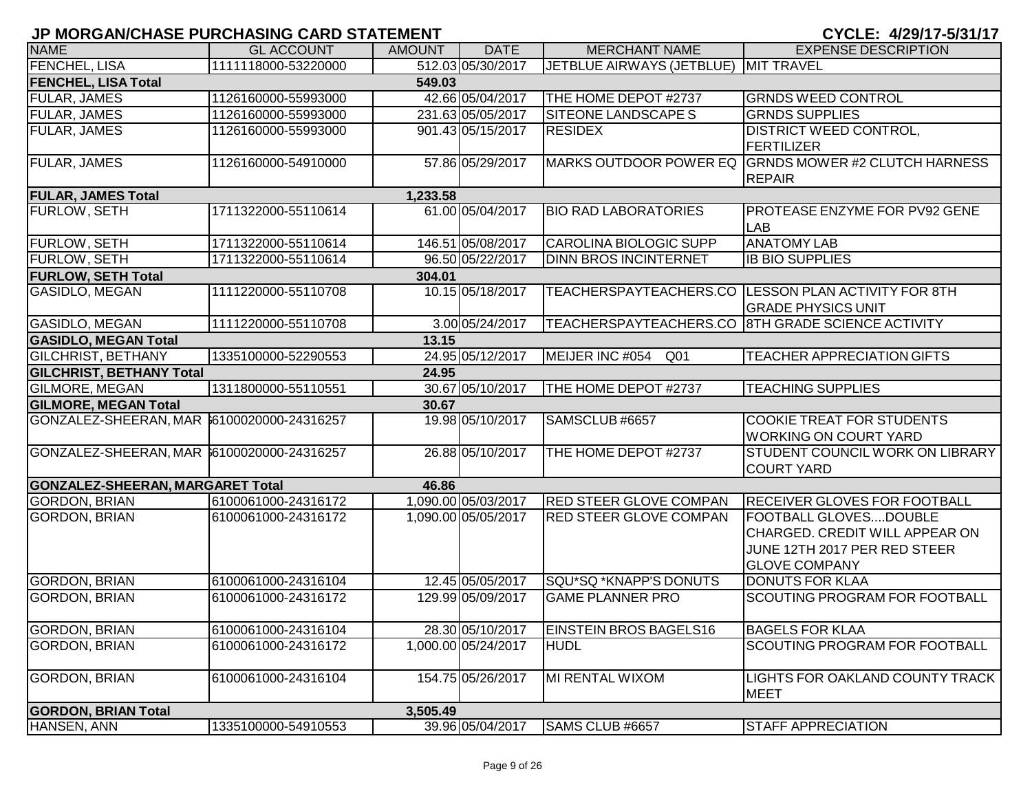## JP MORGAN/CHASE PURCHASING CARD STATEMENT

**CYCLE: 4/29/17-5/31/17**

| NAME | GL ACCOUNT | AMOUNT | DATE | MERCHANT NAME | EXPENSE DESCRIPTION |
|---|---|---|---|---|---|
| FENCHEL, LISA | 1111118000-53220000 | 512.03 | 05/30/2017 | JETBLUE AIRWAYS (JETBLUE) | MIT TRAVEL |
| **FENCHEL, LISA Total** | | **549.03** | | | |
| FULAR, JAMES | 1126160000-55993000 | 42.66 | 05/04/2017 | THE HOME DEPOT #2737 | GRNDS WEED CONTROL |
| FULAR, JAMES | 1126160000-55993000 | 231.63 | 05/05/2017 | SITEONE LANDSCAPE S | GRNDS SUPPLIES |
| FULAR, JAMES | 1126160000-55993000 | 901.43 | 05/15/2017 | RESIDEX | DISTRICT WEED CONTROL, FERTILIZER |
| FULAR, JAMES | 1126160000-54910000 | 57.86 | 05/29/2017 | MARKS OUTDOOR POWER EQ | GRNDS MOWER #2 CLUTCH HARNESS REPAIR |
| **FULAR, JAMES Total** | | **1,233.58** | | | |
| FURLOW, SETH | 1711322000-55110614 | 61.00 | 05/04/2017 | BIO RAD LABORATORIES | PROTEASE ENZYME FOR PV92 GENE LAB |
| FURLOW, SETH | 1711322000-55110614 | 146.51 | 05/08/2017 | CAROLINA BIOLOGIC SUPP | ANATOMY LAB |
| FURLOW, SETH | 1711322000-55110614 | 96.50 | 05/22/2017 | DINN BROS INCINTERNET | IB BIO SUPPLIES |
| **FURLOW, SETH Total** | | **304.01** | | | |
| GASIDLO, MEGAN | 1111220000-55110708 | 10.15 | 05/18/2017 | TEACHERSPAYTEACHERS.CO | LESSON PLAN ACTIVITY FOR 8TH GRADE PHYSICS UNIT |
| GASIDLO, MEGAN | 1111220000-55110708 | 3.00 | 05/24/2017 | TEACHERSPAYTEACHERS.CO | 8TH GRADE SCIENCE ACTIVITY |
| **GASIDLO, MEGAN Total** | | **13.15** | | | |
| GILCHRIST, BETHANY | 1335100000-52290553 | 24.95 | 05/12/2017 | MEIJER INC #054 Q01 | TEACHER APPRECIATION GIFTS |
| **GILCHRIST, BETHANY Total** | | **24.95** | | | |
| GILMORE, MEGAN | 1311800000-55110551 | 30.67 | 05/10/2017 | THE HOME DEPOT #2737 | TEACHING SUPPLIES |
| **GILMORE, MEGAN Total** | | **30.67** | | | |
| GONZALEZ-SHEERAN, MAR | 6100020000-24316257 | 19.98 | 05/10/2017 | SAMSCLUB #6657 | COOKIE TREAT FOR STUDENTS WORKING ON COURT YARD |
| GONZALEZ-SHEERAN, MAR | 6100020000-24316257 | 26.88 | 05/10/2017 | THE HOME DEPOT #2737 | STUDENT COUNCIL WORK ON LIBRARY COURT YARD |
| **GONZALEZ-SHEERAN, MARGARET Total** | | **46.86** | | | |
| GORDON, BRIAN | 6100061000-24316172 | 1,090.00 | 05/03/2017 | RED STEER GLOVE COMPAN | RECEIVER GLOVES FOR FOOTBALL |
| GORDON, BRIAN | 6100061000-24316172 | 1,090.00 | 05/05/2017 | RED STEER GLOVE COMPAN | FOOTBALL GLOVES....DOUBLE CHARGED. CREDIT WILL APPEAR ON JUNE 12TH 2017 PER RED STEER GLOVE COMPANY |
| GORDON, BRIAN | 6100061000-24316104 | 12.45 | 05/05/2017 | SQU*SQ *KNAPP'S DONUTS | DONUTS FOR KLAA |
| GORDON, BRIAN | 6100061000-24316172 | 129.99 | 05/09/2017 | GAME PLANNER PRO | SCOUTING PROGRAM FOR FOOTBALL |
| GORDON, BRIAN | 6100061000-24316104 | 28.30 | 05/10/2017 | EINSTEIN BROS BAGELS16 | BAGELS FOR KLAA |
| GORDON, BRIAN | 6100061000-24316172 | 1,000.00 | 05/24/2017 | HUDL | SCOUTING PROGRAM FOR FOOTBALL |
| GORDON, BRIAN | 6100061000-24316104 | 154.75 | 05/26/2017 | MI RENTAL WIXOM | LIGHTS FOR OAKLAND COUNTY TRACK MEET |
| **GORDON, BRIAN Total** | | **3,505.49** | | | |
| HANSEN, ANN | 1335100000-54910553 | 39.96 | 05/04/2017 | SAMS CLUB #6657 | STAFF APPRECIATION |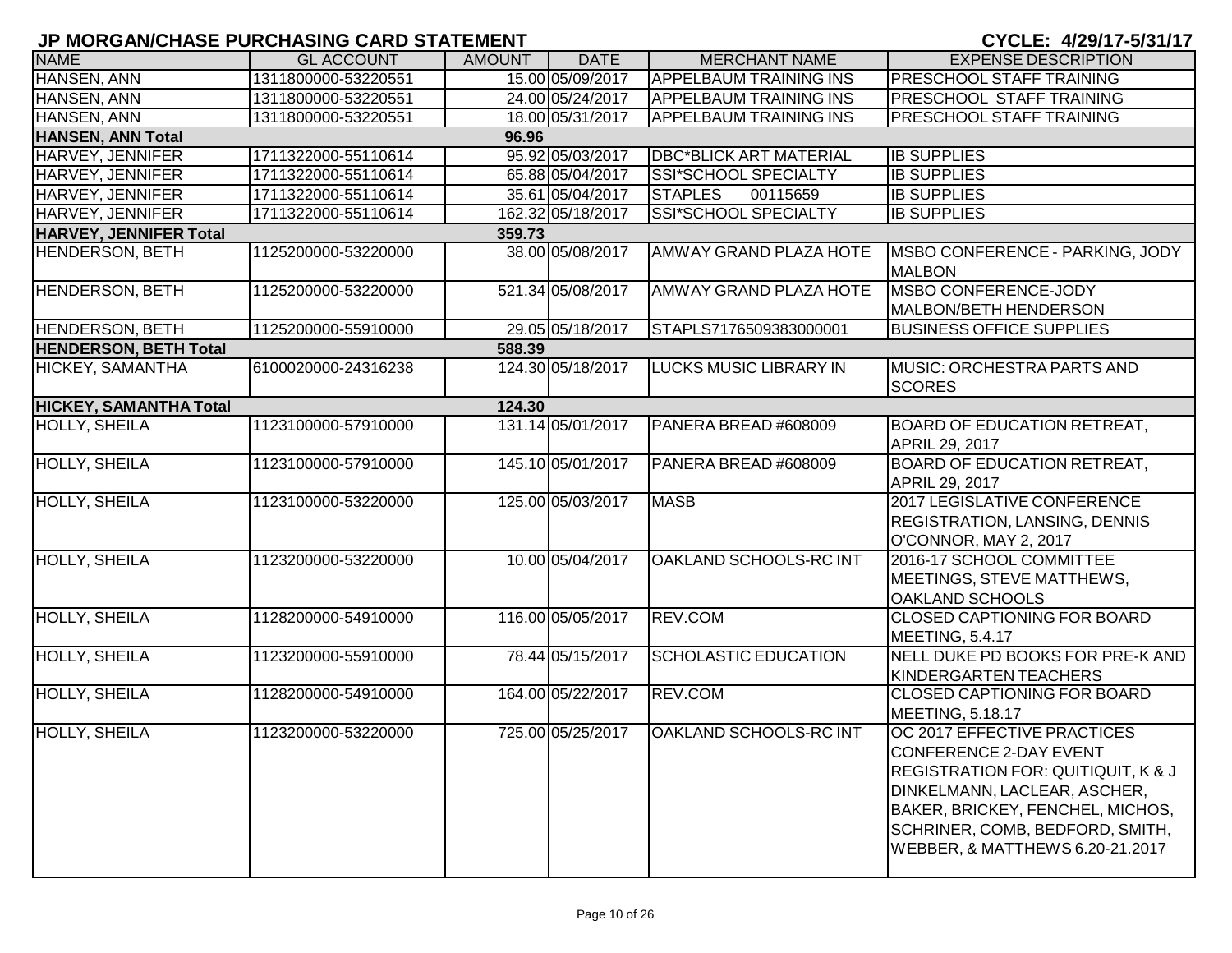# JP MORGAN/CHASE PURCHASING CARD STATEMENT

**CYCLE: 4/29/17-5/31/17**

| NAME | GL ACCOUNT | AMOUNT | DATE | MERCHANT NAME | EXPENSE DESCRIPTION |
|---|---|---|---|---|---|
| HANSEN, ANN | 1311800000-53220551 | 15.00 | 05/09/2017 | APPELBAUM TRAINING INS | PRESCHOOL STAFF TRAINING |
| HANSEN, ANN | 1311800000-53220551 | 24.00 | 05/24/2017 | APPELBAUM TRAINING INS | PRESCHOOL STAFF TRAINING |
| HANSEN, ANN | 1311800000-53220551 | 18.00 | 05/31/2017 | APPELBAUM TRAINING INS | PRESCHOOL STAFF TRAINING |
| **HANSEN, ANN Total** | | **96.96** | | | |
| HARVEY, JENNIFER | 1711322000-55110614 | 95.92 | 05/03/2017 | DBC*BLICK ART MATERIAL | IB SUPPLIES |
| HARVEY, JENNIFER | 1711322000-55110614 | 65.88 | 05/04/2017 | SSI*SCHOOL SPECIALTY | IB SUPPLIES |
| HARVEY, JENNIFER | 1711322000-55110614 | 35.61 | 05/04/2017 | STAPLES 00115659 | IB SUPPLIES |
| HARVEY, JENNIFER | 1711322000-55110614 | 162.32 | 05/18/2017 | SSI*SCHOOL SPECIALTY | IB SUPPLIES |
| **HARVEY, JENNIFER Total** | | **359.73** | | | |
| HENDERSON, BETH | 1125200000-53220000 | 38.00 | 05/08/2017 | AMWAY GRAND PLAZA HOTE | MSBO CONFERENCE - PARKING, JODY MALBON |
| HENDERSON, BETH | 1125200000-53220000 | 521.34 | 05/08/2017 | AMWAY GRAND PLAZA HOTE | MSBO CONFERENCE-JODY MALBON/BETH HENDERSON |
| HENDERSON, BETH | 1125200000-55910000 | 29.05 | 05/18/2017 | STAPLS7176509383000001 | BUSINESS OFFICE SUPPLIES |
| **HENDERSON, BETH Total** | | **588.39** | | | |
| HICKEY, SAMANTHA | 6100020000-24316238 | 124.30 | 05/18/2017 | LUCKS MUSIC LIBRARY IN | MUSIC: ORCHESTRA PARTS AND SCORES |
| **HICKEY, SAMANTHA Total** | | **124.30** | | | |
| HOLLY, SHEILA | 1123100000-57910000 | 131.14 | 05/01/2017 | PANERA BREAD #608009 | BOARD OF EDUCATION RETREAT, APRIL 29, 2017 |
| HOLLY, SHEILA | 1123100000-57910000 | 145.10 | 05/01/2017 | PANERA BREAD #608009 | BOARD OF EDUCATION RETREAT, APRIL 29, 2017 |
| HOLLY, SHEILA | 1123100000-53220000 | 125.00 | 05/03/2017 | MASB | 2017 LEGISLATIVE CONFERENCE REGISTRATION, LANSING, DENNIS O'CONNOR, MAY 2, 2017 |
| HOLLY, SHEILA | 1123200000-53220000 | 10.00 | 05/04/2017 | OAKLAND SCHOOLS-RC INT | 2016-17 SCHOOL COMMITTEE MEETINGS, STEVE MATTHEWS, OAKLAND SCHOOLS |
| HOLLY, SHEILA | 1128200000-54910000 | 116.00 | 05/05/2017 | REV.COM | CLOSED CAPTIONING FOR BOARD MEETING, 5.4.17 |
| HOLLY, SHEILA | 1123200000-55910000 | 78.44 | 05/15/2017 | SCHOLASTIC EDUCATION | NELL DUKE PD BOOKS FOR PRE-K AND KINDERGARTEN TEACHERS |
| HOLLY, SHEILA | 1128200000-54910000 | 164.00 | 05/22/2017 | REV.COM | CLOSED CAPTIONING FOR BOARD MEETING, 5.18.17 |
| HOLLY, SHEILA | 1123200000-53220000 | 725.00 | 05/25/2017 | OAKLAND SCHOOLS-RC INT | OC 2017 EFFECTIVE PRACTICES CONFERENCE 2-DAY EVENT REGISTRATION FOR: QUITIQUIT, K & J DINKELMANN, LACLEAR, ASCHER, BAKER, BRICKEY, FENCHEL, MICHOS, SCHRINER, COMB, BEDFORD, SMITH, WEBBER, & MATTHEWS 6.20-21.2017 |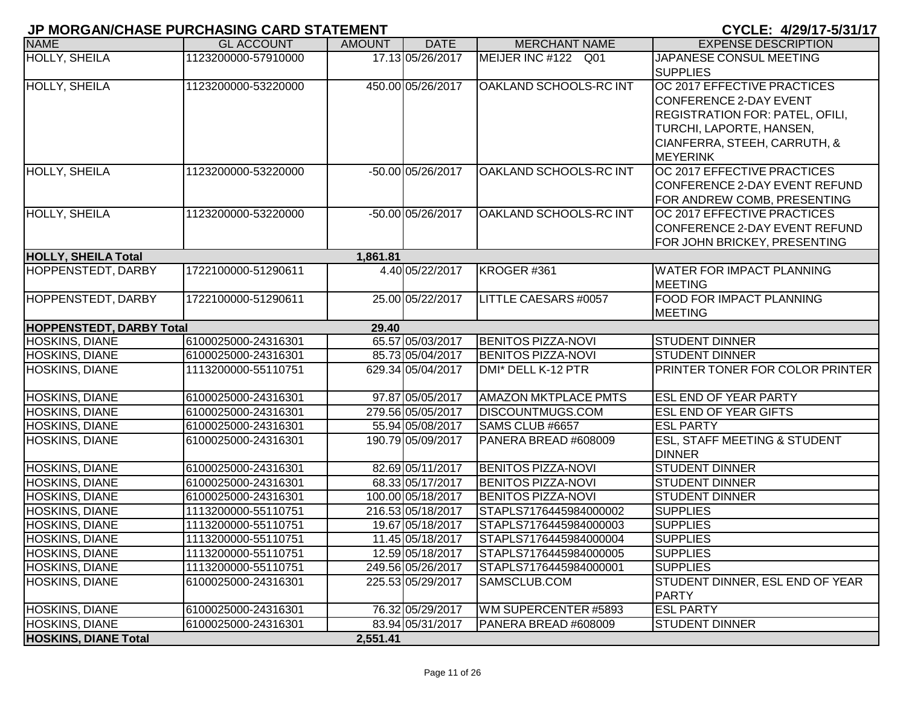# JP MORGAN/CHASE PURCHASING CARD STATEMENT

**CYCLE: 4/29/17-5/31/17**

| NAME | GL ACCOUNT | AMOUNT | DATE | MERCHANT NAME | EXPENSE DESCRIPTION |
|---|---|---|---|---|---|
| HOLLY, SHEILA | 1123200000-57910000 | 17.13 | 05/26/2017 | MEIJER INC #122 Q01 | JAPANESE CONSUL MEETING SUPPLIES |
| HOLLY, SHEILA | 1123200000-53220000 | 450.00 | 05/26/2017 | OAKLAND SCHOOLS-RC INT | OC 2017 EFFECTIVE PRACTICES CONFERENCE 2-DAY EVENT REGISTRATION FOR: PATEL, OFILI, TURCHI, LAPORTE, HANSEN, CIANFERRA, STEEH, CARRUTH, & MEYERINK |
| HOLLY, SHEILA | 1123200000-53220000 | -50.00 | 05/26/2017 | OAKLAND SCHOOLS-RC INT | OC 2017 EFFECTIVE PRACTICES CONFERENCE 2-DAY EVENT REFUND FOR ANDREW COMB, PRESENTING |
| HOLLY, SHEILA | 1123200000-53220000 | -50.00 | 05/26/2017 | OAKLAND SCHOOLS-RC INT | OC 2017 EFFECTIVE PRACTICES CONFERENCE 2-DAY EVENT REFUND FOR JOHN BRICKEY, PRESENTING |
| **HOLLY, SHEILA Total** | | **1,861.81** | | | |
| HOPPENSTEDT, DARBY | 1722100000-51290611 | 4.40 | 05/22/2017 | KROGER #361 | WATER FOR IMPACT PLANNING MEETING |
| HOPPENSTEDT, DARBY | 1722100000-51290611 | 25.00 | 05/22/2017 | LITTLE CAESARS #0057 | FOOD FOR IMPACT PLANNING MEETING |
| **HOPPENSTEDT, DARBY Total** | | **29.40** | | | |
| HOSKINS, DIANE | 6100025000-24316301 | 65.57 | 05/03/2017 | BENITOS PIZZA-NOVI | STUDENT DINNER |
| HOSKINS, DIANE | 6100025000-24316301 | 85.73 | 05/04/2017 | BENITOS PIZZA-NOVI | STUDENT DINNER |
| HOSKINS, DIANE | 1113200000-55110751 | 629.34 | 05/04/2017 | DMI* DELL K-12 PTR | PRINTER TONER FOR COLOR PRINTER |
| HOSKINS, DIANE | 6100025000-24316301 | 97.87 | 05/05/2017 | AMAZON MKTPLACE PMTS | ESL END OF YEAR PARTY |
| HOSKINS, DIANE | 6100025000-24316301 | 279.56 | 05/05/2017 | DISCOUNTMUGS.COM | ESL END OF YEAR GIFTS |
| HOSKINS, DIANE | 6100025000-24316301 | 55.94 | 05/08/2017 | SAMS CLUB #6657 | ESL PARTY |
| HOSKINS, DIANE | 6100025000-24316301 | 190.79 | 05/09/2017 | PANERA BREAD #608009 | ESL, STAFF MEETING & STUDENT DINNER |
| HOSKINS, DIANE | 6100025000-24316301 | 82.69 | 05/11/2017 | BENITOS PIZZA-NOVI | STUDENT DINNER |
| HOSKINS, DIANE | 6100025000-24316301 | 68.33 | 05/17/2017 | BENITOS PIZZA-NOVI | STUDENT DINNER |
| HOSKINS, DIANE | 6100025000-24316301 | 100.00 | 05/18/2017 | BENITOS PIZZA-NOVI | STUDENT DINNER |
| HOSKINS, DIANE | 1113200000-55110751 | 216.53 | 05/18/2017 | STAPLS7176445984000002 | SUPPLIES |
| HOSKINS, DIANE | 1113200000-55110751 | 19.67 | 05/18/2017 | STAPLS7176445984000003 | SUPPLIES |
| HOSKINS, DIANE | 1113200000-55110751 | 11.45 | 05/18/2017 | STAPLS7176445984000004 | SUPPLIES |
| HOSKINS, DIANE | 1113200000-55110751 | 12.59 | 05/18/2017 | STAPLS7176445984000005 | SUPPLIES |
| HOSKINS, DIANE | 1113200000-55110751 | 249.56 | 05/26/2017 | STAPLS7176445984000001 | SUPPLIES |
| HOSKINS, DIANE | 6100025000-24316301 | 225.53 | 05/29/2017 | SAMSCLUB.COM | STUDENT DINNER, ESL END OF YEAR PARTY |
| HOSKINS, DIANE | 6100025000-24316301 | 76.32 | 05/29/2017 | WM SUPERCENTER #5893 | ESL PARTY |
| HOSKINS, DIANE | 6100025000-24316301 | 83.94 | 05/31/2017 | PANERA BREAD #608009 | STUDENT DINNER |
| **HOSKINS, DIANE Total** | | **2,551.41** | | | |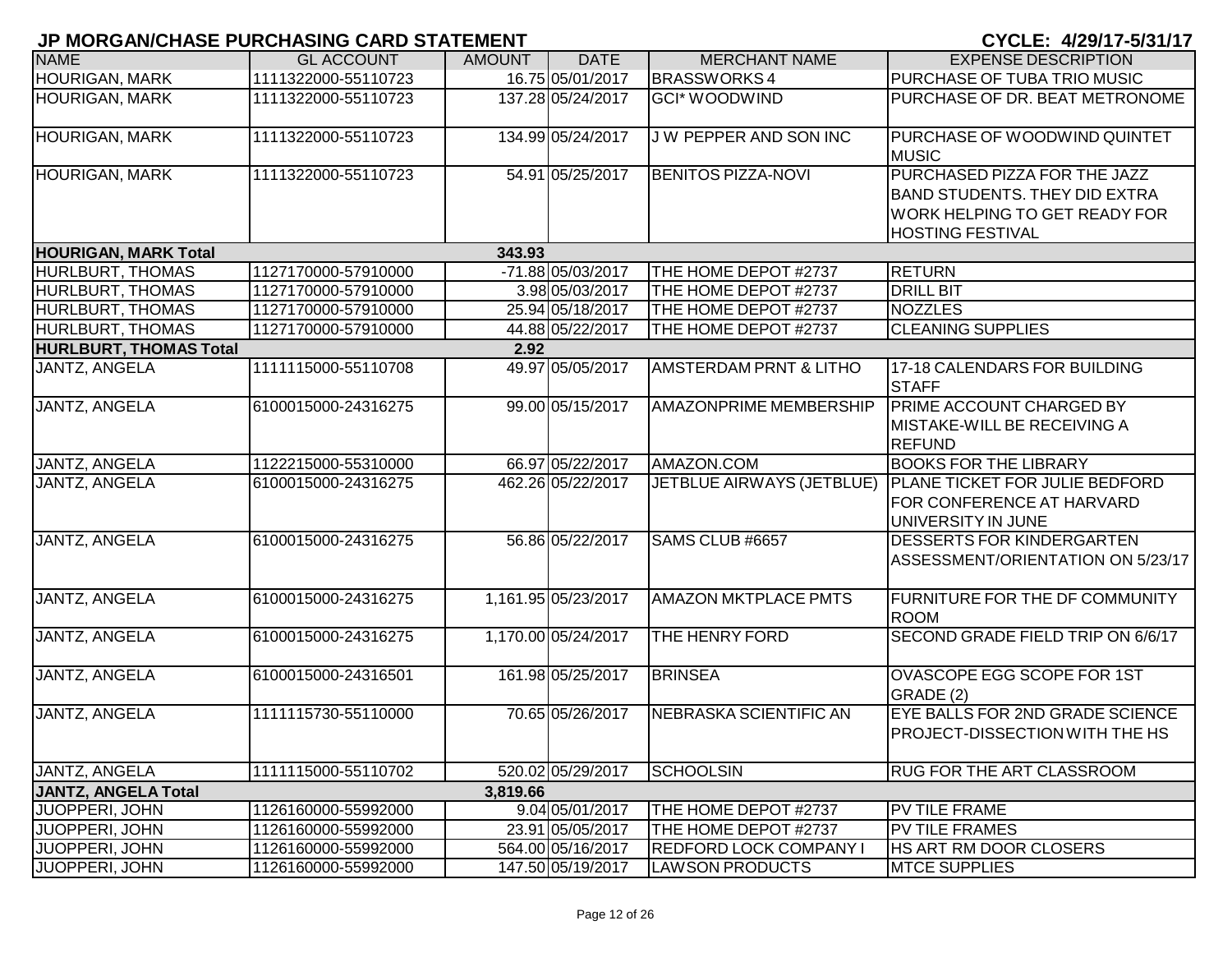## JP MORGAN/CHASE PURCHASING CARD STATEMENT

**CYCLE: 4/29/17-5/31/17**

| NAME | GL ACCOUNT | AMOUNT | DATE | MERCHANT NAME | EXPENSE DESCRIPTION |
|---|---|---|---|---|---|
| HOURIGAN, MARK | 1111322000-55110723 | 16.75 | 05/01/2017 | BRASSWORKS 4 | PURCHASE OF TUBA TRIO MUSIC |
| HOURIGAN, MARK | 1111322000-55110723 | 137.28 | 05/24/2017 | GCI* WOODWIND | PURCHASE OF DR. BEAT METRONOME |
| HOURIGAN, MARK | 1111322000-55110723 | 134.99 | 05/24/2017 | J W PEPPER AND SON INC | PURCHASE OF WOODWIND QUINTET MUSIC |
| HOURIGAN, MARK | 1111322000-55110723 | 54.91 | 05/25/2017 | BENITOS PIZZA-NOVI | PURCHASED PIZZA FOR THE JAZZ BAND STUDENTS. THEY DID EXTRA WORK HELPING TO GET READY FOR HOSTING FESTIVAL |
| **HOURIGAN, MARK Total** | | **343.93** | | | |
| HURLBURT, THOMAS | 1127170000-57910000 | -71.88 | 05/03/2017 | THE HOME DEPOT #2737 | RETURN |
| HURLBURT, THOMAS | 1127170000-57910000 | 3.98 | 05/03/2017 | THE HOME DEPOT #2737 | DRILL BIT |
| HURLBURT, THOMAS | 1127170000-57910000 | 25.94 | 05/18/2017 | THE HOME DEPOT #2737 | NOZZLES |
| HURLBURT, THOMAS | 1127170000-57910000 | 44.88 | 05/22/2017 | THE HOME DEPOT #2737 | CLEANING SUPPLIES |
| **HURLBURT, THOMAS Total** | | **2.92** | | | |
| JANTZ, ANGELA | 1111115000-55110708 | 49.97 | 05/05/2017 | AMSTERDAM PRNT & LITHO | 17-18 CALENDARS FOR BUILDING STAFF |
| JANTZ, ANGELA | 6100015000-24316275 | 99.00 | 05/15/2017 | AMAZONPRIME MEMBERSHIP | PRIME ACCOUNT CHARGED BY MISTAKE-WILL BE RECEIVING A REFUND |
| JANTZ, ANGELA | 1122215000-55310000 | 66.97 | 05/22/2017 | AMAZON.COM | BOOKS FOR THE LIBRARY |
| JANTZ, ANGELA | 6100015000-24316275 | 462.26 | 05/22/2017 | JETBLUE AIRWAYS (JETBLUE) | PLANE TICKET FOR JULIE BEDFORD FOR CONFERENCE AT HARVARD UNIVERSITY IN JUNE |
| JANTZ, ANGELA | 6100015000-24316275 | 56.86 | 05/22/2017 | SAMS CLUB #6657 | DESSERTS FOR KINDERGARTEN ASSESSMENT/ORIENTATION ON 5/23/17 |
| JANTZ, ANGELA | 6100015000-24316275 | 1,161.95 | 05/23/2017 | AMAZON MKTPLACE PMTS | FURNITURE FOR THE DF COMMUNITY ROOM |
| JANTZ, ANGELA | 6100015000-24316275 | 1,170.00 | 05/24/2017 | THE HENRY FORD | SECOND GRADE FIELD TRIP ON 6/6/17 |
| JANTZ, ANGELA | 6100015000-24316501 | 161.98 | 05/25/2017 | BRINSEA | OVASCOPE EGG SCOPE FOR 1ST GRADE (2) |
| JANTZ, ANGELA | 1111115730-55110000 | 70.65 | 05/26/2017 | NEBRASKA SCIENTIFIC AN | EYE BALLS FOR 2ND GRADE SCIENCE PROJECT-DISSECTION WITH THE HS |
| JANTZ, ANGELA | 1111115000-55110702 | 520.02 | 05/29/2017 | SCHOOLSIN | RUG FOR THE ART CLASSROOM |
| **JANTZ, ANGELA Total** | | **3,819.66** | | | |
| JUOPPERI, JOHN | 1126160000-55992000 | 9.04 | 05/01/2017 | THE HOME DEPOT #2737 | PV TILE FRAME |
| JUOPPERI, JOHN | 1126160000-55992000 | 23.91 | 05/05/2017 | THE HOME DEPOT #2737 | PV TILE FRAMES |
| JUOPPERI, JOHN | 1126160000-55992000 | 564.00 | 05/16/2017 | REDFORD LOCK COMPANY I | HS ART RM DOOR CLOSERS |
| JUOPPERI, JOHN | 1126160000-55992000 | 147.50 | 05/19/2017 | LAWSON PRODUCTS | MTCE SUPPLIES |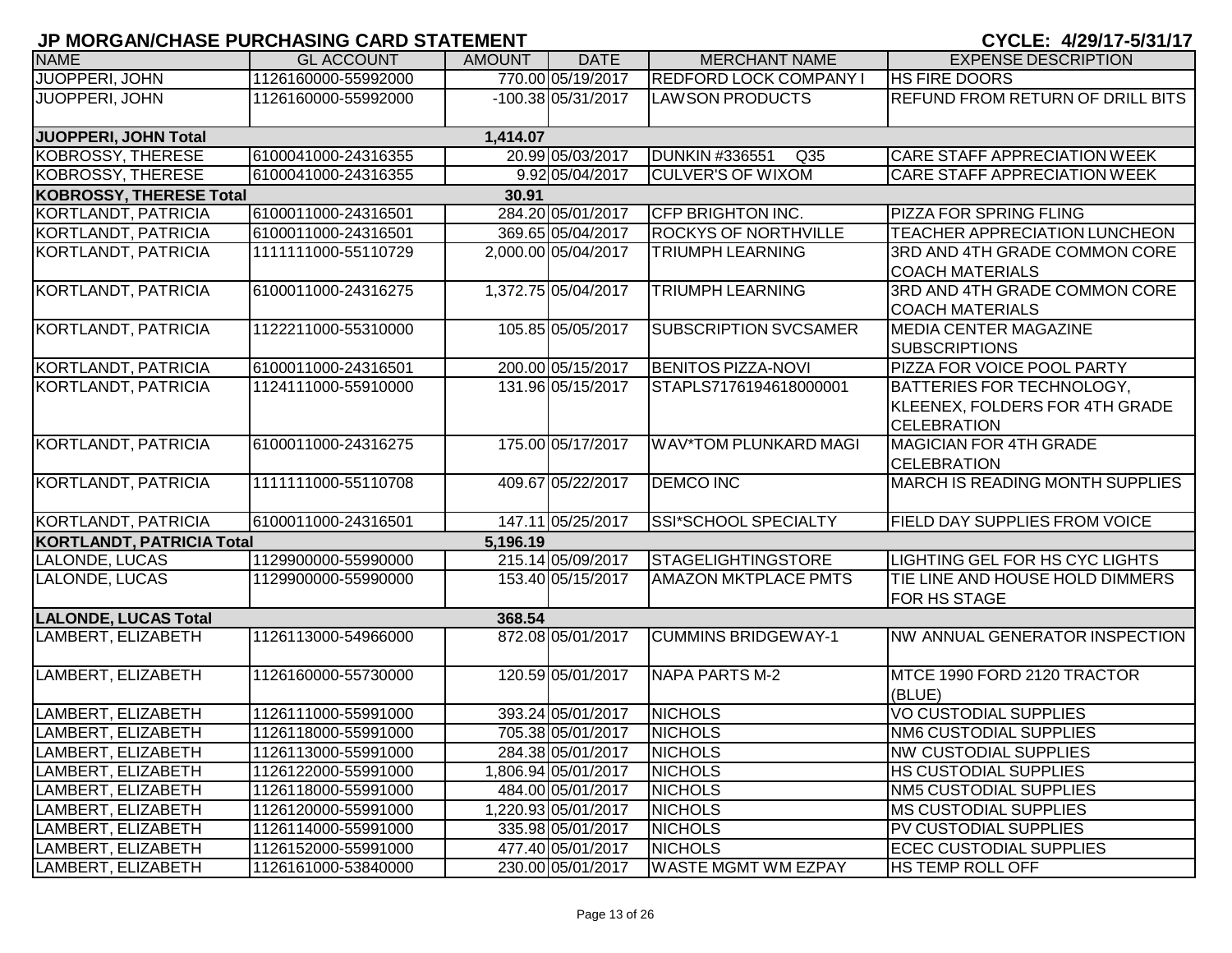# JP MORGAN/CHASE PURCHASING CARD STATEMENT

**CYCLE: 4/29/17-5/31/17**

| NAME | GL ACCOUNT | AMOUNT | DATE | MERCHANT NAME | EXPENSE DESCRIPTION |
|---|---|---|---|---|---|
| JUOPPERI, JOHN | 1126160000-55992000 | 770.00 | 05/19/2017 | REDFORD LOCK COMPANY I | HS FIRE DOORS |
| JUOPPERI, JOHN | 1126160000-55992000 | -100.38 | 05/31/2017 | LAWSON PRODUCTS | REFUND FROM RETURN OF DRILL BITS |
| **JUOPPERI, JOHN Total** | | **1,414.07** | | | |
| KOBROSSY, THERESE | 6100041000-24316355 | 20.99 | 05/03/2017 | DUNKIN #336551 Q35 | CARE STAFF APPRECIATION WEEK |
| KOBROSSY, THERESE | 6100041000-24316355 | 9.92 | 05/04/2017 | CULVER'S OF WIXOM | CARE STAFF APPRECIATION WEEK |
| **KOBROSSY, THERESE Total** | | **30.91** | | | |
| KORTLANDT, PATRICIA | 6100011000-24316501 | 284.20 | 05/01/2017 | CFP BRIGHTON INC. | PIZZA FOR SPRING FLING |
| KORTLANDT, PATRICIA | 6100011000-24316501 | 369.65 | 05/04/2017 | ROCKYS OF NORTHVILLE | TEACHER APPRECIATION LUNCHEON |
| KORTLANDT, PATRICIA | 1111111000-55110729 | 2,000.00 | 05/04/2017 | TRIUMPH LEARNING | 3RD AND 4TH GRADE COMMON CORE COACH MATERIALS |
| KORTLANDT, PATRICIA | 6100011000-24316275 | 1,372.75 | 05/04/2017 | TRIUMPH LEARNING | 3RD AND 4TH GRADE COMMON CORE COACH MATERIALS |
| KORTLANDT, PATRICIA | 1122211000-55310000 | 105.85 | 05/05/2017 | SUBSCRIPTION SVCSAMER | MEDIA CENTER MAGAZINE SUBSCRIPTIONS |
| KORTLANDT, PATRICIA | 6100011000-24316501 | 200.00 | 05/15/2017 | BENITOS PIZZA-NOVI | PIZZA FOR VOICE POOL PARTY |
| KORTLANDT, PATRICIA | 1124111000-55910000 | 131.96 | 05/15/2017 | STAPLS7176194618000001 | BATTERIES FOR TECHNOLOGY, KLEENEX, FOLDERS FOR 4TH GRADE CELEBRATION |
| KORTLANDT, PATRICIA | 6100011000-24316275 | 175.00 | 05/17/2017 | WAV*TOM PLUNKARD MAGI | MAGICIAN FOR 4TH GRADE CELEBRATION |
| KORTLANDT, PATRICIA | 1111111000-55110708 | 409.67 | 05/22/2017 | DEMCO INC | MARCH IS READING MONTH SUPPLIES |
| KORTLANDT, PATRICIA | 6100011000-24316501 | 147.11 | 05/25/2017 | SSI*SCHOOL SPECIALTY | FIELD DAY SUPPLIES FROM VOICE |
| **KORTLANDT, PATRICIA Total** | | **5,196.19** | | | |
| LALONDE, LUCAS | 1129900000-55990000 | 215.14 | 05/09/2017 | STAGELIGHTINGSTORE | LIGHTING GEL FOR HS CYC LIGHTS |
| LALONDE, LUCAS | 1129900000-55990000 | 153.40 | 05/15/2017 | AMAZON MKTPLACE PMTS | TIE LINE AND HOUSE HOLD DIMMERS FOR HS STAGE |
| **LALONDE, LUCAS Total** | | **368.54** | | | |
| LAMBERT, ELIZABETH | 1126113000-54966000 | 872.08 | 05/01/2017 | CUMMINS BRIDGEWAY-1 | NW ANNUAL GENERATOR INSPECTION |
| LAMBERT, ELIZABETH | 1126160000-55730000 | 120.59 | 05/01/2017 | NAPA PARTS M-2 | MTCE 1990 FORD 2120 TRACTOR (BLUE) |
| LAMBERT, ELIZABETH | 1126111000-55991000 | 393.24 | 05/01/2017 | NICHOLS | VO CUSTODIAL SUPPLIES |
| LAMBERT, ELIZABETH | 1126118000-55991000 | 705.38 | 05/01/2017 | NICHOLS | NM6 CUSTODIAL SUPPLIES |
| LAMBERT, ELIZABETH | 1126113000-55991000 | 284.38 | 05/01/2017 | NICHOLS | NW CUSTODIAL SUPPLIES |
| LAMBERT, ELIZABETH | 1126122000-55991000 | 1,806.94 | 05/01/2017 | NICHOLS | HS CUSTODIAL SUPPLIES |
| LAMBERT, ELIZABETH | 1126118000-55991000 | 484.00 | 05/01/2017 | NICHOLS | NM5 CUSTODIAL SUPPLIES |
| LAMBERT, ELIZABETH | 1126120000-55991000 | 1,220.93 | 05/01/2017 | NICHOLS | MS CUSTODIAL SUPPLIES |
| LAMBERT, ELIZABETH | 1126114000-55991000 | 335.98 | 05/01/2017 | NICHOLS | PV CUSTODIAL SUPPLIES |
| LAMBERT, ELIZABETH | 1126152000-55991000 | 477.40 | 05/01/2017 | NICHOLS | ECEC CUSTODIAL SUPPLIES |
| LAMBERT, ELIZABETH | 1126161000-53840000 | 230.00 | 05/01/2017 | WASTE MGMT WM EZPAY | HS TEMP ROLL OFF |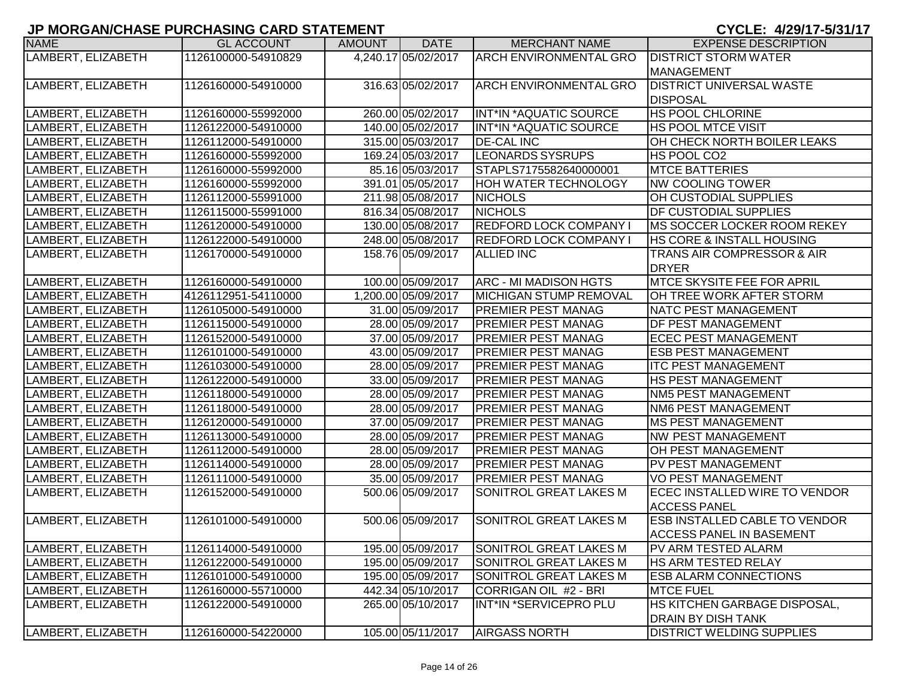# JP MORGAN/CHASE PURCHASING CARD STATEMENT

CYCLE: 4/29/17-5/31/17

| NAME | GL ACCOUNT | AMOUNT | DATE | MERCHANT NAME | EXPENSE DESCRIPTION |
|---|---|---|---|---|---|
| LAMBERT, ELIZABETH | 1126100000-54910829 | 4,240.17 | 05/02/2017 | ARCH ENVIRONMENTAL GRO | DISTRICT STORM WATER MANAGEMENT |
| LAMBERT, ELIZABETH | 1126160000-54910000 | 316.63 | 05/02/2017 | ARCH ENVIRONMENTAL GRO | DISTRICT UNIVERSAL WASTE DISPOSAL |
| LAMBERT, ELIZABETH | 1126160000-55992000 | 260.00 | 05/02/2017 | INT*IN *AQUATIC SOURCE | HS POOL CHLORINE |
| LAMBERT, ELIZABETH | 1126122000-54910000 | 140.00 | 05/02/2017 | INT*IN *AQUATIC SOURCE | HS POOL MTCE VISIT |
| LAMBERT, ELIZABETH | 1126112000-54910000 | 315.00 | 05/03/2017 | DE-CAL INC | OH CHECK NORTH BOILER LEAKS |
| LAMBERT, ELIZABETH | 1126160000-55992000 | 169.24 | 05/03/2017 | LEONARDS SYSRUPS | HS POOL CO2 |
| LAMBERT, ELIZABETH | 1126160000-55992000 | 85.16 | 05/03/2017 | STAPLS7175582640000001 | MTCE BATTERIES |
| LAMBERT, ELIZABETH | 1126160000-55992000 | 391.01 | 05/05/2017 | HOH WATER TECHNOLOGY | NW COOLING TOWER |
| LAMBERT, ELIZABETH | 1126112000-55991000 | 211.98 | 05/08/2017 | NICHOLS | OH CUSTODIAL SUPPLIES |
| LAMBERT, ELIZABETH | 1126115000-55991000 | 816.34 | 05/08/2017 | NICHOLS | DF CUSTODIAL SUPPLIES |
| LAMBERT, ELIZABETH | 1126120000-54910000 | 130.00 | 05/08/2017 | REDFORD LOCK COMPANY I | MS SOCCER LOCKER ROOM REKEY |
| LAMBERT, ELIZABETH | 1126122000-54910000 | 248.00 | 05/08/2017 | REDFORD LOCK COMPANY I | HS CORE & INSTALL HOUSING |
| LAMBERT, ELIZABETH | 1126170000-54910000 | 158.76 | 05/09/2017 | ALLIED INC | TRANS AIR COMPRESSOR & AIR DRYER |
| LAMBERT, ELIZABETH | 1126160000-54910000 | 100.00 | 05/09/2017 | ARC - MI MADISON HGTS | MTCE SKYSITE FEE FOR APRIL |
| LAMBERT, ELIZABETH | 4126112951-54110000 | 1,200.00 | 05/09/2017 | MICHIGAN STUMP REMOVAL | OH TREE WORK AFTER STORM |
| LAMBERT, ELIZABETH | 1126105000-54910000 | 31.00 | 05/09/2017 | PREMIER PEST MANAG | NATC PEST MANAGEMENT |
| LAMBERT, ELIZABETH | 1126115000-54910000 | 28.00 | 05/09/2017 | PREMIER PEST MANAG | DF PEST MANAGEMENT |
| LAMBERT, ELIZABETH | 1126152000-54910000 | 37.00 | 05/09/2017 | PREMIER PEST MANAG | ECEC PEST MANAGEMENT |
| LAMBERT, ELIZABETH | 1126101000-54910000 | 43.00 | 05/09/2017 | PREMIER PEST MANAG | ESB PEST MANAGEMENT |
| LAMBERT, ELIZABETH | 1126103000-54910000 | 28.00 | 05/09/2017 | PREMIER PEST MANAG | ITC PEST MANAGEMENT |
| LAMBERT, ELIZABETH | 1126122000-54910000 | 33.00 | 05/09/2017 | PREMIER PEST MANAG | HS PEST MANAGEMENT |
| LAMBERT, ELIZABETH | 1126118000-54910000 | 28.00 | 05/09/2017 | PREMIER PEST MANAG | NM5 PEST MANAGEMENT |
| LAMBERT, ELIZABETH | 1126118000-54910000 | 28.00 | 05/09/2017 | PREMIER PEST MANAG | NM6 PEST MANAGEMENT |
| LAMBERT, ELIZABETH | 1126120000-54910000 | 37.00 | 05/09/2017 | PREMIER PEST MANAG | MS PEST MANAGEMENT |
| LAMBERT, ELIZABETH | 1126113000-54910000 | 28.00 | 05/09/2017 | PREMIER PEST MANAG | NW PEST MANAGEMENT |
| LAMBERT, ELIZABETH | 1126112000-54910000 | 28.00 | 05/09/2017 | PREMIER PEST MANAG | OH PEST MANAGEMENT |
| LAMBERT, ELIZABETH | 1126114000-54910000 | 28.00 | 05/09/2017 | PREMIER PEST MANAG | PV PEST MANAGEMENT |
| LAMBERT, ELIZABETH | 1126111000-54910000 | 35.00 | 05/09/2017 | PREMIER PEST MANAG | VO PEST MANAGEMENT |
| LAMBERT, ELIZABETH | 1126152000-54910000 | 500.06 | 05/09/2017 | SONITROL GREAT LAKES M | ECEC INSTALLED WIRE TO VENDOR ACCESS PANEL |
| LAMBERT, ELIZABETH | 1126101000-54910000 | 500.06 | 05/09/2017 | SONITROL GREAT LAKES M | ESB INSTALLED CABLE TO VENDOR ACCESS PANEL IN BASEMENT |
| LAMBERT, ELIZABETH | 1126114000-54910000 | 195.00 | 05/09/2017 | SONITROL GREAT LAKES M | PV ARM TESTED ALARM |
| LAMBERT, ELIZABETH | 1126122000-54910000 | 195.00 | 05/09/2017 | SONITROL GREAT LAKES M | HS ARM TESTED RELAY |
| LAMBERT, ELIZABETH | 1126101000-54910000 | 195.00 | 05/09/2017 | SONITROL GREAT LAKES M | ESB ALARM CONNECTIONS |
| LAMBERT, ELIZABETH | 1126160000-55710000 | 442.34 | 05/10/2017 | CORRIGAN OIL #2 - BRI | MTCE FUEL |
| LAMBERT, ELIZABETH | 1126122000-54910000 | 265.00 | 05/10/2017 | INT*IN *SERVICEPRO PLU | HS KITCHEN GARBAGE DISPOSAL, DRAIN BY DISH TANK |
| LAMBERT, ELIZABETH | 1126160000-54220000 | 105.00 | 05/11/2017 | AIRGASS NORTH | DISTRICT WELDING SUPPLIES |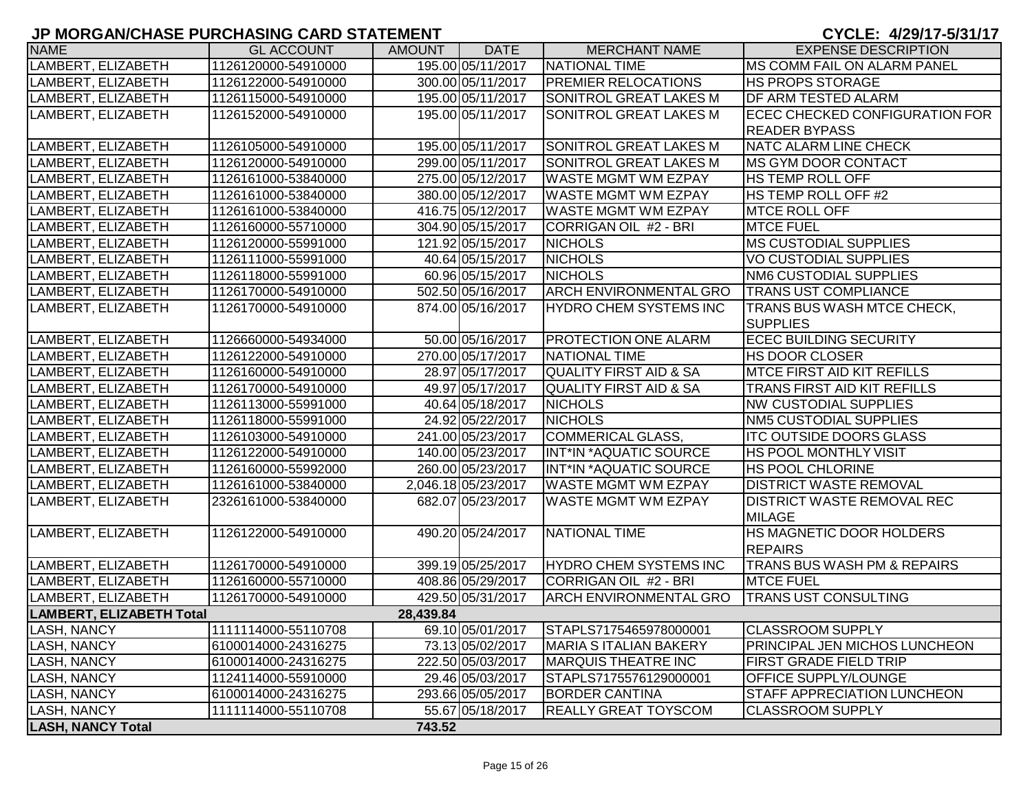## JP MORGAN/CHASE PURCHASING CARD STATEMENT

**CYCLE: 4/29/17-5/31/17**

| NAME | GL ACCOUNT | AMOUNT | DATE | MERCHANT NAME | EXPENSE DESCRIPTION |
|---|---|---|---|---|---|
| LAMBERT, ELIZABETH | 1126120000-54910000 | 195.00 | 05/11/2017 | NATIONAL TIME | MS COMM FAIL ON ALARM PANEL |
| LAMBERT, ELIZABETH | 1126122000-54910000 | 300.00 | 05/11/2017 | PREMIER RELOCATIONS | HS PROPS STORAGE |
| LAMBERT, ELIZABETH | 1126115000-54910000 | 195.00 | 05/11/2017 | SONITROL GREAT LAKES M | DF ARM TESTED ALARM |
| LAMBERT, ELIZABETH | 1126152000-54910000 | 195.00 | 05/11/2017 | SONITROL GREAT LAKES M | ECEC CHECKED CONFIGURATION FOR READER BYPASS |
| LAMBERT, ELIZABETH | 1126105000-54910000 | 195.00 | 05/11/2017 | SONITROL GREAT LAKES M | NATC ALARM LINE CHECK |
| LAMBERT, ELIZABETH | 1126120000-54910000 | 299.00 | 05/11/2017 | SONITROL GREAT LAKES M | MS GYM DOOR CONTACT |
| LAMBERT, ELIZABETH | 1126161000-53840000 | 275.00 | 05/12/2017 | WASTE MGMT WM EZPAY | HS TEMP ROLL OFF |
| LAMBERT, ELIZABETH | 1126161000-53840000 | 380.00 | 05/12/2017 | WASTE MGMT WM EZPAY | HS TEMP ROLL OFF #2 |
| LAMBERT, ELIZABETH | 1126161000-53840000 | 416.75 | 05/12/2017 | WASTE MGMT WM EZPAY | MTCE ROLL OFF |
| LAMBERT, ELIZABETH | 1126160000-55710000 | 304.90 | 05/15/2017 | CORRIGAN OIL #2 - BRI | MTCE FUEL |
| LAMBERT, ELIZABETH | 1126120000-55991000 | 121.92 | 05/15/2017 | NICHOLS | MS CUSTODIAL SUPPLIES |
| LAMBERT, ELIZABETH | 1126111000-55991000 | 40.64 | 05/15/2017 | NICHOLS | VO CUSTODIAL SUPPLIES |
| LAMBERT, ELIZABETH | 1126118000-55991000 | 60.96 | 05/15/2017 | NICHOLS | NM6 CUSTODIAL SUPPLIES |
| LAMBERT, ELIZABETH | 1126170000-54910000 | 502.50 | 05/16/2017 | ARCH ENVIRONMENTAL GRO | TRANS UST COMPLIANCE |
| LAMBERT, ELIZABETH | 1126170000-54910000 | 874.00 | 05/16/2017 | HYDRO CHEM SYSTEMS INC | TRANS BUS WASH MTCE CHECK, SUPPLIES |
| LAMBERT, ELIZABETH | 1126660000-54934000 | 50.00 | 05/16/2017 | PROTECTION ONE ALARM | ECEC BUILDING SECURITY |
| LAMBERT, ELIZABETH | 1126122000-54910000 | 270.00 | 05/17/2017 | NATIONAL TIME | HS DOOR CLOSER |
| LAMBERT, ELIZABETH | 1126160000-54910000 | 28.97 | 05/17/2017 | QUALITY FIRST AID & SA | MTCE FIRST AID KIT REFILLS |
| LAMBERT, ELIZABETH | 1126170000-54910000 | 49.97 | 05/17/2017 | QUALITY FIRST AID & SA | TRANS FIRST AID KIT REFILLS |
| LAMBERT, ELIZABETH | 1126113000-55991000 | 40.64 | 05/18/2017 | NICHOLS | NW CUSTODIAL SUPPLIES |
| LAMBERT, ELIZABETH | 1126118000-55991000 | 24.92 | 05/22/2017 | NICHOLS | NM5 CUSTODIAL SUPPLIES |
| LAMBERT, ELIZABETH | 1126103000-54910000 | 241.00 | 05/23/2017 | COMMERICAL GLASS, | ITC OUTSIDE DOORS GLASS |
| LAMBERT, ELIZABETH | 1126122000-54910000 | 140.00 | 05/23/2017 | INT*IN *AQUATIC SOURCE | HS POOL MONTHLY VISIT |
| LAMBERT, ELIZABETH | 1126160000-55992000 | 260.00 | 05/23/2017 | INT*IN *AQUATIC SOURCE | HS POOL CHLORINE |
| LAMBERT, ELIZABETH | 1126161000-53840000 | 2,046.18 | 05/23/2017 | WASTE MGMT WM EZPAY | DISTRICT WASTE REMOVAL |
| LAMBERT, ELIZABETH | 2326161000-53840000 | 682.07 | 05/23/2017 | WASTE MGMT WM EZPAY | DISTRICT WASTE REMOVAL REC MILAGE |
| LAMBERT, ELIZABETH | 1126122000-54910000 | 490.20 | 05/24/2017 | NATIONAL TIME | HS MAGNETIC DOOR HOLDERS REPAIRS |
| LAMBERT, ELIZABETH | 1126170000-54910000 | 399.19 | 05/25/2017 | HYDRO CHEM SYSTEMS INC | TRANS BUS WASH PM & REPAIRS |
| LAMBERT, ELIZABETH | 1126160000-55710000 | 408.86 | 05/29/2017 | CORRIGAN OIL #2 - BRI | MTCE FUEL |
| LAMBERT, ELIZABETH | 1126170000-54910000 | 429.50 | 05/31/2017 | ARCH ENVIRONMENTAL GRO | TRANS UST CONSULTING |
| **LAMBERT, ELIZABETH Total** | | **28,439.84** | | | |
| LASH, NANCY | 1111114000-55110708 | 69.10 | 05/01/2017 | STAPLS7175465978000001 | CLASSROOM SUPPLY |
| LASH, NANCY | 6100014000-24316275 | 73.13 | 05/02/2017 | MARIA S ITALIAN BAKERY | PRINCIPAL JEN MICHOS LUNCHEON |
| LASH, NANCY | 6100014000-24316275 | 222.50 | 05/03/2017 | MARQUIS THEATRE INC | FIRST GRADE FIELD TRIP |
| LASH, NANCY | 1124114000-55910000 | 29.46 | 05/03/2017 | STAPLS7175576129000001 | OFFICE SUPPLY/LOUNGE |
| LASH, NANCY | 6100014000-24316275 | 293.66 | 05/05/2017 | BORDER CANTINA | STAFF APPRECIATION LUNCHEON |
| LASH, NANCY | 1111114000-55110708 | 55.67 | 05/18/2017 | REALLY GREAT TOYSCOM | CLASSROOM SUPPLY |
| **LASH, NANCY Total** | | **743.52** | | | |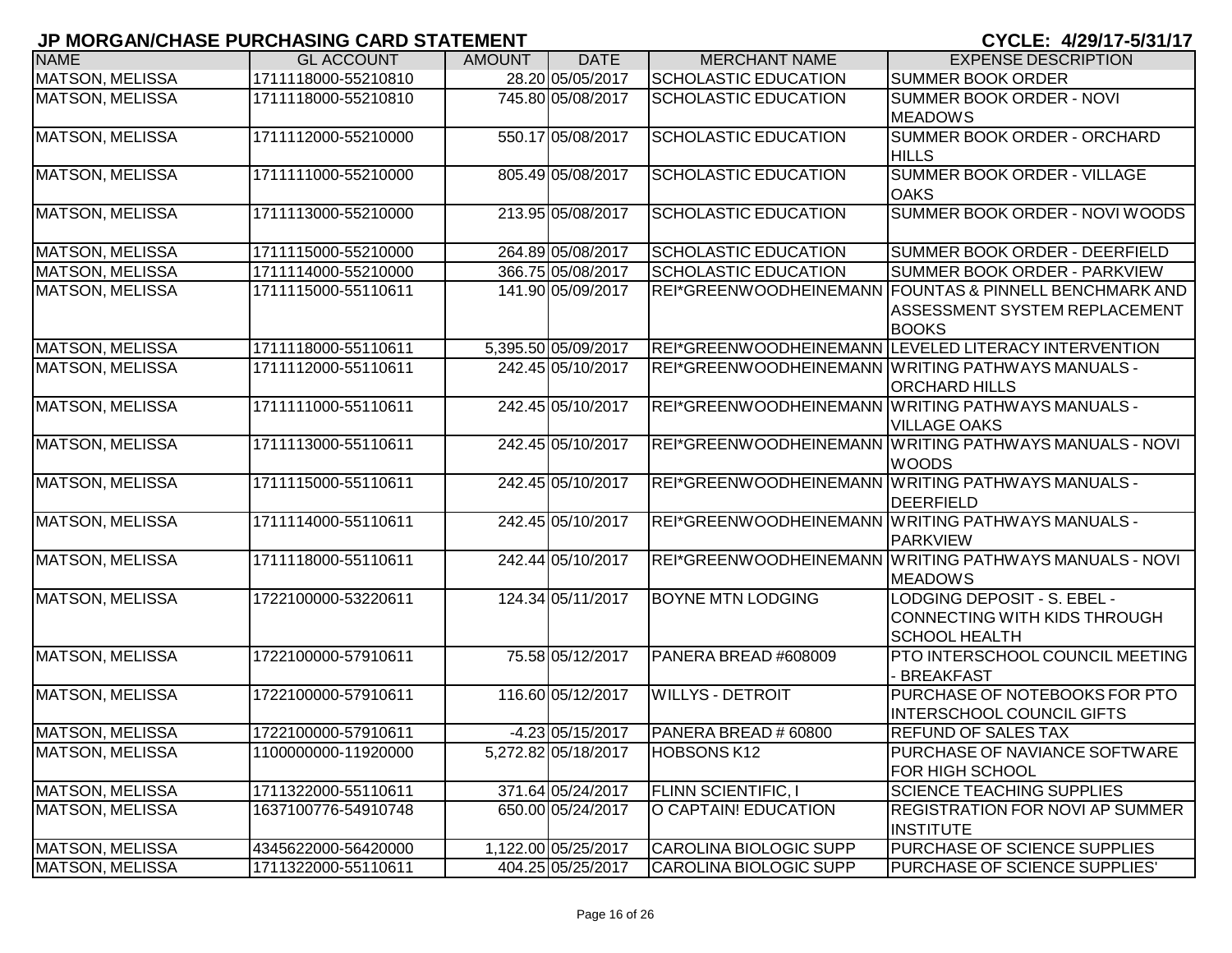## JP MORGAN/CHASE PURCHASING CARD STATEMENT

**CYCLE: 4/29/17-5/31/17**

| NAME | GL ACCOUNT | AMOUNT | DATE | MERCHANT NAME | EXPENSE DESCRIPTION |
|---|---|---|---|---|---|
| MATSON, MELISSA | 1711118000-55210810 | 28.20 | 05/05/2017 | SCHOLASTIC EDUCATION | SUMMER BOOK ORDER |
| MATSON, MELISSA | 1711118000-55210810 | 745.80 | 05/08/2017 | SCHOLASTIC EDUCATION | SUMMER BOOK ORDER - NOVI MEADOWS |
| MATSON, MELISSA | 1711112000-55210000 | 550.17 | 05/08/2017 | SCHOLASTIC EDUCATION | SUMMER BOOK ORDER - ORCHARD HILLS |
| MATSON, MELISSA | 1711111000-55210000 | 805.49 | 05/08/2017 | SCHOLASTIC EDUCATION | SUMMER BOOK ORDER - VILLAGE OAKS |
| MATSON, MELISSA | 1711113000-55210000 | 213.95 | 05/08/2017 | SCHOLASTIC EDUCATION | SUMMER BOOK ORDER - NOVI WOODS |
| MATSON, MELISSA | 1711115000-55210000 | 264.89 | 05/08/2017 | SCHOLASTIC EDUCATION | SUMMER BOOK ORDER - DEERFIELD |
| MATSON, MELISSA | 1711114000-55210000 | 366.75 | 05/08/2017 | SCHOLASTIC EDUCATION | SUMMER BOOK ORDER - PARKVIEW |
| MATSON, MELISSA | 1711115000-55110611 | 141.90 | 05/09/2017 | REI*GREENWOODHEINEMANN | FOUNTAS & PINNELL BENCHMARK AND ASSESSMENT SYSTEM REPLACEMENT BOOKS |
| MATSON, MELISSA | 1711118000-55110611 | 5,395.50 | 05/09/2017 | REI*GREENWOODHEINEMANN | LEVELED LITERACY INTERVENTION |
| MATSON, MELISSA | 1711112000-55110611 | 242.45 | 05/10/2017 | REI*GREENWOODHEINEMANN | WRITING PATHWAYS MANUALS - ORCHARD HILLS |
| MATSON, MELISSA | 1711111000-55110611 | 242.45 | 05/10/2017 | REI*GREENWOODHEINEMANN | WRITING PATHWAYS MANUALS - VILLAGE OAKS |
| MATSON, MELISSA | 1711113000-55110611 | 242.45 | 05/10/2017 | REI*GREENWOODHEINEMANN | WRITING PATHWAYS MANUALS - NOVI WOODS |
| MATSON, MELISSA | 1711115000-55110611 | 242.45 | 05/10/2017 | REI*GREENWOODHEINEMANN | WRITING PATHWAYS MANUALS - DEERFIELD |
| MATSON, MELISSA | 1711114000-55110611 | 242.45 | 05/10/2017 | REI*GREENWOODHEINEMANN | WRITING PATHWAYS MANUALS - PARKVIEW |
| MATSON, MELISSA | 1711118000-55110611 | 242.44 | 05/10/2017 | REI*GREENWOODHEINEMANN | WRITING PATHWAYS MANUALS - NOVI MEADOWS |
| MATSON, MELISSA | 1722100000-53220611 | 124.34 | 05/11/2017 | BOYNE MTN LODGING | LODGING DEPOSIT - S. EBEL - CONNECTING WITH KIDS THROUGH SCHOOL HEALTH |
| MATSON, MELISSA | 1722100000-57910611 | 75.58 | 05/12/2017 | PANERA BREAD #608009 | PTO INTERSCHOOL COUNCIL MEETING - BREAKFAST |
| MATSON, MELISSA | 1722100000-57910611 | 116.60 | 05/12/2017 | WILLYS - DETROIT | PURCHASE OF NOTEBOOKS FOR PTO INTERSCHOOL COUNCIL GIFTS |
| MATSON, MELISSA | 1722100000-57910611 | -4.23 | 05/15/2017 | PANERA BREAD # 60800 | REFUND OF SALES TAX |
| MATSON, MELISSA | 1100000000-11920000 | 5,272.82 | 05/18/2017 | HOBSONS K12 | PURCHASE OF NAVIANCE SOFTWARE FOR HIGH SCHOOL |
| MATSON, MELISSA | 1711322000-55110611 | 371.64 | 05/24/2017 | FLINN SCIENTIFIC, I | SCIENCE TEACHING SUPPLIES |
| MATSON, MELISSA | 1637100776-54910748 | 650.00 | 05/24/2017 | O CAPTAIN! EDUCATION | REGISTRATION FOR NOVI AP SUMMER INSTITUTE |
| MATSON, MELISSA | 4345622000-56420000 | 1,122.00 | 05/25/2017 | CAROLINA BIOLOGIC SUPP | PURCHASE OF SCIENCE SUPPLIES |
| MATSON, MELISSA | 1711322000-55110611 | 404.25 | 05/25/2017 | CAROLINA BIOLOGIC SUPP | PURCHASE OF SCIENCE SUPPLIES' |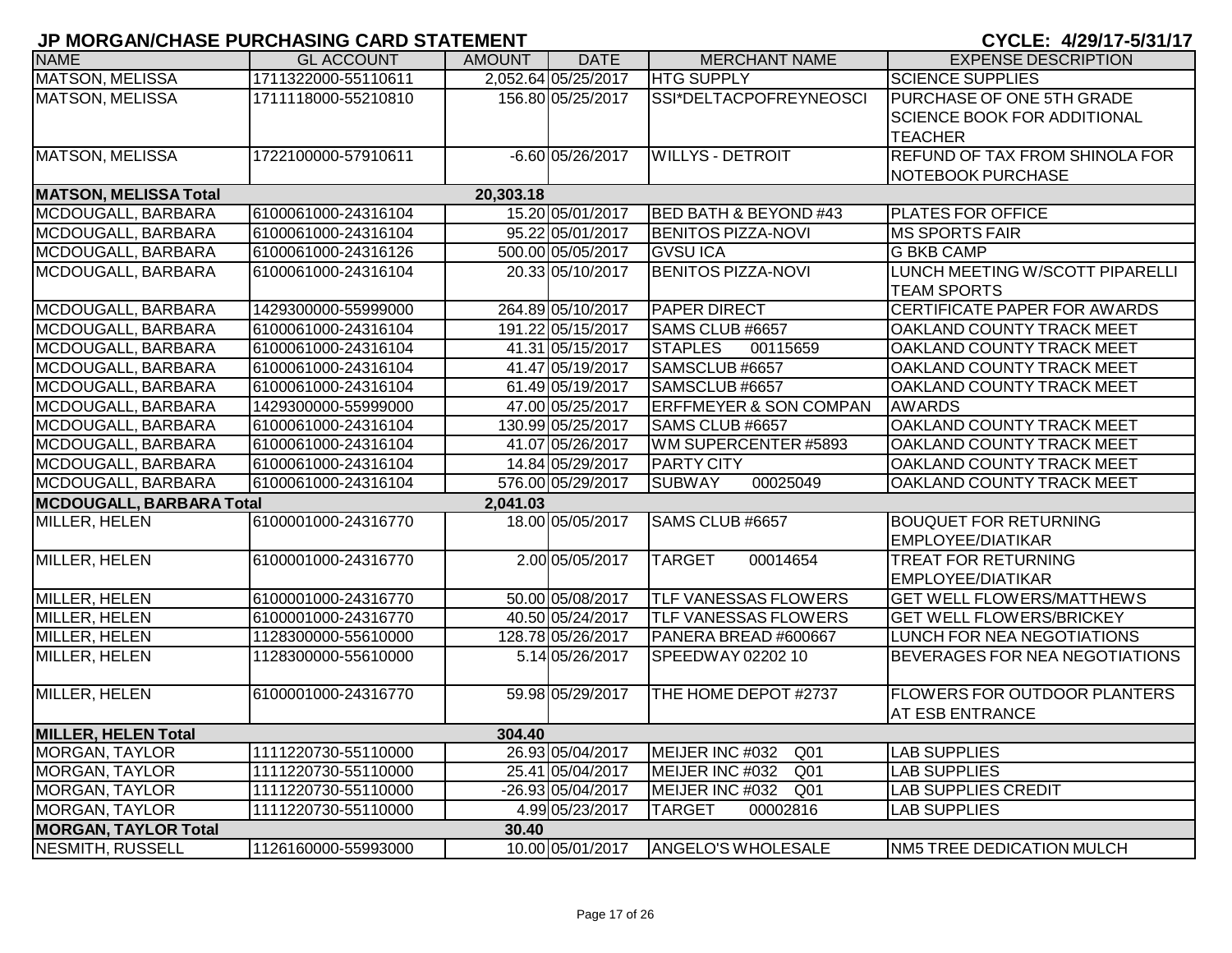## JP MORGAN/CHASE PURCHASING CARD STATEMENT

**CYCLE: 4/29/17-5/31/17**

| NAME | GL ACCOUNT | AMOUNT | DATE | MERCHANT NAME | EXPENSE DESCRIPTION |
|---|---|---|---|---|---|
| MATSON, MELISSA | 1711322000-55110611 | 2,052.64 | 05/25/2017 | HTG SUPPLY | SCIENCE SUPPLIES |
| MATSON, MELISSA | 1711118000-55210810 | 156.80 | 05/25/2017 | SSI*DELTACPOFREYNEOSCI | PURCHASE OF ONE 5TH GRADE SCIENCE BOOK FOR ADDITIONAL TEACHER |
| MATSON, MELISSA | 1722100000-57910611 | -6.60 | 05/26/2017 | WILLYS - DETROIT | REFUND OF TAX FROM SHINOLA FOR NOTEBOOK PURCHASE |
| **MATSON, MELISSA Total** | | **20,303.18** | | | |
| MCDOUGALL, BARBARA | 6100061000-24316104 | 15.20 | 05/01/2017 | BED BATH & BEYOND #43 | PLATES FOR OFFICE |
| MCDOUGALL, BARBARA | 6100061000-24316104 | 95.22 | 05/01/2017 | BENITOS PIZZA-NOVI | MS SPORTS FAIR |
| MCDOUGALL, BARBARA | 6100061000-24316126 | 500.00 | 05/05/2017 | GVSU ICA | G BKB CAMP |
| MCDOUGALL, BARBARA | 6100061000-24316104 | 20.33 | 05/10/2017 | BENITOS PIZZA-NOVI | LUNCH MEETING W/SCOTT PIPARELLI TEAM SPORTS |
| MCDOUGALL, BARBARA | 1429300000-55999000 | 264.89 | 05/10/2017 | PAPER DIRECT | CERTIFICATE PAPER FOR AWARDS |
| MCDOUGALL, BARBARA | 6100061000-24316104 | 191.22 | 05/15/2017 | SAMS CLUB #6657 | OAKLAND COUNTY TRACK MEET |
| MCDOUGALL, BARBARA | 6100061000-24316104 | 41.31 | 05/15/2017 | STAPLES 00115659 | OAKLAND COUNTY TRACK MEET |
| MCDOUGALL, BARBARA | 6100061000-24316104 | 41.47 | 05/19/2017 | SAMSCLUB #6657 | OAKLAND COUNTY TRACK MEET |
| MCDOUGALL, BARBARA | 6100061000-24316104 | 61.49 | 05/19/2017 | SAMSCLUB #6657 | OAKLAND COUNTY TRACK MEET |
| MCDOUGALL, BARBARA | 1429300000-55999000 | 47.00 | 05/25/2017 | ERFFMEYER & SON COMPAN | AWARDS |
| MCDOUGALL, BARBARA | 6100061000-24316104 | 130.99 | 05/25/2017 | SAMS CLUB #6657 | OAKLAND COUNTY TRACK MEET |
| MCDOUGALL, BARBARA | 6100061000-24316104 | 41.07 | 05/26/2017 | WM SUPERCENTER #5893 | OAKLAND COUNTY TRACK MEET |
| MCDOUGALL, BARBARA | 6100061000-24316104 | 14.84 | 05/29/2017 | PARTY CITY | OAKLAND COUNTY TRACK MEET |
| MCDOUGALL, BARBARA | 6100061000-24316104 | 576.00 | 05/29/2017 | SUBWAY 00025049 | OAKLAND COUNTY TRACK MEET |
| **MCDOUGALL, BARBARA Total** | | **2,041.03** | | | |
| MILLER, HELEN | 6100001000-24316770 | 18.00 | 05/05/2017 | SAMS CLUB #6657 | BOUQUET FOR RETURNING EMPLOYEE/DIATIKAR |
| MILLER, HELEN | 6100001000-24316770 | 2.00 | 05/05/2017 | TARGET 00014654 | TREAT FOR RETURNING EMPLOYEE/DIATIKAR |
| MILLER, HELEN | 6100001000-24316770 | 50.00 | 05/08/2017 | TLF VANESSAS FLOWERS | GET WELL FLOWERS/MATTHEWS |
| MILLER, HELEN | 6100001000-24316770 | 40.50 | 05/24/2017 | TLF VANESSAS FLOWERS | GET WELL FLOWERS/BRICKEY |
| MILLER, HELEN | 1128300000-55610000 | 128.78 | 05/26/2017 | PANERA BREAD #600667 | LUNCH FOR NEA NEGOTIATIONS |
| MILLER, HELEN | 1128300000-55610000 | 5.14 | 05/26/2017 | SPEEDWAY 02202 10 | BEVERAGES FOR NEA NEGOTIATIONS |
| MILLER, HELEN | 6100001000-24316770 | 59.98 | 05/29/2017 | THE HOME DEPOT #2737 | FLOWERS FOR OUTDOOR PLANTERS AT ESB ENTRANCE |
| **MILLER, HELEN Total** | | **304.40** | | | |
| MORGAN, TAYLOR | 1111220730-55110000 | 26.93 | 05/04/2017 | MEIJER INC #032 Q01 | LAB SUPPLIES |
| MORGAN, TAYLOR | 1111220730-55110000 | 25.41 | 05/04/2017 | MEIJER INC #032 Q01 | LAB SUPPLIES |
| MORGAN, TAYLOR | 1111220730-55110000 | -26.93 | 05/04/2017 | MEIJER INC #032 Q01 | LAB SUPPLIES CREDIT |
| MORGAN, TAYLOR | 1111220730-55110000 | 4.99 | 05/23/2017 | TARGET 00002816 | LAB SUPPLIES |
| **MORGAN, TAYLOR Total** | | **30.40** | | | |
| NESMITH, RUSSELL | 1126160000-55993000 | 10.00 | 05/01/2017 | ANGELO'S WHOLESALE | NM5 TREE DEDICATION MULCH |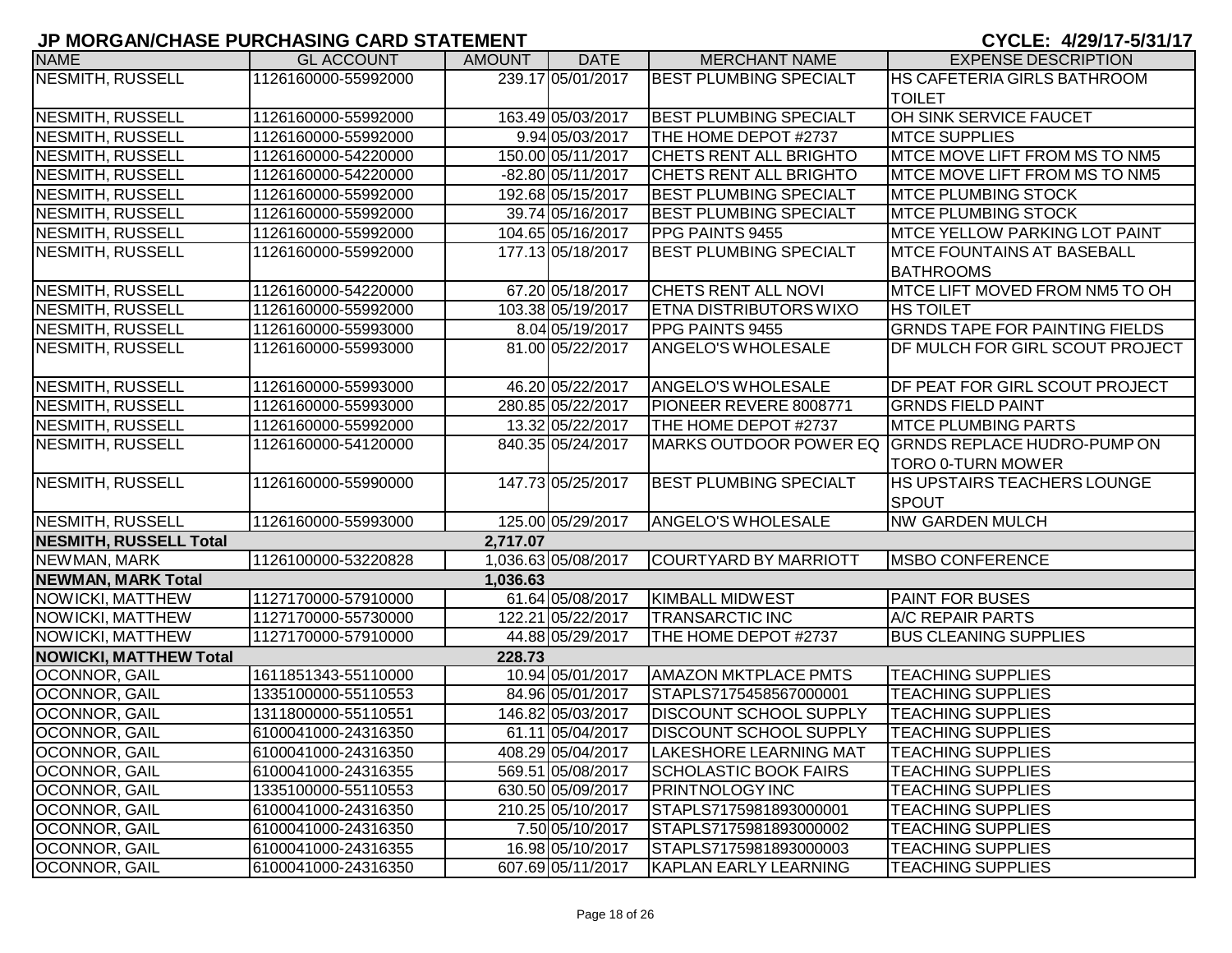# JP MORGAN/CHASE PURCHASING CARD STATEMENT

**CYCLE: 4/29/17-5/31/17**

| NAME | GL ACCOUNT | AMOUNT | DATE | MERCHANT NAME | EXPENSE DESCRIPTION |
|---|---|---|---|---|---|
| NESMITH, RUSSELL | 1126160000-55992000 | 239.17 | 05/01/2017 | BEST PLUMBING SPECIALT | HS CAFETERIA GIRLS BATHROOM TOILET |
| NESMITH, RUSSELL | 1126160000-55992000 | 163.49 | 05/03/2017 | BEST PLUMBING SPECIALT | OH SINK SERVICE FAUCET |
| NESMITH, RUSSELL | 1126160000-55992000 | 9.94 | 05/03/2017 | THE HOME DEPOT #2737 | MTCE SUPPLIES |
| NESMITH, RUSSELL | 1126160000-54220000 | 150.00 | 05/11/2017 | CHETS RENT ALL BRIGHTO | MTCE MOVE LIFT FROM MS TO NM5 |
| NESMITH, RUSSELL | 1126160000-54220000 | -82.80 | 05/11/2017 | CHETS RENT ALL BRIGHTO | MTCE MOVE LIFT FROM MS TO NM5 |
| NESMITH, RUSSELL | 1126160000-55992000 | 192.68 | 05/15/2017 | BEST PLUMBING SPECIALT | MTCE PLUMBING STOCK |
| NESMITH, RUSSELL | 1126160000-55992000 | 39.74 | 05/16/2017 | BEST PLUMBING SPECIALT | MTCE PLUMBING STOCK |
| NESMITH, RUSSELL | 1126160000-55992000 | 104.65 | 05/16/2017 | PPG PAINTS 9455 | MTCE YELLOW PARKING LOT PAINT |
| NESMITH, RUSSELL | 1126160000-55992000 | 177.13 | 05/18/2017 | BEST PLUMBING SPECIALT | MTCE FOUNTAINS AT BASEBALL BATHROOMS |
| NESMITH, RUSSELL | 1126160000-54220000 | 67.20 | 05/18/2017 | CHETS RENT ALL NOVI | MTCE LIFT MOVED FROM NM5 TO OH |
| NESMITH, RUSSELL | 1126160000-55992000 | 103.38 | 05/19/2017 | ETNA DISTRIBUTORS WIXO | HS TOILET |
| NESMITH, RUSSELL | 1126160000-55993000 | 8.04 | 05/19/2017 | PPG PAINTS 9455 | GRNDS TAPE FOR PAINTING FIELDS |
| NESMITH, RUSSELL | 1126160000-55993000 | 81.00 | 05/22/2017 | ANGELO'S WHOLESALE | DF MULCH FOR GIRL SCOUT PROJECT |
| NESMITH, RUSSELL | 1126160000-55993000 | 46.20 | 05/22/2017 | ANGELO'S WHOLESALE | DF PEAT FOR GIRL SCOUT PROJECT |
| NESMITH, RUSSELL | 1126160000-55993000 | 280.85 | 05/22/2017 | PIONEER REVERE 8008771 | GRNDS FIELD PAINT |
| NESMITH, RUSSELL | 1126160000-55992000 | 13.32 | 05/22/2017 | THE HOME DEPOT #2737 | MTCE PLUMBING PARTS |
| NESMITH, RUSSELL | 1126160000-54120000 | 840.35 | 05/24/2017 | MARKS OUTDOOR POWER EQ | GRNDS REPLACE HUDRO-PUMP ON TORO 0-TURN MOWER |
| NESMITH, RUSSELL | 1126160000-55990000 | 147.73 | 05/25/2017 | BEST PLUMBING SPECIALT | HS UPSTAIRS TEACHERS LOUNGE SPOUT |
| NESMITH, RUSSELL | 1126160000-55993000 | 125.00 | 05/29/2017 | ANGELO'S WHOLESALE | NW GARDEN MULCH |
| **NESMITH, RUSSELL Total** | | **2,717.07** | | | |
| NEWMAN, MARK | 1126100000-53220828 | 1,036.63 | 05/08/2017 | COURTYARD BY MARRIOTT | MSBO CONFERENCE |
| **NEWMAN, MARK Total** | | **1,036.63** | | | |
| NOWICKI, MATTHEW | 1127170000-57910000 | 61.64 | 05/08/2017 | KIMBALL MIDWEST | PAINT FOR BUSES |
| NOWICKI, MATTHEW | 1127170000-55730000 | 122.21 | 05/22/2017 | TRANSARCTIC INC | A/C REPAIR PARTS |
| NOWICKI, MATTHEW | 1127170000-57910000 | 44.88 | 05/29/2017 | THE HOME DEPOT #2737 | BUS CLEANING SUPPLIES |
| **NOWICKI, MATTHEW Total** | | **228.73** | | | |
| OCONNOR, GAIL | 1611851343-55110000 | 10.94 | 05/01/2017 | AMAZON MKTPLACE PMTS | TEACHING SUPPLIES |
| OCONNOR, GAIL | 1335100000-55110553 | 84.96 | 05/01/2017 | STAPLS7175458567000001 | TEACHING SUPPLIES |
| OCONNOR, GAIL | 1311800000-55110551 | 146.82 | 05/03/2017 | DISCOUNT SCHOOL SUPPLY | TEACHING SUPPLIES |
| OCONNOR, GAIL | 6100041000-24316350 | 61.11 | 05/04/2017 | DISCOUNT SCHOOL SUPPLY | TEACHING SUPPLIES |
| OCONNOR, GAIL | 6100041000-24316350 | 408.29 | 05/04/2017 | LAKESHORE LEARNING MAT | TEACHING SUPPLIES |
| OCONNOR, GAIL | 6100041000-24316355 | 569.51 | 05/08/2017 | SCHOLASTIC BOOK FAIRS | TEACHING SUPPLIES |
| OCONNOR, GAIL | 1335100000-55110553 | 630.50 | 05/09/2017 | PRINTNOLOGY INC | TEACHING SUPPLIES |
| OCONNOR, GAIL | 6100041000-24316350 | 210.25 | 05/10/2017 | STAPLS7175981893000001 | TEACHING SUPPLIES |
| OCONNOR, GAIL | 6100041000-24316350 | 7.50 | 05/10/2017 | STAPLS7175981893000002 | TEACHING SUPPLIES |
| OCONNOR, GAIL | 6100041000-24316355 | 16.98 | 05/10/2017 | STAPLS7175981893000003 | TEACHING SUPPLIES |
| OCONNOR, GAIL | 6100041000-24316350 | 607.69 | 05/11/2017 | KAPLAN EARLY LEARNING | TEACHING SUPPLIES |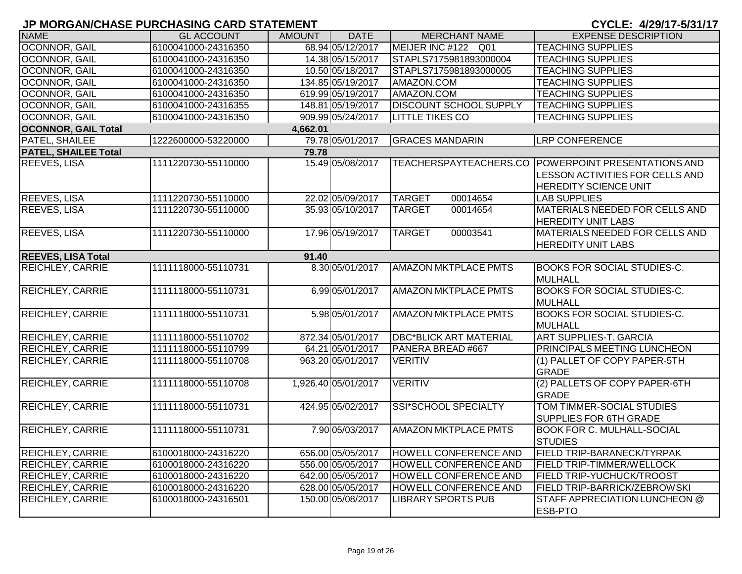## JP MORGAN/CHASE PURCHASING CARD STATEMENT

**CYCLE: 4/29/17-5/31/17**

| NAME | GL ACCOUNT | AMOUNT | DATE | MERCHANT NAME | EXPENSE DESCRIPTION |
|---|---|---|---|---|---|
| OCONNOR, GAIL | 6100041000-24316350 | 68.94 | 05/12/2017 | MEIJER INC #122 Q01 | TEACHING SUPPLIES |
| OCONNOR, GAIL | 6100041000-24316350 | 14.38 | 05/15/2017 | STAPLS7175981893000004 | TEACHING SUPPLIES |
| OCONNOR, GAIL | 6100041000-24316350 | 10.50 | 05/18/2017 | STAPLS7175981893000005 | TEACHING SUPPLIES |
| OCONNOR, GAIL | 6100041000-24316350 | 134.85 | 05/19/2017 | AMAZON.COM | TEACHING SUPPLIES |
| OCONNOR, GAIL | 6100041000-24316350 | 619.99 | 05/19/2017 | AMAZON.COM | TEACHING SUPPLIES |
| OCONNOR, GAIL | 6100041000-24316355 | 148.81 | 05/19/2017 | DISCOUNT SCHOOL SUPPLY | TEACHING SUPPLIES |
| OCONNOR, GAIL | 6100041000-24316350 | 909.99 | 05/24/2017 | LITTLE TIKES CO | TEACHING SUPPLIES |
| **OCONNOR, GAIL Total** | | **4,662.01** | | | |
| PATEL, SHAILEE | 1222600000-53220000 | 79.78 | 05/01/2017 | GRACES MANDARIN | LRP CONFERENCE |
| **PATEL, SHAILEE Total** | | **79.78** | | | |
| REEVES, LISA | 1111220730-55110000 | 15.49 | 05/08/2017 | TEACHERSPAYTEACHERS.CO | POWERPOINT PRESENTATIONS AND LESSON ACTIVITIES FOR CELLS AND HEREDITY SCIENCE UNIT |
| REEVES, LISA | 1111220730-55110000 | 22.02 | 05/09/2017 | TARGET 00014654 | LAB SUPPLIES |
| REEVES, LISA | 1111220730-55110000 | 35.93 | 05/10/2017 | TARGET 00014654 | MATERIALS NEEDED FOR CELLS AND HEREDITY UNIT LABS |
| REEVES, LISA | 1111220730-55110000 | 17.96 | 05/19/2017 | TARGET 00003541 | MATERIALS NEEDED FOR CELLS AND HEREDITY UNIT LABS |
| **REEVES, LISA Total** | | **91.40** | | | |
| REICHLEY, CARRIE | 1111118000-55110731 | 8.30 | 05/01/2017 | AMAZON MKTPLACE PMTS | BOOKS FOR SOCIAL STUDIES-C. MULHALL |
| REICHLEY, CARRIE | 1111118000-55110731 | 6.99 | 05/01/2017 | AMAZON MKTPLACE PMTS | BOOKS FOR SOCIAL STUDIES-C. MULHALL |
| REICHLEY, CARRIE | 1111118000-55110731 | 5.98 | 05/01/2017 | AMAZON MKTPLACE PMTS | BOOKS FOR SOCIAL STUDIES-C. MULHALL |
| REICHLEY, CARRIE | 1111118000-55110702 | 872.34 | 05/01/2017 | DBC*BLICK ART MATERIAL | ART SUPPLIES-T. GARCIA |
| REICHLEY, CARRIE | 1111118000-55110799 | 64.21 | 05/01/2017 | PANERA BREAD #667 | PRINCIPALS MEETING LUNCHEON |
| REICHLEY, CARRIE | 1111118000-55110708 | 963.20 | 05/01/2017 | VERITIV | (1) PALLET OF COPY PAPER-5TH GRADE |
| REICHLEY, CARRIE | 1111118000-55110708 | 1,926.40 | 05/01/2017 | VERITIV | (2) PALLETS OF COPY PAPER-6TH GRADE |
| REICHLEY, CARRIE | 1111118000-55110731 | 424.95 | 05/02/2017 | SSI*SCHOOL SPECIALTY | TOM TIMMER-SOCIAL STUDIES SUPPLIES FOR 6TH GRADE |
| REICHLEY, CARRIE | 1111118000-55110731 | 7.90 | 05/03/2017 | AMAZON MKTPLACE PMTS | BOOK FOR C. MULHALL-SOCIAL STUDIES |
| REICHLEY, CARRIE | 6100018000-24316220 | 656.00 | 05/05/2017 | HOWELL CONFERENCE AND | FIELD TRIP-BARANECK/TYRPAK |
| REICHLEY, CARRIE | 6100018000-24316220 | 556.00 | 05/05/2017 | HOWELL CONFERENCE AND | FIELD TRIP-TIMMER/WELLOCK |
| REICHLEY, CARRIE | 6100018000-24316220 | 642.00 | 05/05/2017 | HOWELL CONFERENCE AND | FIELD TRIP-YUCHUCK/TROOST |
| REICHLEY, CARRIE | 6100018000-24316220 | 628.00 | 05/05/2017 | HOWELL CONFERENCE AND | FIELD TRIP-BARRICK/ZEBROWSKI |
| REICHLEY, CARRIE | 6100018000-24316501 | 150.00 | 05/08/2017 | LIBRARY SPORTS PUB | STAFF APPRECIATION LUNCHEON @ ESB-PTO |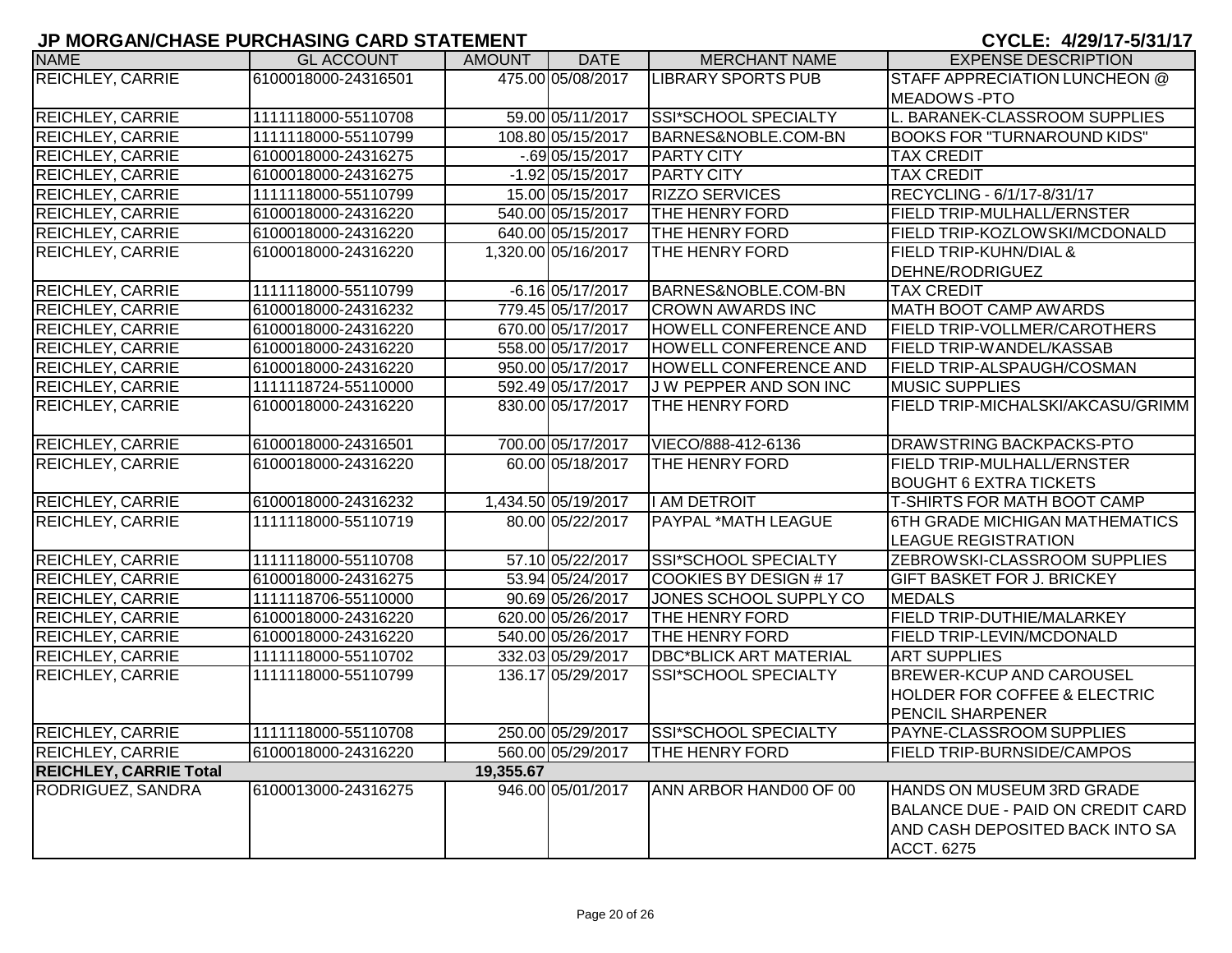## JP MORGAN/CHASE PURCHASING CARD STATEMENT

**CYCLE: 4/29/17-5/31/17**

| NAME | GL ACCOUNT | AMOUNT | DATE | MERCHANT NAME | EXPENSE DESCRIPTION |
|---|---|---|---|---|---|
| REICHLEY, CARRIE | 6100018000-24316501 | 475.00 | 05/08/2017 | LIBRARY SPORTS PUB | STAFF APPRECIATION LUNCHEON @ MEADOWS -PTO |
| REICHLEY, CARRIE | 1111118000-55110708 | 59.00 | 05/11/2017 | SSI*SCHOOL SPECIALTY | L. BARANEK-CLASSROOM SUPPLIES |
| REICHLEY, CARRIE | 1111118000-55110799 | 108.80 | 05/15/2017 | BARNES&NOBLE.COM-BN | BOOKS FOR "TURNAROUND KIDS" |
| REICHLEY, CARRIE | 6100018000-24316275 | -.69 | 05/15/2017 | PARTY CITY | TAX CREDIT |
| REICHLEY, CARRIE | 6100018000-24316275 | -1.92 | 05/15/2017 | PARTY CITY | TAX CREDIT |
| REICHLEY, CARRIE | 1111118000-55110799 | 15.00 | 05/15/2017 | RIZZO SERVICES | RECYCLING - 6/1/17-8/31/17 |
| REICHLEY, CARRIE | 6100018000-24316220 | 540.00 | 05/15/2017 | THE HENRY FORD | FIELD TRIP-MULHALL/ERNSTER |
| REICHLEY, CARRIE | 6100018000-24316220 | 640.00 | 05/15/2017 | THE HENRY FORD | FIELD TRIP-KOZLOWSKI/MCDONALD |
| REICHLEY, CARRIE | 6100018000-24316220 | 1,320.00 | 05/16/2017 | THE HENRY FORD | FIELD TRIP-KUHN/DIAL & DEHNE/RODRIGUEZ |
| REICHLEY, CARRIE | 1111118000-55110799 | -6.16 | 05/17/2017 | BARNES&NOBLE.COM-BN | TAX CREDIT |
| REICHLEY, CARRIE | 6100018000-24316232 | 779.45 | 05/17/2017 | CROWN AWARDS INC | MATH BOOT CAMP AWARDS |
| REICHLEY, CARRIE | 6100018000-24316220 | 670.00 | 05/17/2017 | HOWELL CONFERENCE AND | FIELD TRIP-VOLLMER/CAROTHERS |
| REICHLEY, CARRIE | 6100018000-24316220 | 558.00 | 05/17/2017 | HOWELL CONFERENCE AND | FIELD TRIP-WANDEL/KASSAB |
| REICHLEY, CARRIE | 6100018000-24316220 | 950.00 | 05/17/2017 | HOWELL CONFERENCE AND | FIELD TRIP-ALSPAUGH/COSMAN |
| REICHLEY, CARRIE | 1111118724-55110000 | 592.49 | 05/17/2017 | J W PEPPER AND SON INC | MUSIC SUPPLIES |
| REICHLEY, CARRIE | 6100018000-24316220 | 830.00 | 05/17/2017 | THE HENRY FORD | FIELD TRIP-MICHALSKI/AKCASU/GRIMM |
| REICHLEY, CARRIE | 6100018000-24316501 | 700.00 | 05/17/2017 | VIECO/888-412-6136 | DRAWSTRING BACKPACKS-PTO |
| REICHLEY, CARRIE | 6100018000-24316220 | 60.00 | 05/18/2017 | THE HENRY FORD | FIELD TRIP-MULHALL/ERNSTER BOUGHT 6 EXTRA TICKETS |
| REICHLEY, CARRIE | 6100018000-24316232 | 1,434.50 | 05/19/2017 | I AM DETROIT | T-SHIRTS FOR MATH BOOT CAMP |
| REICHLEY, CARRIE | 1111118000-55110719 | 80.00 | 05/22/2017 | PAYPAL *MATH LEAGUE | 6TH GRADE MICHIGAN MATHEMATICS LEAGUE REGISTRATION |
| REICHLEY, CARRIE | 1111118000-55110708 | 57.10 | 05/22/2017 | SSI*SCHOOL SPECIALTY | ZEBROWSKI-CLASSROOM SUPPLIES |
| REICHLEY, CARRIE | 6100018000-24316275 | 53.94 | 05/24/2017 | COOKIES BY DESIGN # 17 | GIFT BASKET FOR J. BRICKEY |
| REICHLEY, CARRIE | 1111118706-55110000 | 90.69 | 05/26/2017 | JONES SCHOOL SUPPLY CO | MEDALS |
| REICHLEY, CARRIE | 6100018000-24316220 | 620.00 | 05/26/2017 | THE HENRY FORD | FIELD TRIP-DUTHIE/MALARKEY |
| REICHLEY, CARRIE | 6100018000-24316220 | 540.00 | 05/26/2017 | THE HENRY FORD | FIELD TRIP-LEVIN/MCDONALD |
| REICHLEY, CARRIE | 1111118000-55110702 | 332.03 | 05/29/2017 | DBC*BLICK ART MATERIAL | ART SUPPLIES |
| REICHLEY, CARRIE | 1111118000-55110799 | 136.17 | 05/29/2017 | SSI*SCHOOL SPECIALTY | BREWER-KCUP AND CAROUSEL HOLDER FOR COFFEE & ELECTRIC PENCIL SHARPENER |
| REICHLEY, CARRIE | 1111118000-55110708 | 250.00 | 05/29/2017 | SSI*SCHOOL SPECIALTY | PAYNE-CLASSROOM SUPPLIES |
| REICHLEY, CARRIE | 6100018000-24316220 | 560.00 | 05/29/2017 | THE HENRY FORD | FIELD TRIP-BURNSIDE/CAMPOS |
| **REICHLEY, CARRIE Total** | | **19,355.67** | | | |
| RODRIGUEZ, SANDRA | 6100013000-24316275 | 946.00 | 05/01/2017 | ANN ARBOR HAND00 OF 00 | HANDS ON MUSEUM 3RD GRADE BALANCE DUE - PAID ON CREDIT CARD AND CASH DEPOSITED BACK INTO SA ACCT. 6275 |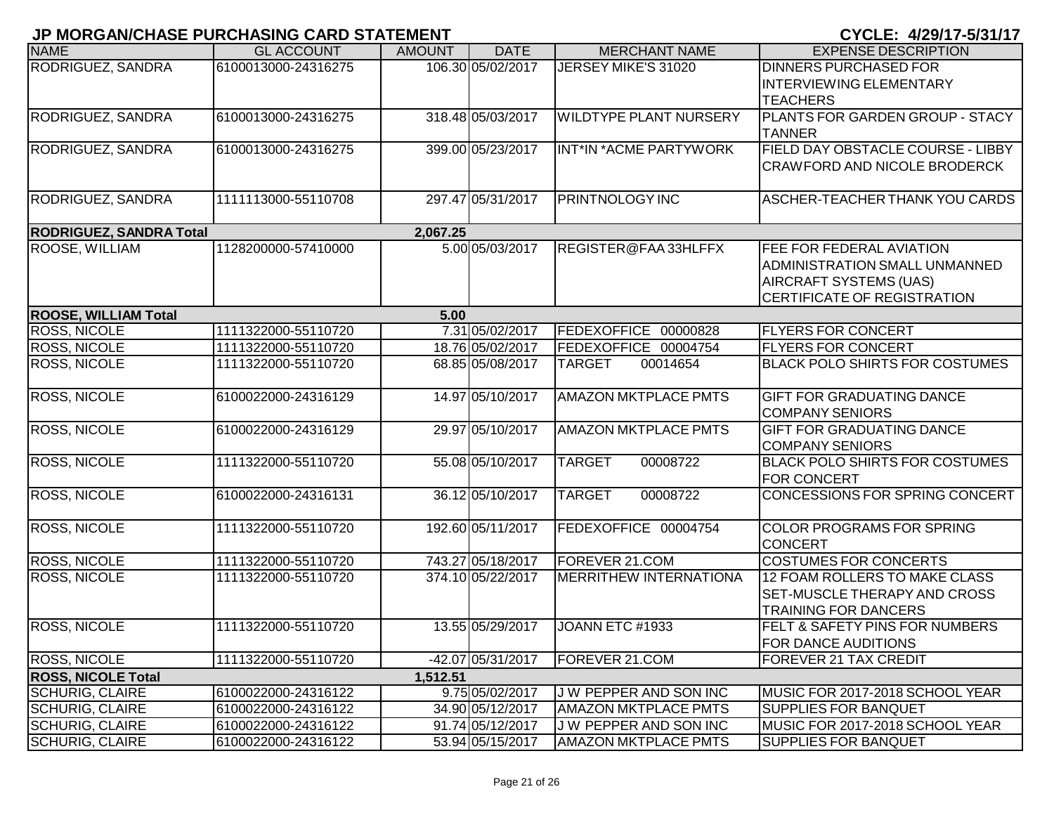# JP MORGAN/CHASE PURCHASING CARD STATEMENT

**CYCLE: 4/29/17-5/31/17**

| NAME | GL ACCOUNT | AMOUNT | DATE | MERCHANT NAME | EXPENSE DESCRIPTION |
|---|---|---|---|---|---|
| RODRIGUEZ, SANDRA | 6100013000-24316275 | 106.30 | 05/02/2017 | JERSEY MIKE'S 31020 | DINNERS PURCHASED FOR INTERVIEWING ELEMENTARY TEACHERS |
| RODRIGUEZ, SANDRA | 6100013000-24316275 | 318.48 | 05/03/2017 | WILDTYPE PLANT NURSERY | PLANTS FOR GARDEN GROUP - STACY TANNER |
| RODRIGUEZ, SANDRA | 6100013000-24316275 | 399.00 | 05/23/2017 | INT*IN *ACME PARTYWORK | FIELD DAY OBSTACLE COURSE - LIBBY CRAWFORD AND NICOLE BRODERCK |
| RODRIGUEZ, SANDRA | 1111113000-55110708 | 297.47 | 05/31/2017 | PRINTNOLOGY INC | ASCHER-TEACHER THANK YOU CARDS |
| **RODRIGUEZ, SANDRA Total** | | **2,067.25** | | | |
| ROOSE, WILLIAM | 1128200000-57410000 | 5.00 | 05/03/2017 | REGISTER@FAA 33HLFFX | FEE FOR FEDERAL AVIATION ADMINISTRATION SMALL UNMANNED AIRCRAFT SYSTEMS (UAS) CERTIFICATE OF REGISTRATION |
| **ROOSE, WILLIAM Total** | | **5.00** | | | |
| ROSS, NICOLE | 1111322000-55110720 | 7.31 | 05/02/2017 | FEDEXOFFICE 00000828 | FLYERS FOR CONCERT |
| ROSS, NICOLE | 1111322000-55110720 | 18.76 | 05/02/2017 | FEDEXOFFICE 00004754 | FLYERS FOR CONCERT |
| ROSS, NICOLE | 1111322000-55110720 | 68.85 | 05/08/2017 | TARGET 00014654 | BLACK POLO SHIRTS FOR COSTUMES |
| ROSS, NICOLE | 6100022000-24316129 | 14.97 | 05/10/2017 | AMAZON MKTPLACE PMTS | GIFT FOR GRADUATING DANCE COMPANY SENIORS |
| ROSS, NICOLE | 6100022000-24316129 | 29.97 | 05/10/2017 | AMAZON MKTPLACE PMTS | GIFT FOR GRADUATING DANCE COMPANY SENIORS |
| ROSS, NICOLE | 1111322000-55110720 | 55.08 | 05/10/2017 | TARGET 00008722 | BLACK POLO SHIRTS FOR COSTUMES FOR CONCERT |
| ROSS, NICOLE | 6100022000-24316131 | 36.12 | 05/10/2017 | TARGET 00008722 | CONCESSIONS FOR SPRING CONCERT |
| ROSS, NICOLE | 1111322000-55110720 | 192.60 | 05/11/2017 | FEDEXOFFICE 00004754 | COLOR PROGRAMS FOR SPRING CONCERT |
| ROSS, NICOLE | 1111322000-55110720 | 743.27 | 05/18/2017 | FOREVER 21.COM | COSTUMES FOR CONCERTS |
| ROSS, NICOLE | 1111322000-55110720 | 374.10 | 05/22/2017 | MERRITHEW INTERNATIONA | 12 FOAM ROLLERS TO MAKE CLASS SET-MUSCLE THERAPY AND CROSS TRAINING FOR DANCERS |
| ROSS, NICOLE | 1111322000-55110720 | 13.55 | 05/29/2017 | JOANN ETC #1933 | FELT & SAFETY PINS FOR NUMBERS FOR DANCE AUDITIONS |
| ROSS, NICOLE | 1111322000-55110720 | -42.07 | 05/31/2017 | FOREVER 21.COM | FOREVER 21 TAX CREDIT |
| **ROSS, NICOLE Total** | | **1,512.51** | | | |
| SCHURIG, CLAIRE | 6100022000-24316122 | 9.75 | 05/02/2017 | J W PEPPER AND SON INC | MUSIC FOR 2017-2018 SCHOOL YEAR |
| SCHURIG, CLAIRE | 6100022000-24316122 | 34.90 | 05/12/2017 | AMAZON MKTPLACE PMTS | SUPPLIES FOR BANQUET |
| SCHURIG, CLAIRE | 6100022000-24316122 | 91.74 | 05/12/2017 | J W PEPPER AND SON INC | MUSIC FOR 2017-2018 SCHOOL YEAR |
| SCHURIG, CLAIRE | 6100022000-24316122 | 53.94 | 05/15/2017 | AMAZON MKTPLACE PMTS | SUPPLIES FOR BANQUET |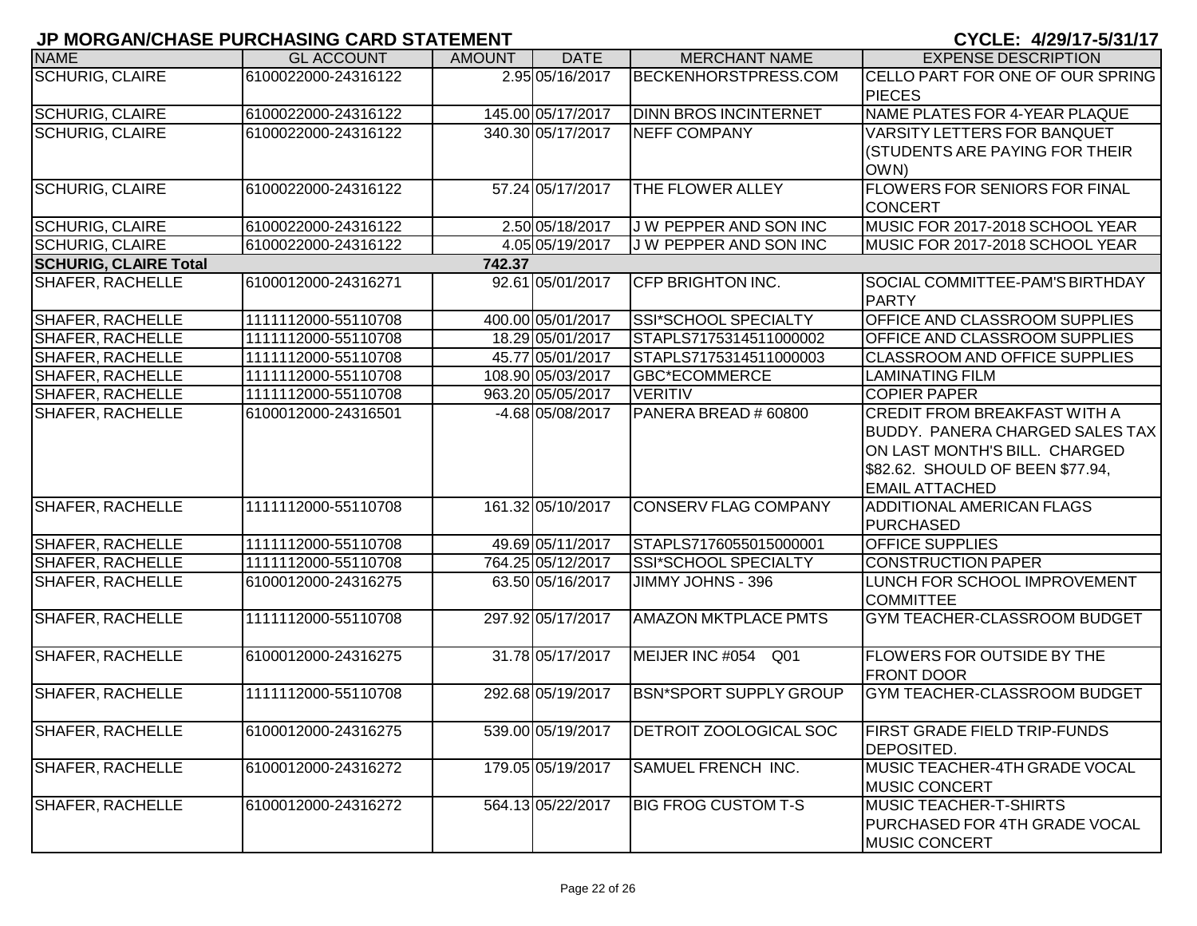# JP MORGAN/CHASE PURCHASING CARD STATEMENT

**CYCLE: 4/29/17-5/31/17**

| NAME | GL ACCOUNT | AMOUNT | DATE | MERCHANT NAME | EXPENSE DESCRIPTION |
|---|---|---|---|---|---|
| SCHURIG, CLAIRE | 6100022000-24316122 | 2.95 | 05/16/2017 | BECKENHORSTPRESS.COM | CELLO PART FOR ONE OF OUR SPRING PIECES |
| SCHURIG, CLAIRE | 6100022000-24316122 | 145.00 | 05/17/2017 | DINN BROS INCINTERNET | NAME PLATES FOR 4-YEAR PLAQUE |
| SCHURIG, CLAIRE | 6100022000-24316122 | 340.30 | 05/17/2017 | NEFF COMPANY | VARSITY LETTERS FOR BANQUET (STUDENTS ARE PAYING FOR THEIR OWN) |
| SCHURIG, CLAIRE | 6100022000-24316122 | 57.24 | 05/17/2017 | THE FLOWER ALLEY | FLOWERS FOR SENIORS FOR FINAL CONCERT |
| SCHURIG, CLAIRE | 6100022000-24316122 | 2.50 | 05/18/2017 | J W PEPPER AND SON INC | MUSIC FOR 2017-2018 SCHOOL YEAR |
| SCHURIG, CLAIRE | 6100022000-24316122 | 4.05 | 05/19/2017 | J W PEPPER AND SON INC | MUSIC FOR 2017-2018 SCHOOL YEAR |
| **SCHURIG, CLAIRE Total** | | **742.37** | | | |
| SHAFER, RACHELLE | 6100012000-24316271 | 92.61 | 05/01/2017 | CFP BRIGHTON INC. | SOCIAL COMMITTEE-PAM'S BIRTHDAY PARTY |
| SHAFER, RACHELLE | 1111112000-55110708 | 400.00 | 05/01/2017 | SSI*SCHOOL SPECIALTY | OFFICE AND CLASSROOM SUPPLIES |
| SHAFER, RACHELLE | 1111112000-55110708 | 18.29 | 05/01/2017 | STAPLS7175314511000002 | OFFICE AND CLASSROOM SUPPLIES |
| SHAFER, RACHELLE | 1111112000-55110708 | 45.77 | 05/01/2017 | STAPLS7175314511000003 | CLASSROOM AND OFFICE SUPPLIES |
| SHAFER, RACHELLE | 1111112000-55110708 | 108.90 | 05/03/2017 | GBC*ECOMMERCE | LAMINATING FILM |
| SHAFER, RACHELLE | 1111112000-55110708 | 963.20 | 05/05/2017 | VERITIV | COPIER PAPER |
| SHAFER, RACHELLE | 6100012000-24316501 | -4.68 | 05/08/2017 | PANERA BREAD # 60800 | CREDIT FROM BREAKFAST WITH A BUDDY. PANERA CHARGED SALES TAX ON LAST MONTH'S BILL. CHARGED $82.62. SHOULD OF BEEN $77.94, EMAIL ATTACHED |
| SHAFER, RACHELLE | 1111112000-55110708 | 161.32 | 05/10/2017 | CONSERV FLAG COMPANY | ADDITIONAL AMERICAN FLAGS PURCHASED |
| SHAFER, RACHELLE | 1111112000-55110708 | 49.69 | 05/11/2017 | STAPLS7176055015000001 | OFFICE SUPPLIES |
| SHAFER, RACHELLE | 1111112000-55110708 | 764.25 | 05/12/2017 | SSI*SCHOOL SPECIALTY | CONSTRUCTION PAPER |
| SHAFER, RACHELLE | 6100012000-24316275 | 63.50 | 05/16/2017 | JIMMY JOHNS - 396 | LUNCH FOR SCHOOL IMPROVEMENT COMMITTEE |
| SHAFER, RACHELLE | 1111112000-55110708 | 297.92 | 05/17/2017 | AMAZON MKTPLACE PMTS | GYM TEACHER-CLASSROOM BUDGET |
| SHAFER, RACHELLE | 6100012000-24316275 | 31.78 | 05/17/2017 | MEIJER INC #054 Q01 | FLOWERS FOR OUTSIDE BY THE FRONT DOOR |
| SHAFER, RACHELLE | 1111112000-55110708 | 292.68 | 05/19/2017 | BSN*SPORT SUPPLY GROUP | GYM TEACHER-CLASSROOM BUDGET |
| SHAFER, RACHELLE | 6100012000-24316275 | 539.00 | 05/19/2017 | DETROIT ZOOLOGICAL SOC | FIRST GRADE FIELD TRIP-FUNDS DEPOSITED. |
| SHAFER, RACHELLE | 6100012000-24316272 | 179.05 | 05/19/2017 | SAMUEL FRENCH INC. | MUSIC TEACHER-4TH GRADE VOCAL MUSIC CONCERT |
| SHAFER, RACHELLE | 6100012000-24316272 | 564.13 | 05/22/2017 | BIG FROG CUSTOM T-S | MUSIC TEACHER-T-SHIRTS PURCHASED FOR 4TH GRADE VOCAL MUSIC CONCERT |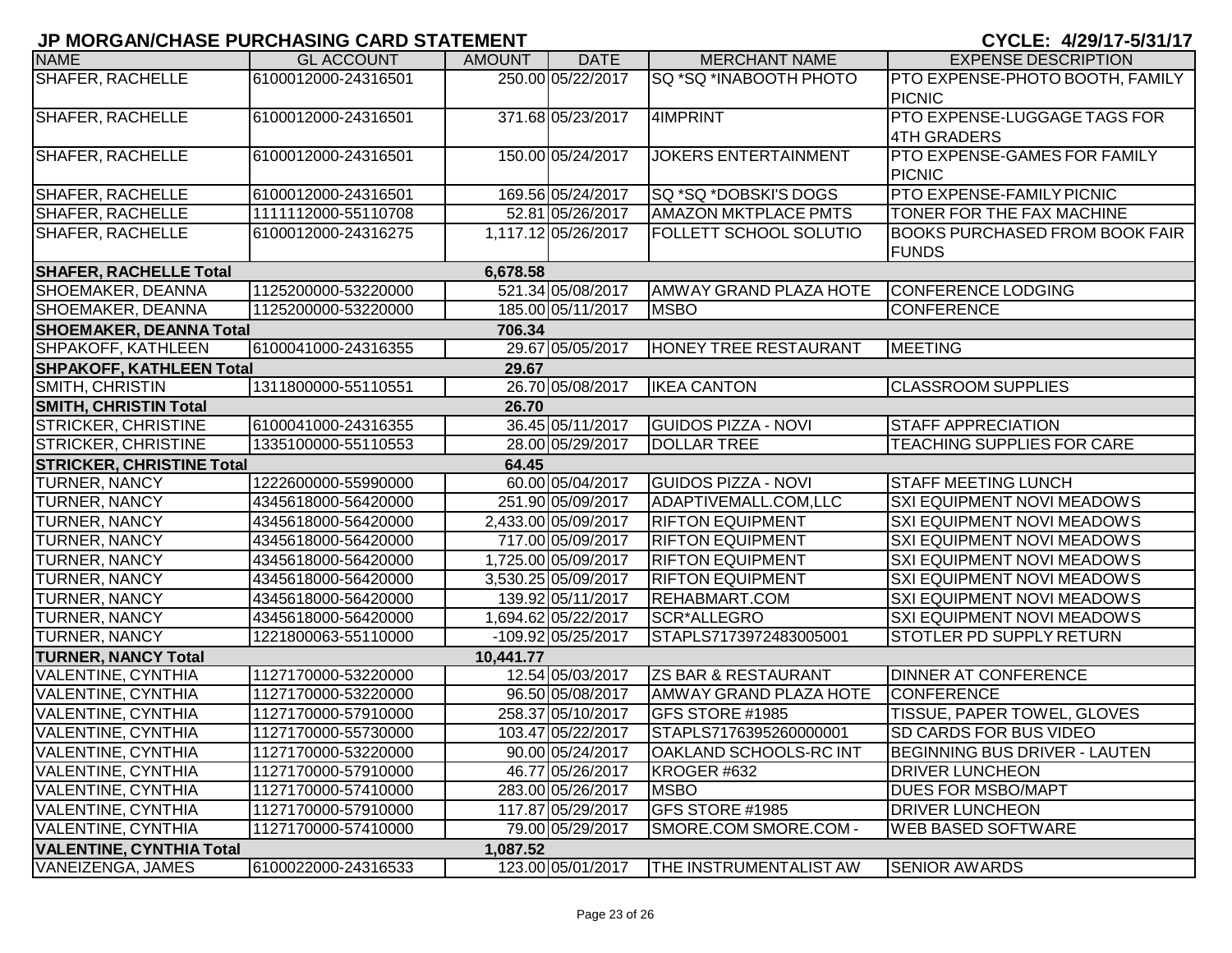## JP MORGAN/CHASE PURCHASING CARD STATEMENT

**CYCLE: 4/29/17-5/31/17**

| NAME | GL ACCOUNT | AMOUNT | DATE | MERCHANT NAME | EXPENSE DESCRIPTION |
|---|---|---|---|---|---|
| SHAFER, RACHELLE | 6100012000-24316501 | 250.00 | 05/22/2017 | SQ *SQ *INABOOTH PHOTO | PTO EXPENSE-PHOTO BOOTH, FAMILY PICNIC |
| SHAFER, RACHELLE | 6100012000-24316501 | 371.68 | 05/23/2017 | 4IMPRINT | PTO EXPENSE-LUGGAGE TAGS FOR 4TH GRADERS |
| SHAFER, RACHELLE | 6100012000-24316501 | 150.00 | 05/24/2017 | JOKERS ENTERTAINMENT | PTO EXPENSE-GAMES FOR FAMILY PICNIC |
| SHAFER, RACHELLE | 6100012000-24316501 | 169.56 | 05/24/2017 | SQ *SQ *DOBSKI'S DOGS | PTO EXPENSE-FAMILY PICNIC |
| SHAFER, RACHELLE | 1111112000-55110708 | 52.81 | 05/26/2017 | AMAZON MKTPLACE PMTS | TONER FOR THE FAX MACHINE |
| SHAFER, RACHELLE | 6100012000-24316275 | 1,117.12 | 05/26/2017 | FOLLETT SCHOOL SOLUTIO | BOOKS PURCHASED FROM BOOK FAIR FUNDS |
| **SHAFER, RACHELLE Total** | | **6,678.58** | | | |
| SHOEMAKER, DEANNA | 1125200000-53220000 | 521.34 | 05/08/2017 | AMWAY GRAND PLAZA HOTE | CONFERENCE LODGING |
| SHOEMAKER, DEANNA | 1125200000-53220000 | 185.00 | 05/11/2017 | MSBO | CONFERENCE |
| **SHOEMAKER, DEANNA Total** | | **706.34** | | | |
| SHPAKOFF, KATHLEEN | 6100041000-24316355 | 29.67 | 05/05/2017 | HONEY TREE RESTAURANT | MEETING |
| **SHPAKOFF, KATHLEEN Total** | | **29.67** | | | |
| SMITH, CHRISTIN | 1311800000-55110551 | 26.70 | 05/08/2017 | IKEA CANTON | CLASSROOM SUPPLIES |
| **SMITH, CHRISTIN Total** | | **26.70** | | | |
| STRICKER, CHRISTINE | 6100041000-24316355 | 36.45 | 05/11/2017 | GUIDOS PIZZA - NOVI | STAFF APPRECIATION |
| STRICKER, CHRISTINE | 1335100000-55110553 | 28.00 | 05/29/2017 | DOLLAR TREE | TEACHING SUPPLIES FOR CARE |
| **STRICKER, CHRISTINE Total** | | **64.45** | | | |
| TURNER, NANCY | 1222600000-55990000 | 60.00 | 05/04/2017 | GUIDOS PIZZA - NOVI | STAFF MEETING LUNCH |
| TURNER, NANCY | 4345618000-56420000 | 251.90 | 05/09/2017 | ADAPTIVEMALL.COM,LLC | SXI EQUIPMENT NOVI MEADOWS |
| TURNER, NANCY | 4345618000-56420000 | 2,433.00 | 05/09/2017 | RIFTON EQUIPMENT | SXI EQUIPMENT NOVI MEADOWS |
| TURNER, NANCY | 4345618000-56420000 | 717.00 | 05/09/2017 | RIFTON EQUIPMENT | SXI EQUIPMENT NOVI MEADOWS |
| TURNER, NANCY | 4345618000-56420000 | 1,725.00 | 05/09/2017 | RIFTON EQUIPMENT | SXI EQUIPMENT NOVI MEADOWS |
| TURNER, NANCY | 4345618000-56420000 | 3,530.25 | 05/09/2017 | RIFTON EQUIPMENT | SXI EQUIPMENT NOVI MEADOWS |
| TURNER, NANCY | 4345618000-56420000 | 139.92 | 05/11/2017 | REHABMART.COM | SXI EQUIPMENT NOVI MEADOWS |
| TURNER, NANCY | 4345618000-56420000 | 1,694.62 | 05/22/2017 | SCR*ALLEGRO | SXI EQUIPMENT NOVI MEADOWS |
| TURNER, NANCY | 1221800063-55110000 | -109.92 | 05/25/2017 | STAPLS7173972483005001 | STOTLER PD SUPPLY RETURN |
| **TURNER, NANCY Total** | | **10,441.77** | | | |
| VALENTINE, CYNTHIA | 1127170000-53220000 | 12.54 | 05/03/2017 | ZS BAR & RESTAURANT | DINNER AT CONFERENCE |
| VALENTINE, CYNTHIA | 1127170000-53220000 | 96.50 | 05/08/2017 | AMWAY GRAND PLAZA HOTE | CONFERENCE |
| VALENTINE, CYNTHIA | 1127170000-57910000 | 258.37 | 05/10/2017 | GFS STORE #1985 | TISSUE, PAPER TOWEL, GLOVES |
| VALENTINE, CYNTHIA | 1127170000-55730000 | 103.47 | 05/22/2017 | STAPLS7176395260000001 | SD CARDS FOR BUS VIDEO |
| VALENTINE, CYNTHIA | 1127170000-53220000 | 90.00 | 05/24/2017 | OAKLAND SCHOOLS-RC INT | BEGINNING BUS DRIVER - LAUTEN |
| VALENTINE, CYNTHIA | 1127170000-57910000 | 46.77 | 05/26/2017 | KROGER #632 | DRIVER LUNCHEON |
| VALENTINE, CYNTHIA | 1127170000-57410000 | 283.00 | 05/26/2017 | MSBO | DUES FOR MSBO/MAPT |
| VALENTINE, CYNTHIA | 1127170000-57910000 | 117.87 | 05/29/2017 | GFS STORE #1985 | DRIVER LUNCHEON |
| VALENTINE, CYNTHIA | 1127170000-57410000 | 79.00 | 05/29/2017 | SMORE.COM SMORE.COM - | WEB BASED SOFTWARE |
| **VALENTINE, CYNTHIA Total** | | **1,087.52** | | | |
| VANEIZENGA, JAMES | 6100022000-24316533 | 123.00 | 05/01/2017 | THE INSTRUMENTALIST AW | SENIOR AWARDS |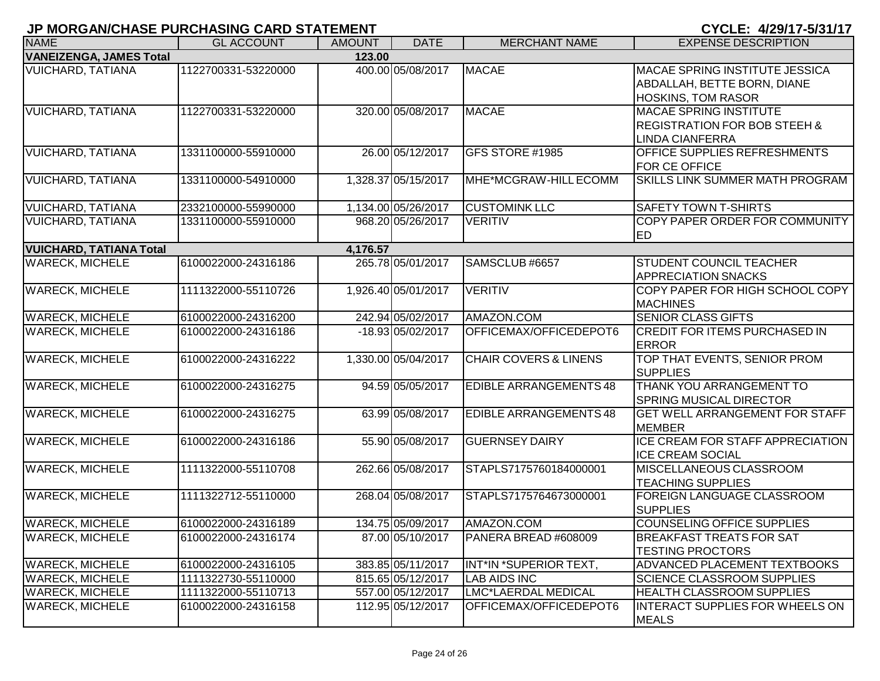# JP MORGAN/CHASE PURCHASING CARD STATEMENT

**CYCLE: 4/29/17-5/31/17**

| NAME | GL ACCOUNT | AMOUNT | DATE | MERCHANT NAME | EXPENSE DESCRIPTION |
|---|---|---|---|---|---|
| **VANEIZENGA, JAMES Total** | | **123.00** | | | |
| VUICHARD, TATIANA | 1122700331-53220000 | 400.00 | 05/08/2017 | MACAE | MACAE SPRING INSTITUTE JESSICA ABDALLAH, BETTE BORN, DIANE HOSKINS, TOM RASOR |
| VUICHARD, TATIANA | 1122700331-53220000 | 320.00 | 05/08/2017 | MACAE | MACAE SPRING INSTITUTE REGISTRATION FOR BOB STEEH & LINDA CIANFERRA |
| VUICHARD, TATIANA | 1331100000-55910000 | 26.00 | 05/12/2017 | GFS STORE #1985 | OFFICE SUPPLIES REFRESHMENTS FOR CE OFFICE |
| VUICHARD, TATIANA | 1331100000-54910000 | 1,328.37 | 05/15/2017 | MHE*MCGRAW-HILL ECOMM | SKILLS LINK SUMMER MATH PROGRAM |
| VUICHARD, TATIANA | 2332100000-55990000 | 1,134.00 | 05/26/2017 | CUSTOMINK LLC | SAFETY TOWN T-SHIRTS |
| VUICHARD, TATIANA | 1331100000-55910000 | 968.20 | 05/26/2017 | VERITIV | COPY PAPER ORDER FOR COMMUNITY ED |
| **VUICHARD, TATIANA Total** | | **4,176.57** | | | |
| WARECK, MICHELE | 6100022000-24316186 | 265.78 | 05/01/2017 | SAMSCLUB #6657 | STUDENT COUNCIL TEACHER APPRECIATION SNACKS |
| WARECK, MICHELE | 1111322000-55110726 | 1,926.40 | 05/01/2017 | VERITIV | COPY PAPER FOR HIGH SCHOOL COPY MACHINES |
| WARECK, MICHELE | 6100022000-24316200 | 242.94 | 05/02/2017 | AMAZON.COM | SENIOR CLASS GIFTS |
| WARECK, MICHELE | 6100022000-24316186 | -18.93 | 05/02/2017 | OFFICEMAX/OFFICEDEPOT6 | CREDIT FOR ITEMS PURCHASED IN ERROR |
| WARECK, MICHELE | 6100022000-24316222 | 1,330.00 | 05/04/2017 | CHAIR COVERS & LINENS | TOP THAT EVENTS, SENIOR PROM SUPPLIES |
| WARECK, MICHELE | 6100022000-24316275 | 94.59 | 05/05/2017 | EDIBLE ARRANGEMENTS 48 | THANK YOU ARRANGEMENT TO SPRING MUSICAL DIRECTOR |
| WARECK, MICHELE | 6100022000-24316275 | 63.99 | 05/08/2017 | EDIBLE ARRANGEMENTS 48 | GET WELL ARRANGEMENT FOR STAFF MEMBER |
| WARECK, MICHELE | 6100022000-24316186 | 55.90 | 05/08/2017 | GUERNSEY DAIRY | ICE CREAM FOR STAFF APPRECIATION ICE CREAM SOCIAL |
| WARECK, MICHELE | 1111322000-55110708 | 262.66 | 05/08/2017 | STAPLS7175760184000001 | MISCELLANEOUS CLASSROOM TEACHING SUPPLIES |
| WARECK, MICHELE | 1111322712-55110000 | 268.04 | 05/08/2017 | STAPLS7175764673000001 | FOREIGN LANGUAGE CLASSROOM SUPPLIES |
| WARECK, MICHELE | 6100022000-24316189 | 134.75 | 05/09/2017 | AMAZON.COM | COUNSELING OFFICE SUPPLIES |
| WARECK, MICHELE | 6100022000-24316174 | 87.00 | 05/10/2017 | PANERA BREAD #608009 | BREAKFAST TREATS FOR SAT TESTING PROCTORS |
| WARECK, MICHELE | 6100022000-24316105 | 383.85 | 05/11/2017 | INT*IN *SUPERIOR TEXT, | ADVANCED PLACEMENT TEXTBOOKS |
| WARECK, MICHELE | 1111322730-55110000 | 815.65 | 05/12/2017 | LAB AIDS INC | SCIENCE CLASSROOM SUPPLIES |
| WARECK, MICHELE | 1111322000-55110713 | 557.00 | 05/12/2017 | LMC*LAERDAL MEDICAL | HEALTH CLASSROOM SUPPLIES |
| WARECK, MICHELE | 6100022000-24316158 | 112.95 | 05/12/2017 | OFFICEMAX/OFFICEDEPOT6 | INTERACT SUPPLIES FOR WHEELS ON MEALS |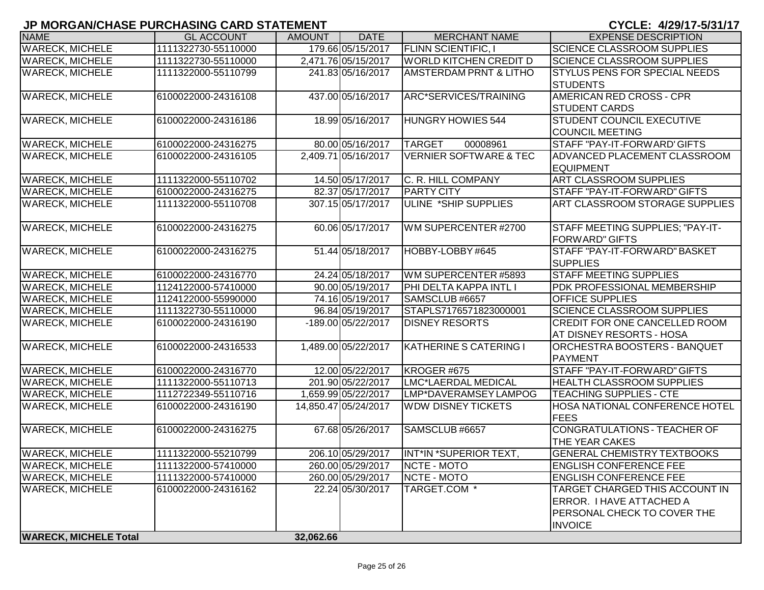## JP MORGAN/CHASE PURCHASING CARD STATEMENT

**CYCLE: 4/29/17-5/31/17**

| NAME | GL ACCOUNT | AMOUNT | DATE | MERCHANT NAME | EXPENSE DESCRIPTION |
|---|---|---|---|---|---|
| WARECK, MICHELE | 1111322730-55110000 | 179.66 | 05/15/2017 | FLINN SCIENTIFIC, I | SCIENCE CLASSROOM SUPPLIES |
| WARECK, MICHELE | 1111322730-55110000 | 2,471.76 | 05/15/2017 | WORLD KITCHEN CREDIT D | SCIENCE CLASSROOM SUPPLIES |
| WARECK, MICHELE | 1111322000-55110799 | 241.83 | 05/16/2017 | AMSTERDAM PRNT & LITHO | STYLUS PENS FOR SPECIAL NEEDS STUDENTS |
| WARECK, MICHELE | 6100022000-24316108 | 437.00 | 05/16/2017 | ARC*SERVICES/TRAINING | AMERICAN RED CROSS - CPR STUDENT CARDS |
| WARECK, MICHELE | 6100022000-24316186 | 18.99 | 05/16/2017 | HUNGRY HOWIES 544 | STUDENT COUNCIL EXECUTIVE COUNCIL MEETING |
| WARECK, MICHELE | 6100022000-24316275 | 80.00 | 05/16/2017 | TARGET 00008961 | STAFF "PAY-IT-FORWARD' GIFTS |
| WARECK, MICHELE | 6100022000-24316105 | 2,409.71 | 05/16/2017 | VERNIER SOFTWARE & TEC | ADVANCED PLACEMENT CLASSROOM EQUIPMENT |
| WARECK, MICHELE | 1111322000-55110702 | 14.50 | 05/17/2017 | C. R. HILL COMPANY | ART CLASSROOM SUPPLIES |
| WARECK, MICHELE | 6100022000-24316275 | 82.37 | 05/17/2017 | PARTY CITY | STAFF "PAY-IT-FORWARD" GIFTS |
| WARECK, MICHELE | 1111322000-55110708 | 307.15 | 05/17/2017 | ULINE *SHIP SUPPLIES | ART CLASSROOM STORAGE SUPPLIES |
| WARECK, MICHELE | 6100022000-24316275 | 60.06 | 05/17/2017 | WM SUPERCENTER #2700 | STAFF MEETING SUPPLIES; "PAY-IT-FORWARD" GIFTS |
| WARECK, MICHELE | 6100022000-24316275 | 51.44 | 05/18/2017 | HOBBY-LOBBY #645 | STAFF "PAY-IT-FORWARD" BASKET SUPPLIES |
| WARECK, MICHELE | 6100022000-24316770 | 24.24 | 05/18/2017 | WM SUPERCENTER #5893 | STAFF MEETING SUPPLIES |
| WARECK, MICHELE | 1124122000-57410000 | 90.00 | 05/19/2017 | PHI DELTA KAPPA INTL I | PDK PROFESSIONAL MEMBERSHIP |
| WARECK, MICHELE | 1124122000-55990000 | 74.16 | 05/19/2017 | SAMSCLUB #6657 | OFFICE SUPPLIES |
| WARECK, MICHELE | 1111322730-55110000 | 96.84 | 05/19/2017 | STAPLS7176571823000001 | SCIENCE CLASSROOM SUPPLIES |
| WARECK, MICHELE | 6100022000-24316190 | -189.00 | 05/22/2017 | DISNEY RESORTS | CREDIT FOR ONE CANCELLED ROOM AT DISNEY RESORTS - HOSA |
| WARECK, MICHELE | 6100022000-24316533 | 1,489.00 | 05/22/2017 | KATHERINE S CATERING I | ORCHESTRA BOOSTERS - BANQUET PAYMENT |
| WARECK, MICHELE | 6100022000-24316770 | 12.00 | 05/22/2017 | KROGER #675 | STAFF "PAY-IT-FORWARD" GIFTS |
| WARECK, MICHELE | 1111322000-55110713 | 201.90 | 05/22/2017 | LMC*LAERDAL MEDICAL | HEALTH CLASSROOM SUPPLIES |
| WARECK, MICHELE | 1112722349-55110716 | 1,659.99 | 05/22/2017 | LMP*DAVERAMSEY LAMPOG | TEACHING SUPPLIES - CTE |
| WARECK, MICHELE | 6100022000-24316190 | 14,850.47 | 05/24/2017 | WDW DISNEY TICKETS | HOSA NATIONAL CONFERENCE HOTEL FEES |
| WARECK, MICHELE | 6100022000-24316275 | 67.68 | 05/26/2017 | SAMSCLUB #6657 | CONGRATULATIONS - TEACHER OF THE YEAR CAKES |
| WARECK, MICHELE | 1111322000-55210799 | 206.10 | 05/29/2017 | INT*IN *SUPERIOR TEXT, | GENERAL CHEMISTRY TEXTBOOKS |
| WARECK, MICHELE | 1111322000-57410000 | 260.00 | 05/29/2017 | NCTE - MOTO | ENGLISH CONFERENCE FEE |
| WARECK, MICHELE | 1111322000-57410000 | 260.00 | 05/29/2017 | NCTE - MOTO | ENGLISH CONFERENCE FEE |
| WARECK, MICHELE | 6100022000-24316162 | 22.24 | 05/30/2017 | TARGET.COM * | TARGET CHARGED THIS ACCOUNT IN ERROR. I HAVE ATTACHED A PERSONAL CHECK TO COVER THE INVOICE |
| **WARECK, MICHELE Total** | | **32,062.66** | | | |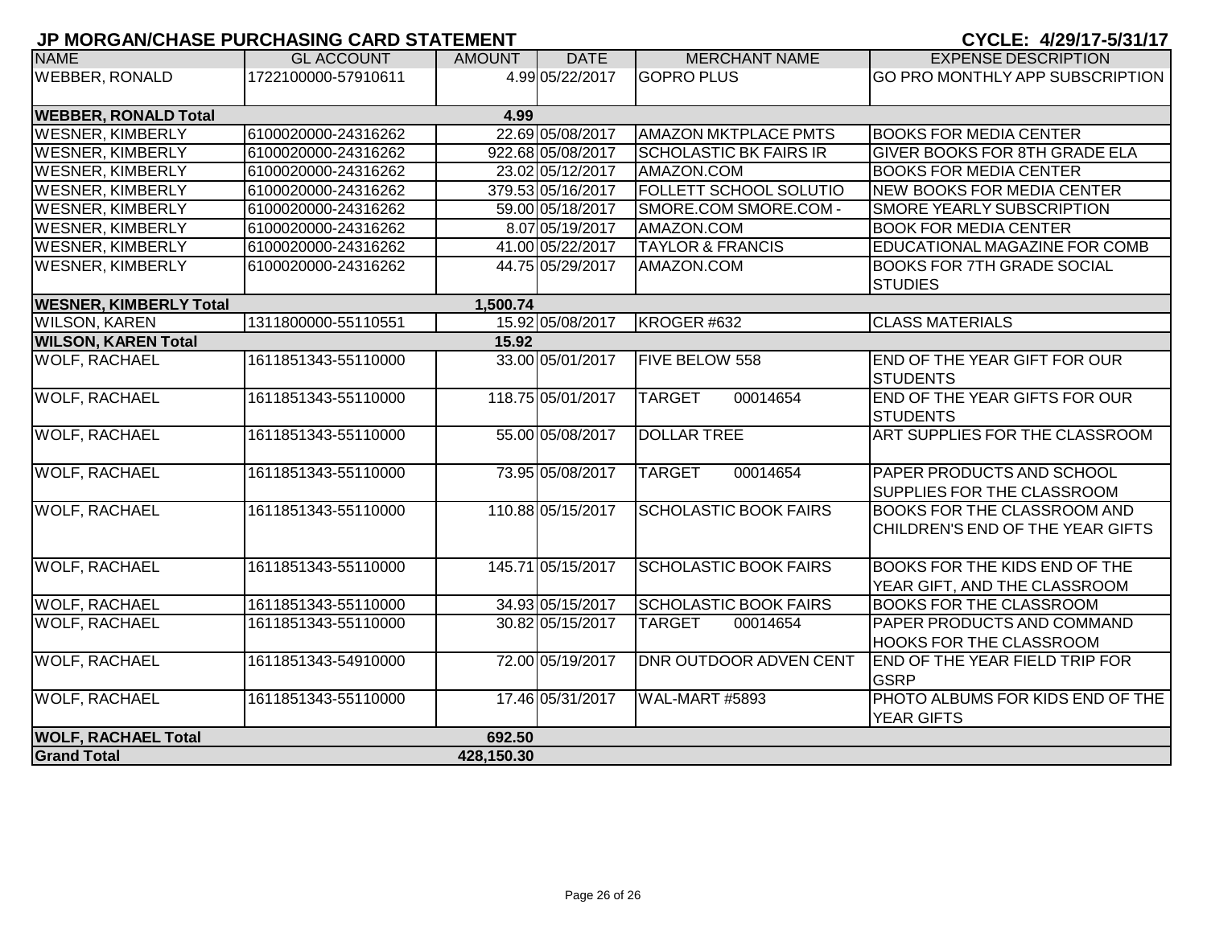# JP MORGAN/CHASE PURCHASING CARD STATEMENT

**CYCLE: 4/29/17-5/31/17**

| NAME | GL ACCOUNT | AMOUNT | DATE | MERCHANT NAME | EXPENSE DESCRIPTION |
|---|---|---|---|---|---|
| WEBBER, RONALD | 1722100000-57910611 | 4.99 | 05/22/2017 | GOPRO PLUS | GO PRO MONTHLY APP SUBSCRIPTION |
| **WEBBER, RONALD Total** | | **4.99** | | | |
| WESNER, KIMBERLY | 6100020000-24316262 | 22.69 | 05/08/2017 | AMAZON MKTPLACE PMTS | BOOKS FOR MEDIA CENTER |
| WESNER, KIMBERLY | 6100020000-24316262 | 922.68 | 05/08/2017 | SCHOLASTIC BK FAIRS IR | GIVER BOOKS FOR 8TH GRADE ELA |
| WESNER, KIMBERLY | 6100020000-24316262 | 23.02 | 05/12/2017 | AMAZON.COM | BOOKS FOR MEDIA CENTER |
| WESNER, KIMBERLY | 6100020000-24316262 | 379.53 | 05/16/2017 | FOLLETT SCHOOL SOLUTIO | NEW BOOKS FOR MEDIA CENTER |
| WESNER, KIMBERLY | 6100020000-24316262 | 59.00 | 05/18/2017 | SMORE.COM SMORE.COM - | SMORE YEARLY SUBSCRIPTION |
| WESNER, KIMBERLY | 6100020000-24316262 | 8.07 | 05/19/2017 | AMAZON.COM | BOOK FOR MEDIA CENTER |
| WESNER, KIMBERLY | 6100020000-24316262 | 41.00 | 05/22/2017 | TAYLOR & FRANCIS | EDUCATIONAL MAGAZINE FOR COMB |
| WESNER, KIMBERLY | 6100020000-24316262 | 44.75 | 05/29/2017 | AMAZON.COM | BOOKS FOR 7TH GRADE SOCIAL STUDIES |
| **WESNER, KIMBERLY Total** | | **1,500.74** | | | |
| WILSON, KAREN | 1311800000-55110551 | 15.92 | 05/08/2017 | KROGER #632 | CLASS MATERIALS |
| **WILSON, KAREN Total** | | **15.92** | | | |
| WOLF, RACHAEL | 1611851343-55110000 | 33.00 | 05/01/2017 | FIVE BELOW 558 | END OF THE YEAR GIFT FOR OUR STUDENTS |
| WOLF, RACHAEL | 1611851343-55110000 | 118.75 | 05/01/2017 | TARGET 00014654 | END OF THE YEAR GIFTS FOR OUR STUDENTS |
| WOLF, RACHAEL | 1611851343-55110000 | 55.00 | 05/08/2017 | DOLLAR TREE | ART SUPPLIES FOR THE CLASSROOM |
| WOLF, RACHAEL | 1611851343-55110000 | 73.95 | 05/08/2017 | TARGET 00014654 | PAPER PRODUCTS AND SCHOOL SUPPLIES FOR THE CLASSROOM |
| WOLF, RACHAEL | 1611851343-55110000 | 110.88 | 05/15/2017 | SCHOLASTIC BOOK FAIRS | BOOKS FOR THE CLASSROOM AND CHILDREN'S END OF THE YEAR GIFTS |
| WOLF, RACHAEL | 1611851343-55110000 | 145.71 | 05/15/2017 | SCHOLASTIC BOOK FAIRS | BOOKS FOR THE KIDS END OF THE YEAR GIFT, AND THE CLASSROOM |
| WOLF, RACHAEL | 1611851343-55110000 | 34.93 | 05/15/2017 | SCHOLASTIC BOOK FAIRS | BOOKS FOR THE CLASSROOM |
| WOLF, RACHAEL | 1611851343-55110000 | 30.82 | 05/15/2017 | TARGET 00014654 | PAPER PRODUCTS AND COMMAND HOOKS FOR THE CLASSROOM |
| WOLF, RACHAEL | 1611851343-54910000 | 72.00 | 05/19/2017 | DNR OUTDOOR ADVEN CENT | END OF THE YEAR FIELD TRIP FOR GSRP |
| WOLF, RACHAEL | 1611851343-55110000 | 17.46 | 05/31/2017 | WAL-MART #5893 | PHOTO ALBUMS FOR KIDS END OF THE YEAR GIFTS |
| **WOLF, RACHAEL Total** | | **692.50** | | | |
| **Grand Total** | | **428,150.30** | | | |